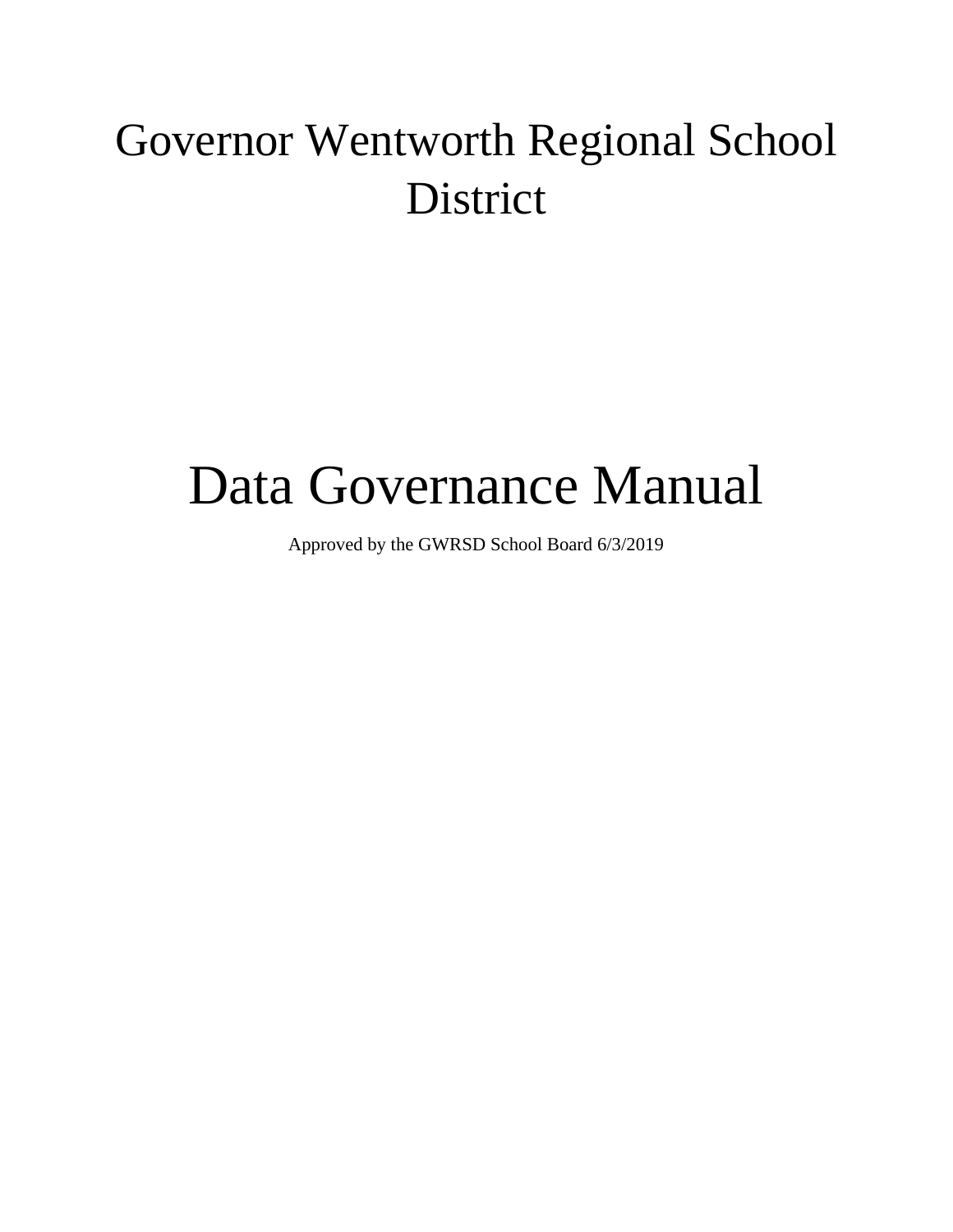# Governor Wentworth Regional School District

# Data Governance Manual

Approved by the GWRSD School Board 6/3/2019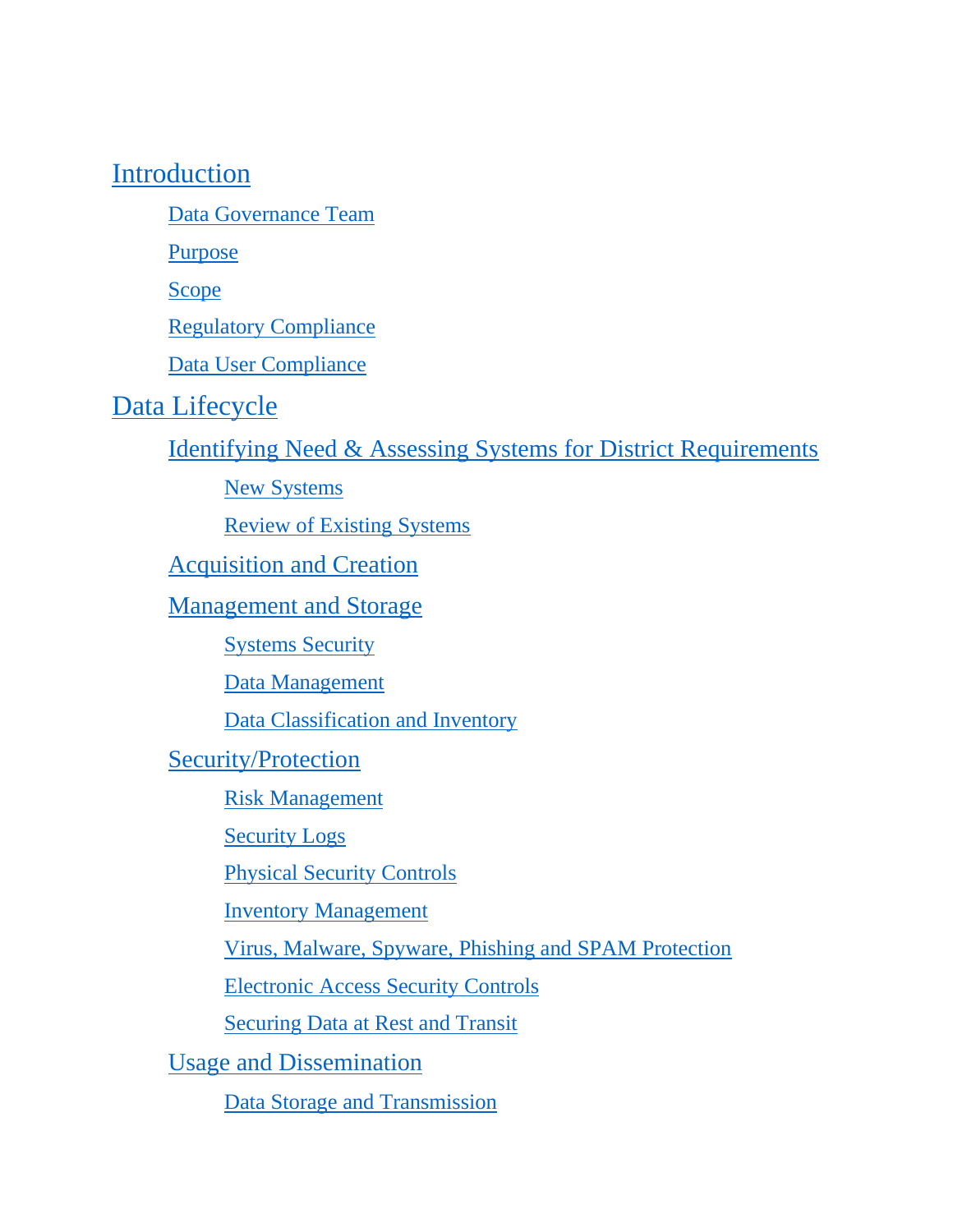- Introduction
    - Data Governance Team
    - Purpose
    - Scope
    - Regulatory Compliance
    - Data User Compliance
- Data Lifecycle
    - Identifying Need & Assessing Systems for District Requirements
        - New Systems
        - Review of Existing Systems
    - Acquisition and Creation
    - Management and Storage
        - Systems Security
        - Data Management
        - Data Classification and Inventory
    - Security/Protection
        - Risk Management
        - Security Logs
        - Physical Security Controls
        - Inventory Management
        - Virus, Malware, Spyware, Phishing and SPAM Protection
        - Electronic Access Security Controls
        - Securing Data at Rest and Transit
    - Usage and Dissemination
        - Data Storage and Transmission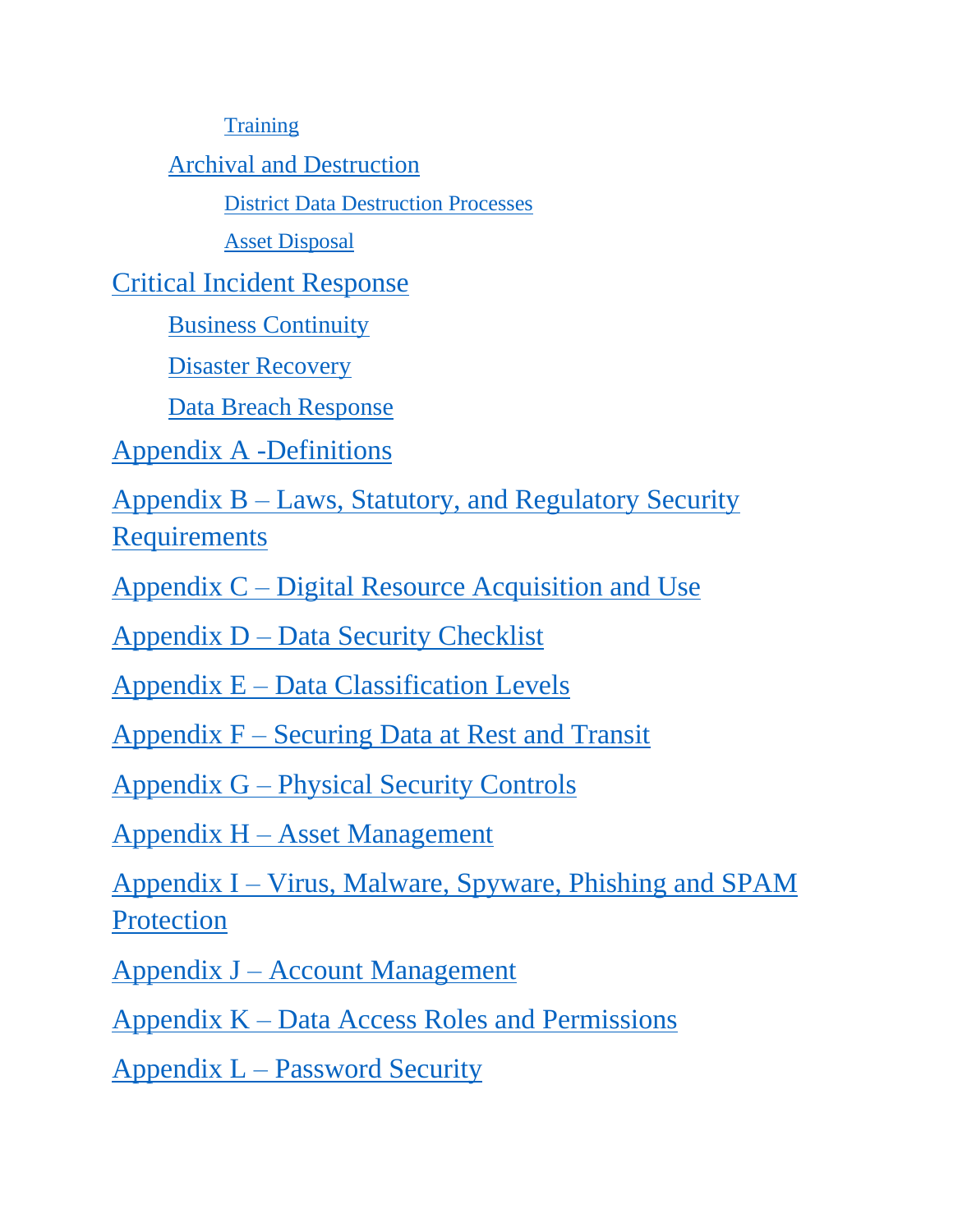- Training
- Archival and Destruction
    - District Data Destruction Processes
    - Asset Disposal
- Critical Incident Response
    - Business Continuity
    - Disaster Recovery
    - Data Breach Response
- Appendix A -Definitions
- Appendix B – Laws, Statutory, and Regulatory Security Requirements
- Appendix C – Digital Resource Acquisition and Use
- Appendix D – Data Security Checklist
- Appendix E – Data Classification Levels
- Appendix F – Securing Data at Rest and Transit
- Appendix G – Physical Security Controls
- Appendix H – Asset Management
- Appendix I – Virus, Malware, Spyware, Phishing and SPAM Protection
- Appendix J – Account Management
- Appendix K – Data Access Roles and Permissions
- Appendix L – Password Security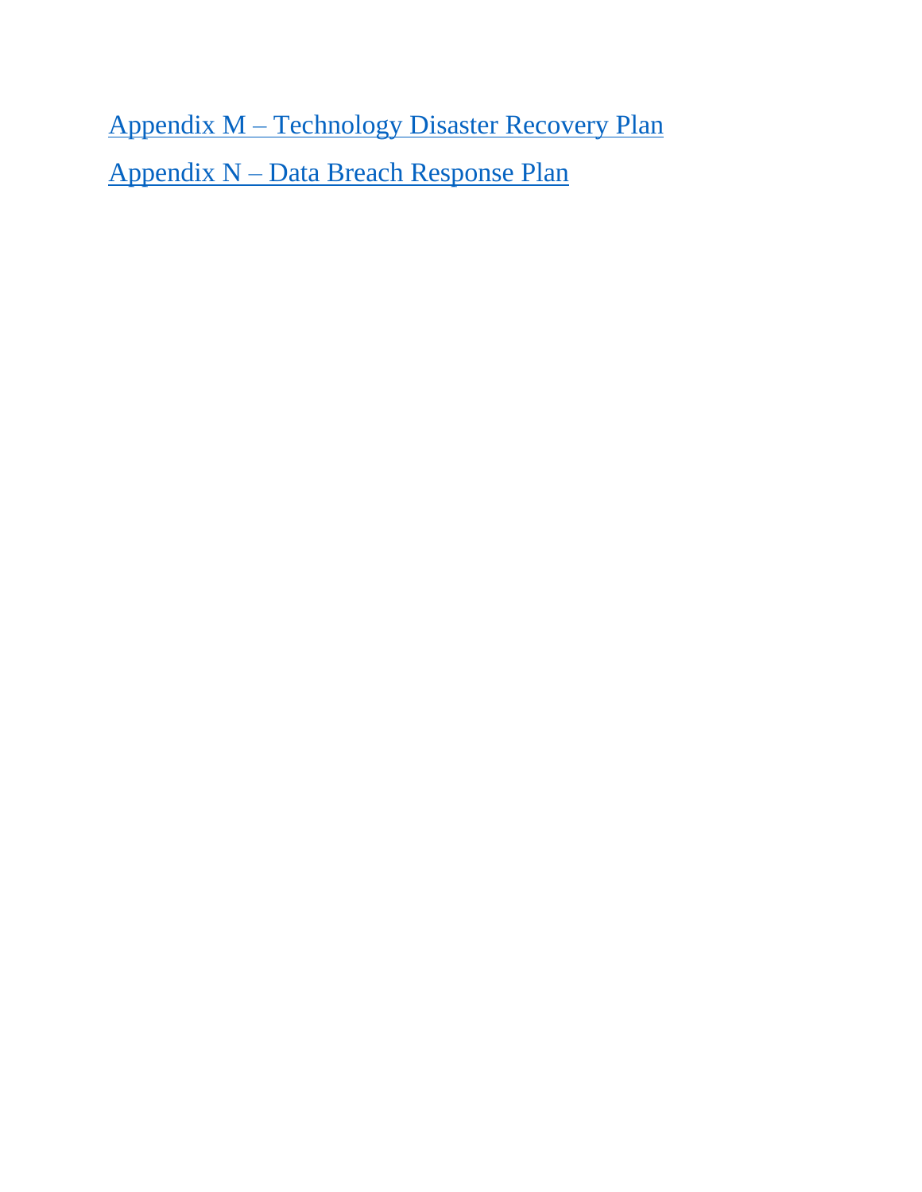Appendix M – Technology Disaster Recovery Plan

Appendix N – Data Breach Response Plan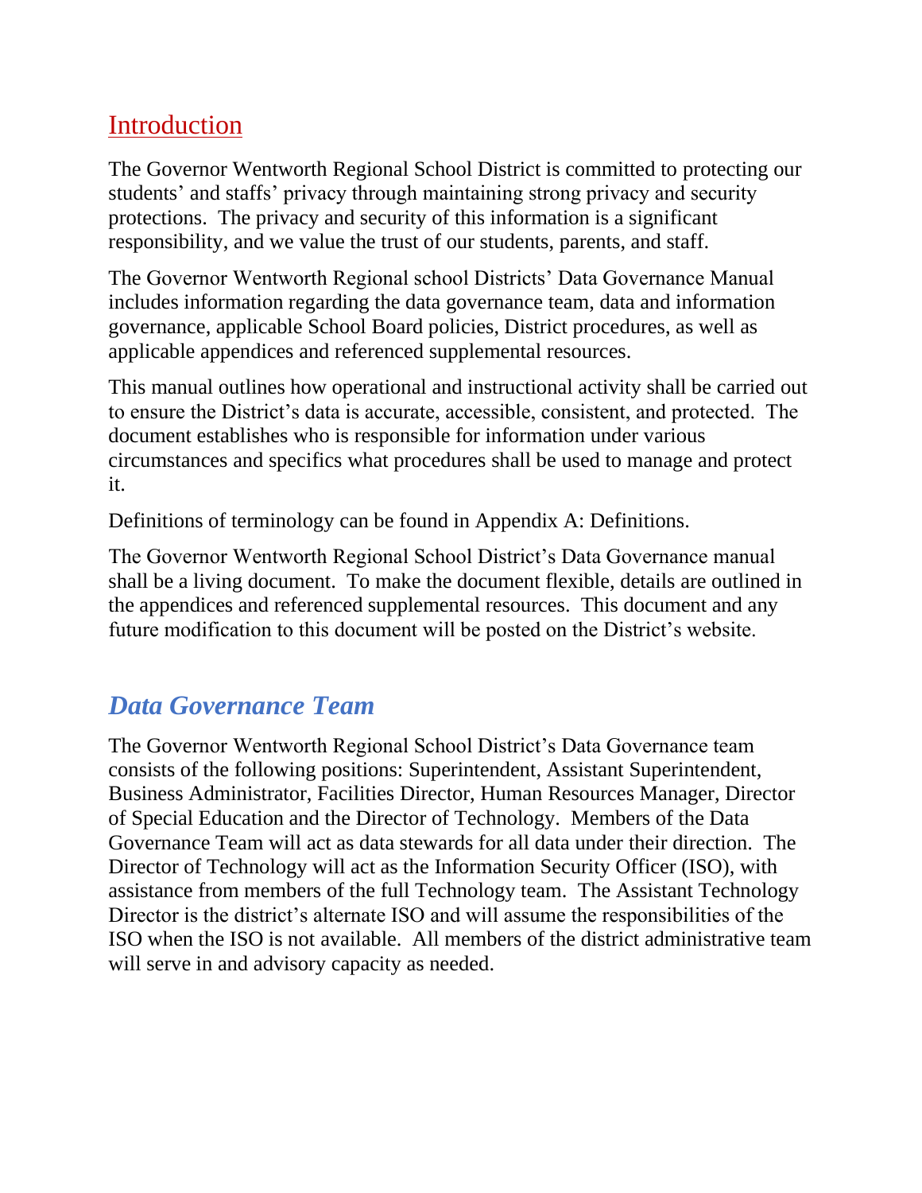# Introduction

The Governor Wentworth Regional School District is committed to protecting our students' and staffs' privacy through maintaining strong privacy and security protections. The privacy and security of this information is a significant responsibility, and we value the trust of our students, parents, and staff.

The Governor Wentworth Regional school Districts' Data Governance Manual includes information regarding the data governance team, data and information governance, applicable School Board policies, District procedures, as well as applicable appendices and referenced supplemental resources.

This manual outlines how operational and instructional activity shall be carried out to ensure the District's data is accurate, accessible, consistent, and protected. The document establishes who is responsible for information under various circumstances and specifics what procedures shall be used to manage and protect it.

Definitions of terminology can be found in Appendix A: Definitions.

The Governor Wentworth Regional School District's Data Governance manual shall be a living document. To make the document flexible, details are outlined in the appendices and referenced supplemental resources. This document and any future modification to this document will be posted on the District's website.

## *Data Governance Team*

The Governor Wentworth Regional School District's Data Governance team consists of the following positions: Superintendent, Assistant Superintendent, Business Administrator, Facilities Director, Human Resources Manager, Director of Special Education and the Director of Technology. Members of the Data Governance Team will act as data stewards for all data under their direction. The Director of Technology will act as the Information Security Officer (ISO), with assistance from members of the full Technology team. The Assistant Technology Director is the district's alternate ISO and will assume the responsibilities of the ISO when the ISO is not available. All members of the district administrative team will serve in and advisory capacity as needed.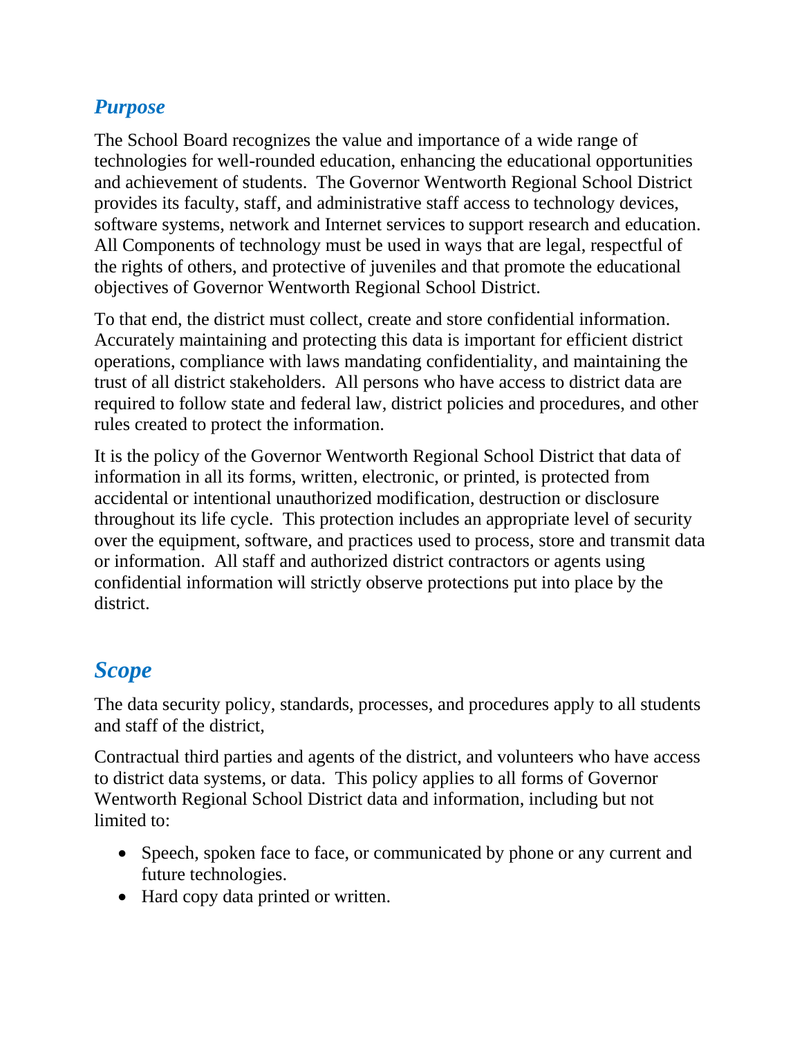## *Purpose*

The School Board recognizes the value and importance of a wide range of technologies for well-rounded education, enhancing the educational opportunities and achievement of students. The Governor Wentworth Regional School District provides its faculty, staff, and administrative staff access to technology devices, software systems, network and Internet services to support research and education. All Components of technology must be used in ways that are legal, respectful of the rights of others, and protective of juveniles and that promote the educational objectives of Governor Wentworth Regional School District.

To that end, the district must collect, create and store confidential information. Accurately maintaining and protecting this data is important for efficient district operations, compliance with laws mandating confidentiality, and maintaining the trust of all district stakeholders. All persons who have access to district data are required to follow state and federal law, district policies and procedures, and other rules created to protect the information.

It is the policy of the Governor Wentworth Regional School District that data of information in all its forms, written, electronic, or printed, is protected from accidental or intentional unauthorized modification, destruction or disclosure throughout its life cycle. This protection includes an appropriate level of security over the equipment, software, and practices used to process, store and transmit data or information. All staff and authorized district contractors or agents using confidential information will strictly observe protections put into place by the district.

## *Scope*

The data security policy, standards, processes, and procedures apply to all students and staff of the district,

Contractual third parties and agents of the district, and volunteers who have access to district data systems, or data. This policy applies to all forms of Governor Wentworth Regional School District data and information, including but not limited to:

- Speech, spoken face to face, or communicated by phone or any current and future technologies.
- Hard copy data printed or written.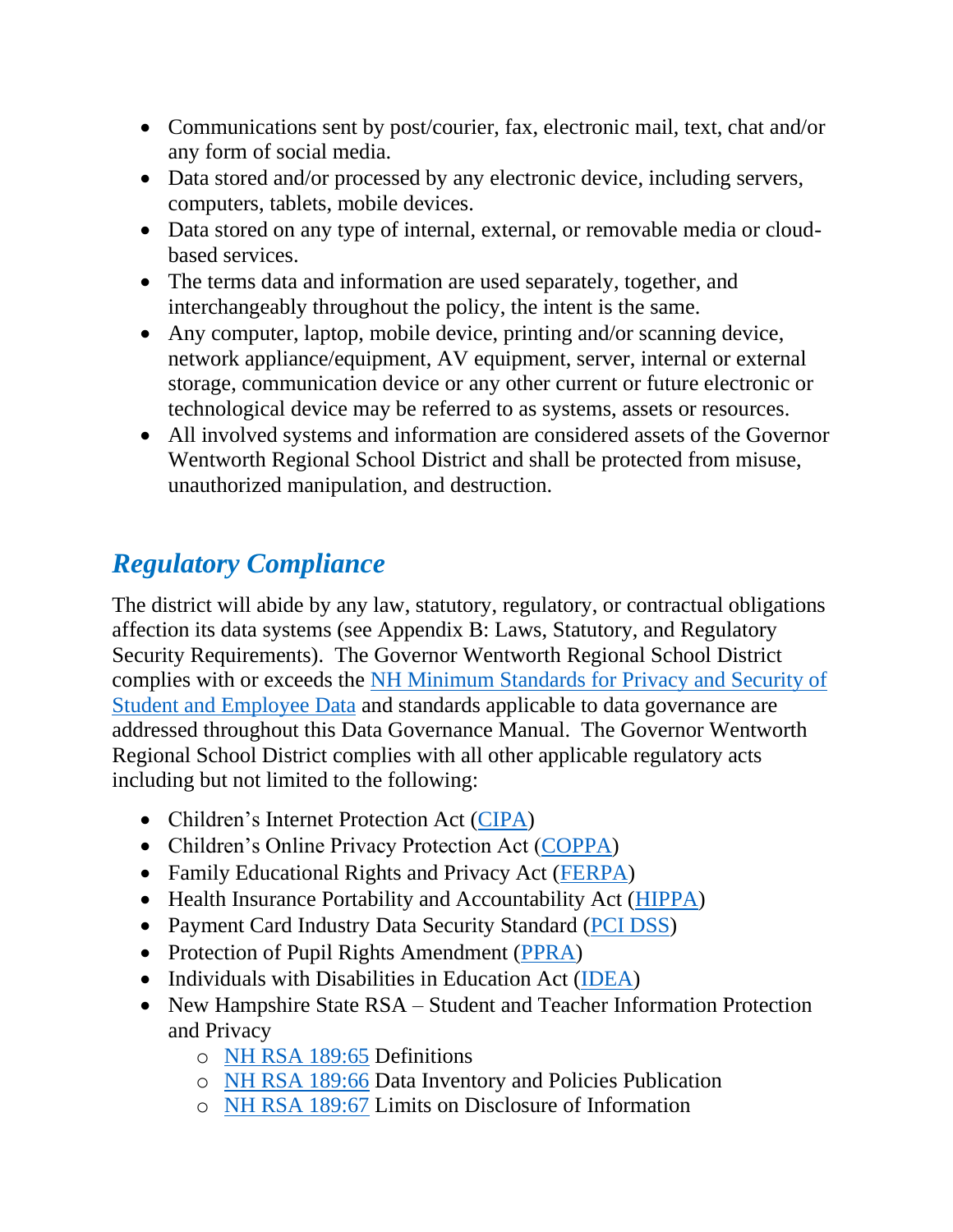- Communications sent by post/courier, fax, electronic mail, text, chat and/or any form of social media.
- Data stored and/or processed by any electronic device, including servers, computers, tablets, mobile devices.
- Data stored on any type of internal, external, or removable media or cloud-based services.
- The terms data and information are used separately, together, and interchangeably throughout the policy, the intent is the same.
- Any computer, laptop, mobile device, printing and/or scanning device, network appliance/equipment, AV equipment, server, internal or external storage, communication device or any other current or future electronic or technological device may be referred to as systems, assets or resources.
- All involved systems and information are considered assets of the Governor Wentworth Regional School District and shall be protected from misuse, unauthorized manipulation, and destruction.

## *Regulatory Compliance*

The district will abide by any law, statutory, regulatory, or contractual obligations affection its data systems (see Appendix B: Laws, Statutory, and Regulatory Security Requirements). The Governor Wentworth Regional School District complies with or exceeds the NH Minimum Standards for Privacy and Security of Student and Employee Data and standards applicable to data governance are addressed throughout this Data Governance Manual. The Governor Wentworth Regional School District complies with all other applicable regulatory acts including but not limited to the following:

- Children's Internet Protection Act (CIPA)
- Children's Online Privacy Protection Act (COPPA)
- Family Educational Rights and Privacy Act (FERPA)
- Health Insurance Portability and Accountability Act (HIPPA)
- Payment Card Industry Data Security Standard (PCI DSS)
- Protection of Pupil Rights Amendment (PPRA)
- Individuals with Disabilities in Education Act (IDEA)
- New Hampshire State RSA – Student and Teacher Information Protection and Privacy
  - NH RSA 189:65 Definitions
  - NH RSA 189:66 Data Inventory and Policies Publication
  - NH RSA 189:67 Limits on Disclosure of Information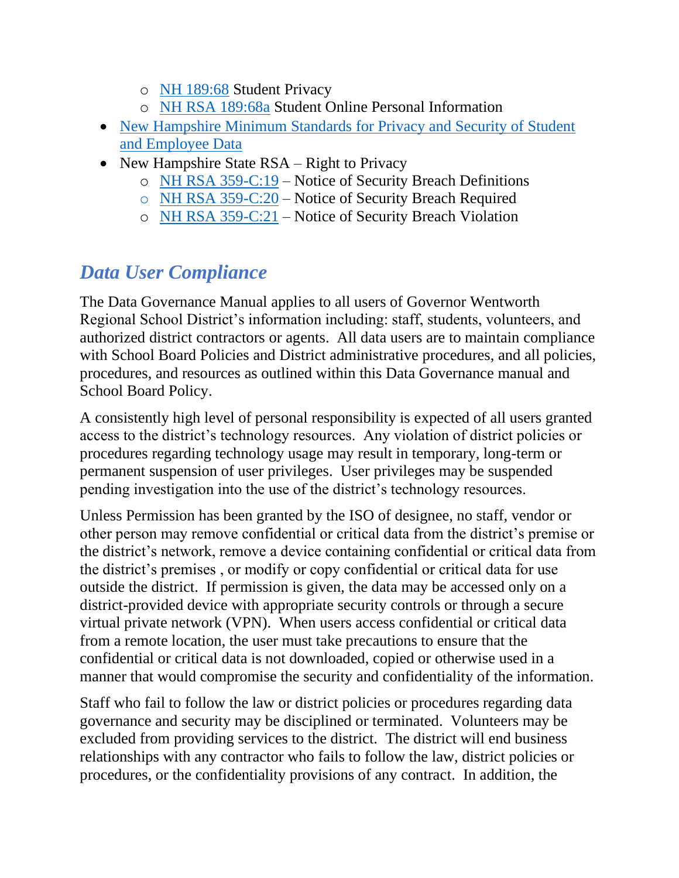- NH 189:68 Student Privacy
    - NH RSA 189:68a Student Online Personal Information
- New Hampshire Minimum Standards for Privacy and Security of Student and Employee Data
- New Hampshire State RSA – Right to Privacy
    - NH RSA 359-C:19 – Notice of Security Breach Definitions
    - NH RSA 359-C:20 – Notice of Security Breach Required
    - NH RSA 359-C:21 – Notice of Security Breach Violation

## *Data User Compliance*

The Data Governance Manual applies to all users of Governor Wentworth Regional School District's information including: staff, students, volunteers, and authorized district contractors or agents. All data users are to maintain compliance with School Board Policies and District administrative procedures, and all policies, procedures, and resources as outlined within this Data Governance manual and School Board Policy.

A consistently high level of personal responsibility is expected of all users granted access to the district's technology resources. Any violation of district policies or procedures regarding technology usage may result in temporary, long-term or permanent suspension of user privileges. User privileges may be suspended pending investigation into the use of the district's technology resources.

Unless Permission has been granted by the ISO of designee, no staff, vendor or other person may remove confidential or critical data from the district's premise or the district's network, remove a device containing confidential or critical data from the district's premises , or modify or copy confidential or critical data for use outside the district. If permission is given, the data may be accessed only on a district-provided device with appropriate security controls or through a secure virtual private network (VPN). When users access confidential or critical data from a remote location, the user must take precautions to ensure that the confidential or critical data is not downloaded, copied or otherwise used in a manner that would compromise the security and confidentiality of the information.

Staff who fail to follow the law or district policies or procedures regarding data governance and security may be disciplined or terminated. Volunteers may be excluded from providing services to the district. The district will end business relationships with any contractor who fails to follow the law, district policies or procedures, or the confidentiality provisions of any contract. In addition, the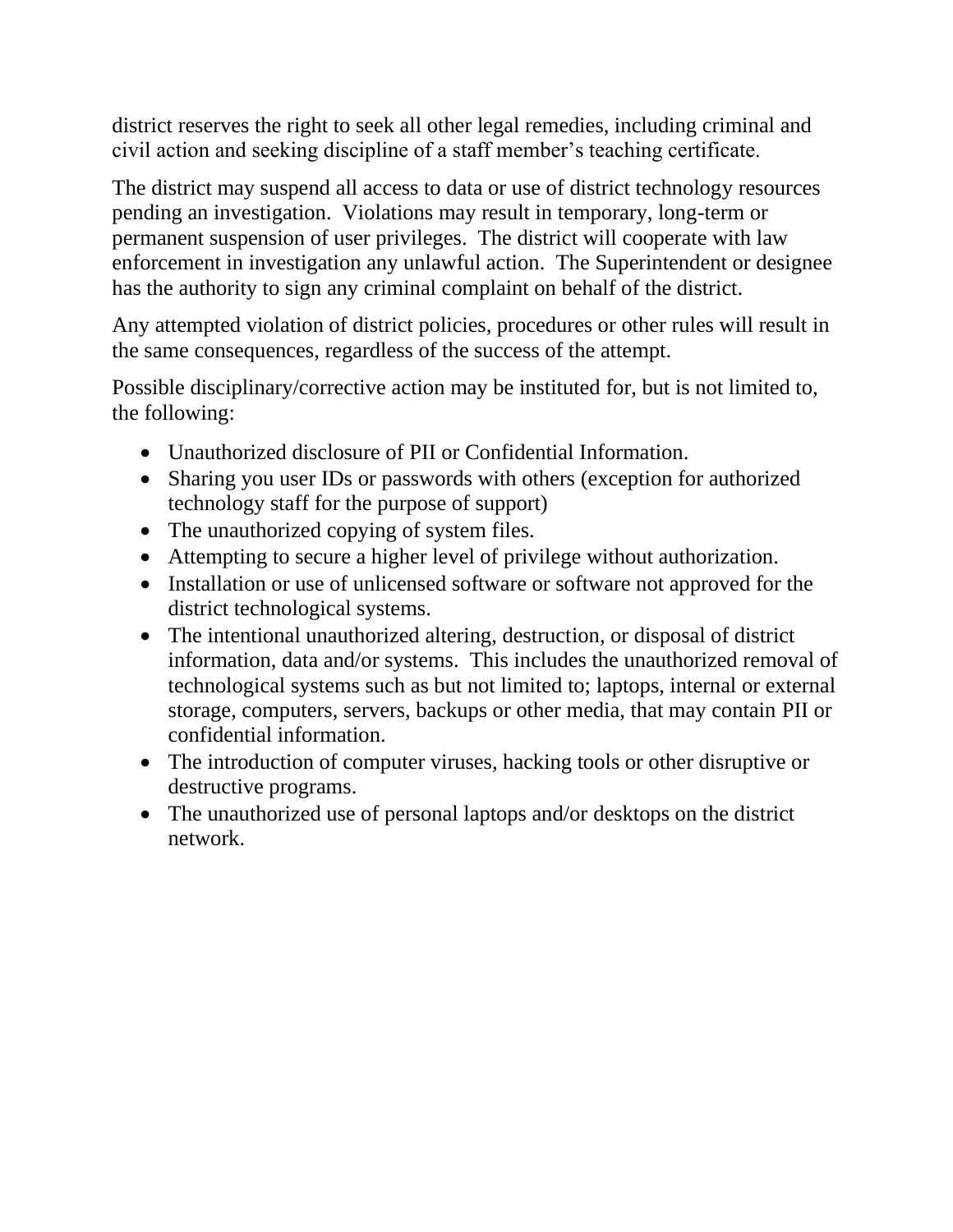district reserves the right to seek all other legal remedies, including criminal and civil action and seeking discipline of a staff member's teaching certificate.

The district may suspend all access to data or use of district technology resources pending an investigation.  Violations may result in temporary, long-term or permanent suspension of user privileges.  The district will cooperate with law enforcement in investigation any unlawful action.  The Superintendent or designee has the authority to sign any criminal complaint on behalf of the district.

Any attempted violation of district policies, procedures or other rules will result in the same consequences, regardless of the success of the attempt.

Possible disciplinary/corrective action may be instituted for, but is not limited to, the following:

- Unauthorized disclosure of PII or Confidential Information.
- Sharing you user IDs or passwords with others (exception for authorized technology staff for the purpose of support)
- The unauthorized copying of system files.
- Attempting to secure a higher level of privilege without authorization.
- Installation or use of unlicensed software or software not approved for the district technological systems.
- The intentional unauthorized altering, destruction, or disposal of district information, data and/or systems.  This includes the unauthorized removal of technological systems such as but not limited to; laptops, internal or external storage, computers, servers, backups or other media, that may contain PII or confidential information.
- The introduction of computer viruses, hacking tools or other disruptive or destructive programs.
- The unauthorized use of personal laptops and/or desktops on the district network.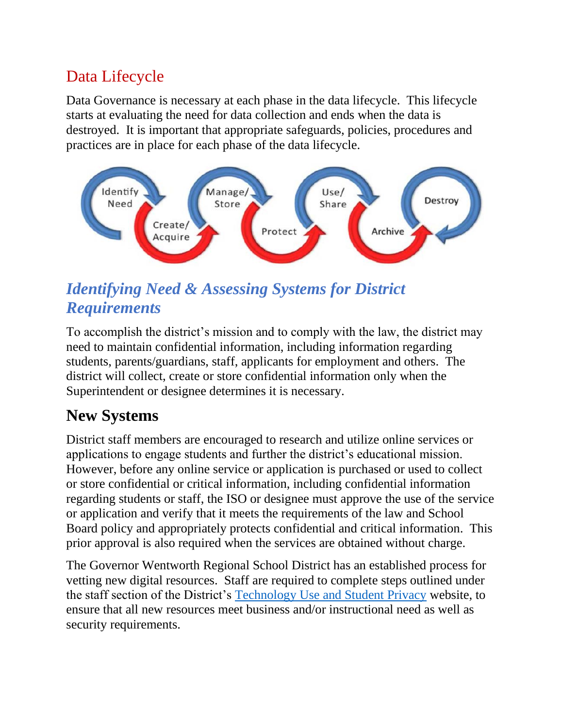## Data Lifecycle

Data Governance is necessary at each phase in the data lifecycle. This lifecycle starts at evaluating the need for data collection and ends when the data is destroyed. It is important that appropriate safeguards, policies, procedures and practices are in place for each phase of the data lifecycle.

Identify Need
Create/ Acquire
Manage/ Store
Protect
Use/ Share
Archive
Destroy

## *Identifying Need & Assessing Systems for District Requirements*

To accomplish the district's mission and to comply with the law, the district may need to maintain confidential information, including information regarding students, parents/guardians, staff, applicants for employment and others. The district will collect, create or store confidential information only when the Superintendent or designee determines it is necessary.

## New Systems

District staff members are encouraged to research and utilize online services or applications to engage students and further the district's educational mission. However, before any online service or application is purchased or used to collect or store confidential or critical information, including confidential information regarding students or staff, the ISO or designee must approve the use of the service or application and verify that it meets the requirements of the law and School Board policy and appropriately protects confidential and critical information. This prior approval is also required when the services are obtained without charge.

The Governor Wentworth Regional School District has an established process for vetting new digital resources. Staff are required to complete steps outlined under the staff section of the District's Technology Use and Student Privacy website, to ensure that all new resources meet business and/or instructional need as well as security requirements.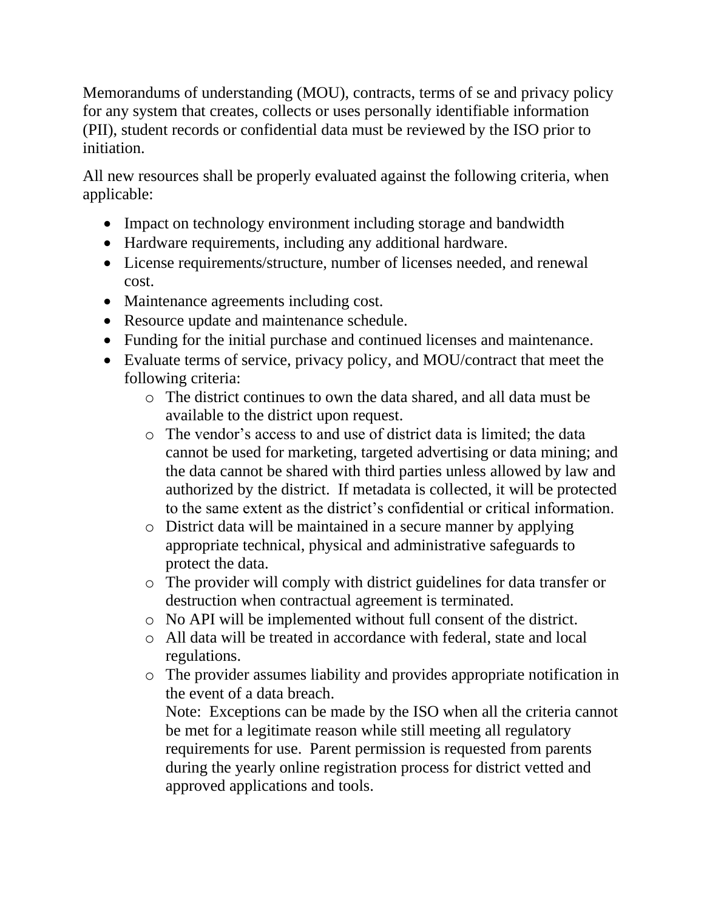Memorandums of understanding (MOU), contracts, terms of se and privacy policy for any system that creates, collects or uses personally identifiable information (PII), student records or confidential data must be reviewed by the ISO prior to initiation.

All new resources shall be properly evaluated against the following criteria, when applicable:

- Impact on technology environment including storage and bandwidth
- Hardware requirements, including any additional hardware.
- License requirements/structure, number of licenses needed, and renewal cost.
- Maintenance agreements including cost.
- Resource update and maintenance schedule.
- Funding for the initial purchase and continued licenses and maintenance.
- Evaluate terms of service, privacy policy, and MOU/contract that meet the following criteria:
    - The district continues to own the data shared, and all data must be available to the district upon request.
    - The vendor's access to and use of district data is limited; the data cannot be used for marketing, targeted advertising or data mining; and the data cannot be shared with third parties unless allowed by law and authorized by the district. If metadata is collected, it will be protected to the same extent as the district's confidential or critical information.
    - District data will be maintained in a secure manner by applying appropriate technical, physical and administrative safeguards to protect the data.
    - The provider will comply with district guidelines for data transfer or destruction when contractual agreement is terminated.
    - No API will be implemented without full consent of the district.
    - All data will be treated in accordance with federal, state and local regulations.
    - The provider assumes liability and provides appropriate notification in the event of a data breach.
      Note: Exceptions can be made by the ISO when all the criteria cannot be met for a legitimate reason while still meeting all regulatory requirements for use. Parent permission is requested from parents during the yearly online registration process for district vetted and approved applications and tools.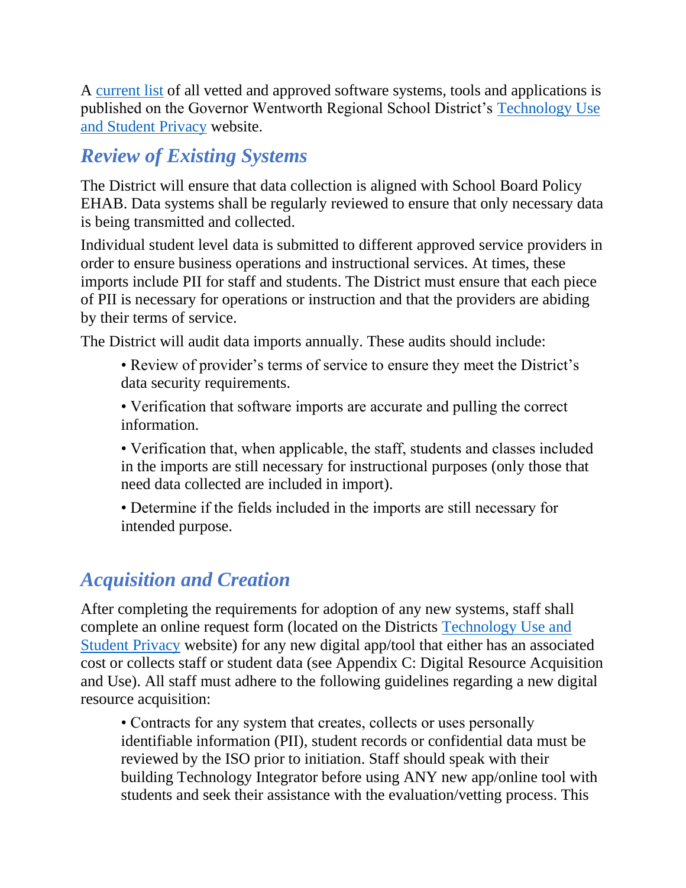A current list of all vetted and approved software systems, tools and applications is published on the Governor Wentworth Regional School District's Technology Use and Student Privacy website.

## *Review of Existing Systems*

The District will ensure that data collection is aligned with School Board Policy EHAB. Data systems shall be regularly reviewed to ensure that only necessary data is being transmitted and collected.

Individual student level data is submitted to different approved service providers in order to ensure business operations and instructional services. At times, these imports include PII for staff and students. The District must ensure that each piece of PII is necessary for operations or instruction and that the providers are abiding by their terms of service.

The District will audit data imports annually. These audits should include:

- Review of provider's terms of service to ensure they meet the District's data security requirements.
- Verification that software imports are accurate and pulling the correct information.
- Verification that, when applicable, the staff, students and classes included in the imports are still necessary for instructional purposes (only those that need data collected are included in import).
- Determine if the fields included in the imports are still necessary for intended purpose.

## *Acquisition and Creation*

After completing the requirements for adoption of any new systems, staff shall complete an online request form (located on the Districts Technology Use and Student Privacy website) for any new digital app/tool that either has an associated cost or collects staff or student data (see Appendix C: Digital Resource Acquisition and Use). All staff must adhere to the following guidelines regarding a new digital resource acquisition:

- Contracts for any system that creates, collects or uses personally identifiable information (PII), student records or confidential data must be reviewed by the ISO prior to initiation. Staff should speak with their building Technology Integrator before using ANY new app/online tool with students and seek their assistance with the evaluation/vetting process. This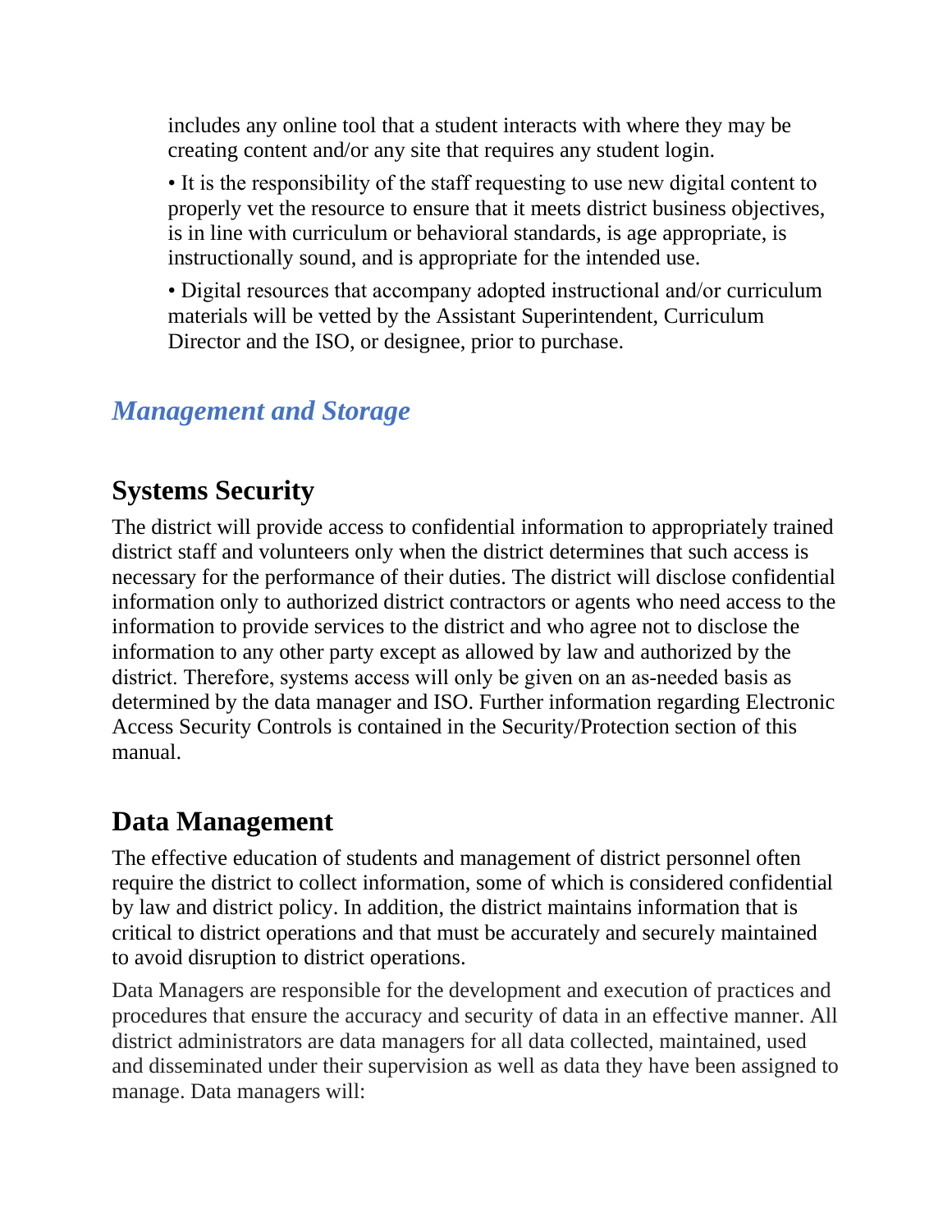includes any online tool that a student interacts with where they may be creating content and/or any site that requires any student login.

- It is the responsibility of the staff requesting to use new digital content to properly vet the resource to ensure that it meets district business objectives, is in line with curriculum or behavioral standards, is age appropriate, is instructionally sound, and is appropriate for the intended use.
- Digital resources that accompany adopted instructional and/or curriculum materials will be vetted by the Assistant Superintendent, Curriculum Director and the ISO, or designee, prior to purchase.

## *Management and Storage*

### Systems Security

The district will provide access to confidential information to appropriately trained district staff and volunteers only when the district determines that such access is necessary for the performance of their duties. The district will disclose confidential information only to authorized district contractors or agents who need access to the information to provide services to the district and who agree not to disclose the information to any other party except as allowed by law and authorized by the district. Therefore, systems access will only be given on an as-needed basis as determined by the data manager and ISO. Further information regarding Electronic Access Security Controls is contained in the Security/Protection section of this manual.

### Data Management

The effective education of students and management of district personnel often require the district to collect information, some of which is considered confidential by law and district policy. In addition, the district maintains information that is critical to district operations and that must be accurately and securely maintained to avoid disruption to district operations.

Data Managers are responsible for the development and execution of practices and procedures that ensure the accuracy and security of data in an effective manner. All district administrators are data managers for all data collected, maintained, used and disseminated under their supervision as well as data they have been assigned to manage. Data managers will: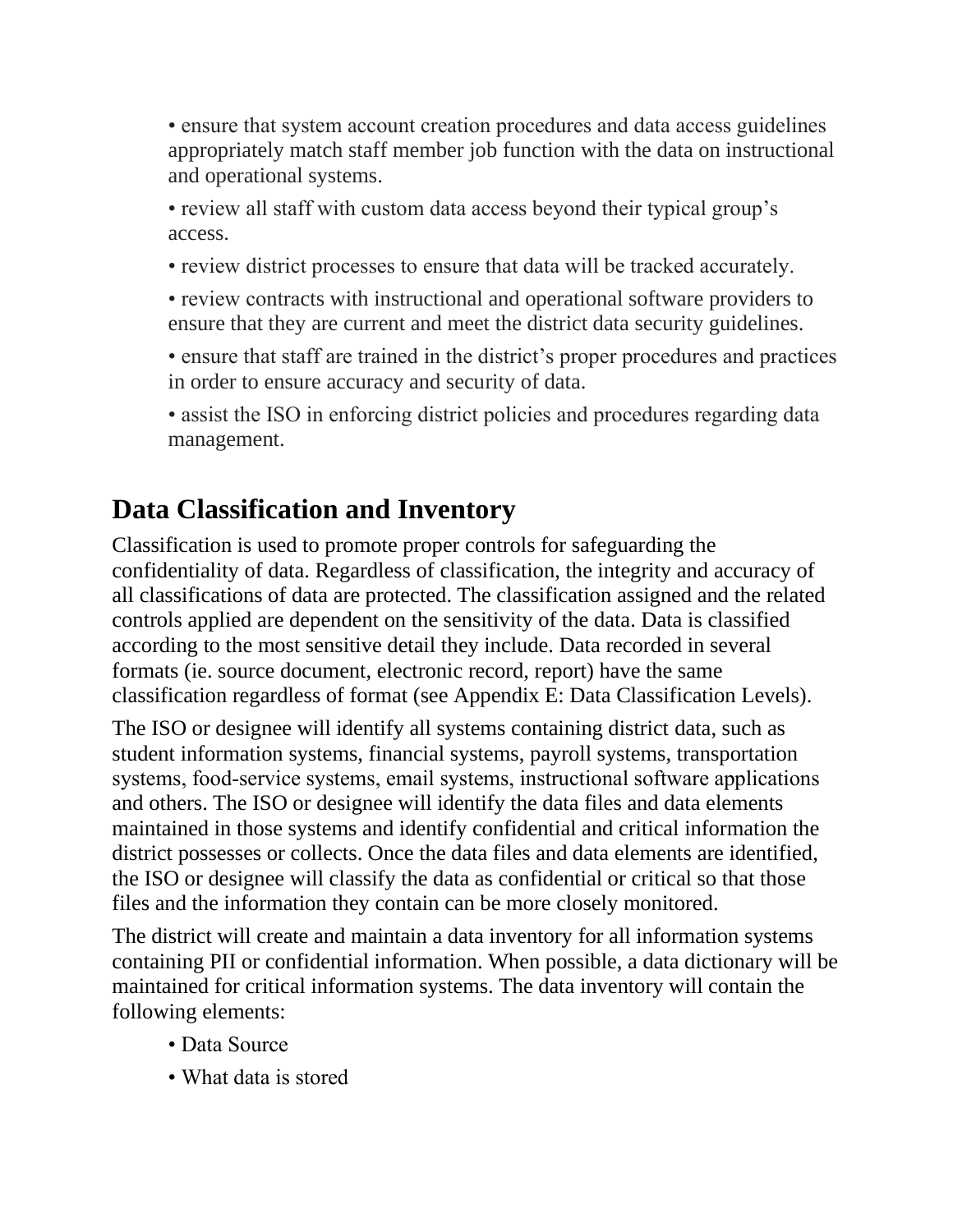- ensure that system account creation procedures and data access guidelines appropriately match staff member job function with the data on instructional and operational systems.
- review all staff with custom data access beyond their typical group's access.
- review district processes to ensure that data will be tracked accurately.
- review contracts with instructional and operational software providers to ensure that they are current and meet the district data security guidelines.
- ensure that staff are trained in the district's proper procedures and practices in order to ensure accuracy and security of data.
- assist the ISO in enforcing district policies and procedures regarding data management.

## Data Classification and Inventory

Classification is used to promote proper controls for safeguarding the confidentiality of data. Regardless of classification, the integrity and accuracy of all classifications of data are protected. The classification assigned and the related controls applied are dependent on the sensitivity of the data. Data is classified according to the most sensitive detail they include. Data recorded in several formats (ie. source document, electronic record, report) have the same classification regardless of format (see Appendix E: Data Classification Levels).

The ISO or designee will identify all systems containing district data, such as student information systems, financial systems, payroll systems, transportation systems, food-service systems, email systems, instructional software applications and others. The ISO or designee will identify the data files and data elements maintained in those systems and identify confidential and critical information the district possesses or collects. Once the data files and data elements are identified, the ISO or designee will classify the data as confidential or critical so that those files and the information they contain can be more closely monitored.

The district will create and maintain a data inventory for all information systems containing PII or confidential information. When possible, a data dictionary will be maintained for critical information systems. The data inventory will contain the following elements:

- Data Source
- What data is stored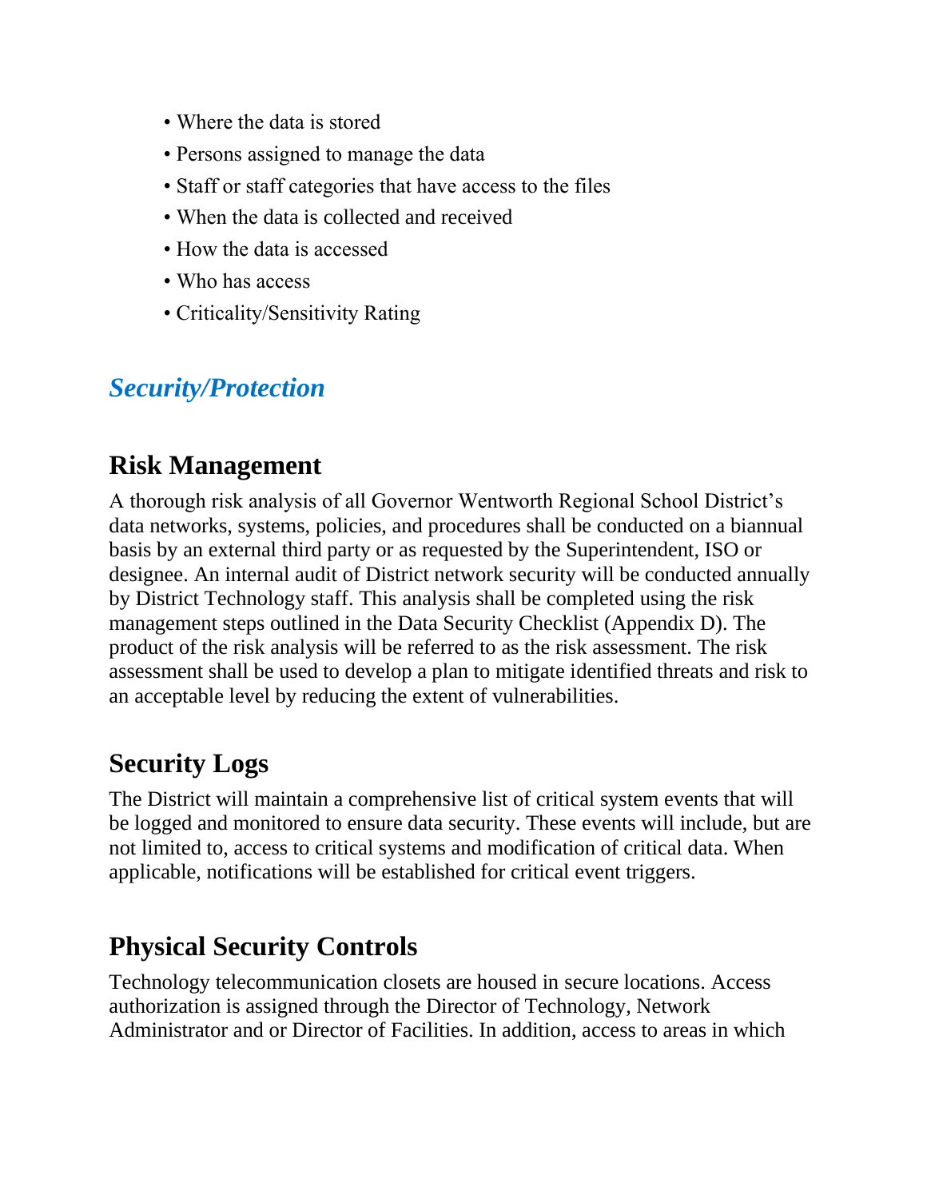- Where the data is stored
- Persons assigned to manage the data
- Staff or staff categories that have access to the files
- When the data is collected and received
- How the data is accessed
- Who has access
- Criticality/Sensitivity Rating

## *Security/Protection*

### Risk Management

A thorough risk analysis of all Governor Wentworth Regional School District's data networks, systems, policies, and procedures shall be conducted on a biannual basis by an external third party or as requested by the Superintendent, ISO or designee. An internal audit of District network security will be conducted annually by District Technology staff. This analysis shall be completed using the risk management steps outlined in the Data Security Checklist (Appendix D). The product of the risk analysis will be referred to as the risk assessment. The risk assessment shall be used to develop a plan to mitigate identified threats and risk to an acceptable level by reducing the extent of vulnerabilities.

### Security Logs

The District will maintain a comprehensive list of critical system events that will be logged and monitored to ensure data security. These events will include, but are not limited to, access to critical systems and modification of critical data. When applicable, notifications will be established for critical event triggers.

### Physical Security Controls

Technology telecommunication closets are housed in secure locations. Access authorization is assigned through the Director of Technology, Network Administrator and or Director of Facilities. In addition, access to areas in which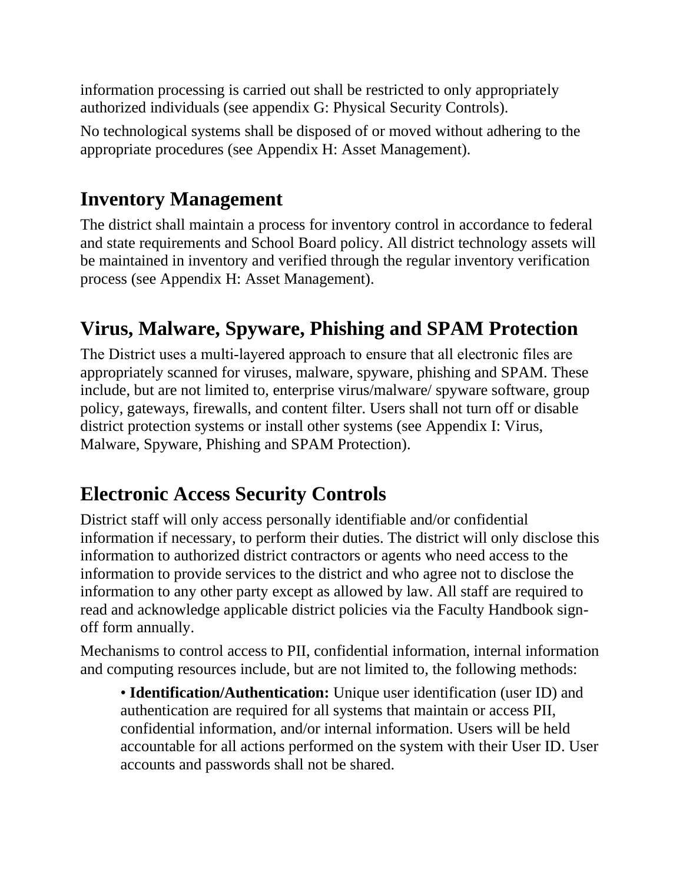information processing is carried out shall be restricted to only appropriately authorized individuals (see appendix G: Physical Security Controls).

No technological systems shall be disposed of or moved without adhering to the appropriate procedures (see Appendix H: Asset Management).

## Inventory Management

The district shall maintain a process for inventory control in accordance to federal and state requirements and School Board policy. All district technology assets will be maintained in inventory and verified through the regular inventory verification process (see Appendix H: Asset Management).

## Virus, Malware, Spyware, Phishing and SPAM Protection

The District uses a multi-layered approach to ensure that all electronic files are appropriately scanned for viruses, malware, spyware, phishing and SPAM. These include, but are not limited to, enterprise virus/malware/ spyware software, group policy, gateways, firewalls, and content filter. Users shall not turn off or disable district protection systems or install other systems (see Appendix I: Virus, Malware, Spyware, Phishing and SPAM Protection).

## Electronic Access Security Controls

District staff will only access personally identifiable and/or confidential information if necessary, to perform their duties. The district will only disclose this information to authorized district contractors or agents who need access to the information to provide services to the district and who agree not to disclose the information to any other party except as allowed by law. All staff are required to read and acknowledge applicable district policies via the Faculty Handbook sign-off form annually.

Mechanisms to control access to PII, confidential information, internal information and computing resources include, but are not limited to, the following methods:

- **Identification/Authentication:** Unique user identification (user ID) and authentication are required for all systems that maintain or access PII, confidential information, and/or internal information. Users will be held accountable for all actions performed on the system with their User ID. User accounts and passwords shall not be shared.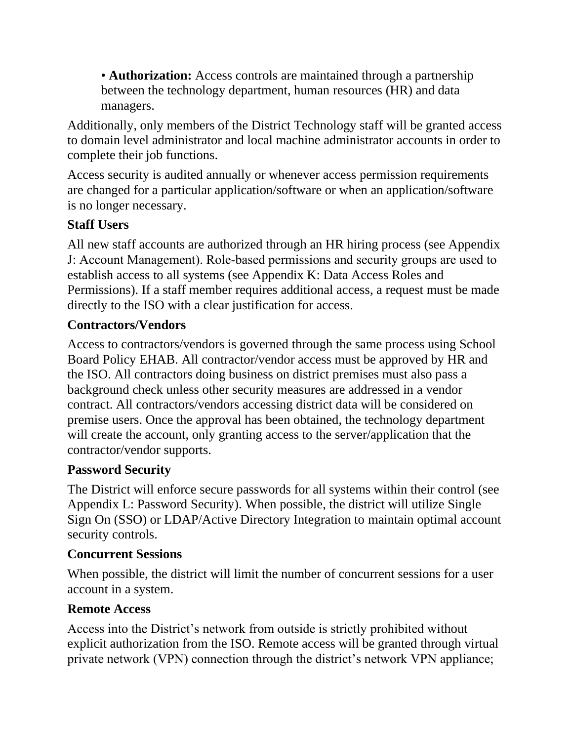- **Authorization:** Access controls are maintained through a partnership between the technology department, human resources (HR) and data managers.

Additionally, only members of the District Technology staff will be granted access to domain level administrator and local machine administrator accounts in order to complete their job functions.

Access security is audited annually or whenever access permission requirements are changed for a particular application/software or when an application/software is no longer necessary.

### Staff Users

All new staff accounts are authorized through an HR hiring process (see Appendix J: Account Management). Role-based permissions and security groups are used to establish access to all systems (see Appendix K: Data Access Roles and Permissions). If a staff member requires additional access, a request must be made directly to the ISO with a clear justification for access.

### Contractors/Vendors

Access to contractors/vendors is governed through the same process using School Board Policy EHAB. All contractor/vendor access must be approved by HR and the ISO. All contractors doing business on district premises must also pass a background check unless other security measures are addressed in a vendor contract. All contractors/vendors accessing district data will be considered on premise users. Once the approval has been obtained, the technology department will create the account, only granting access to the server/application that the contractor/vendor supports.

### Password Security

The District will enforce secure passwords for all systems within their control (see Appendix L: Password Security). When possible, the district will utilize Single Sign On (SSO) or LDAP/Active Directory Integration to maintain optimal account security controls.

### Concurrent Sessions

When possible, the district will limit the number of concurrent sessions for a user account in a system.

### Remote Access

Access into the District's network from outside is strictly prohibited without explicit authorization from the ISO. Remote access will be granted through virtual private network (VPN) connection through the district's network VPN appliance;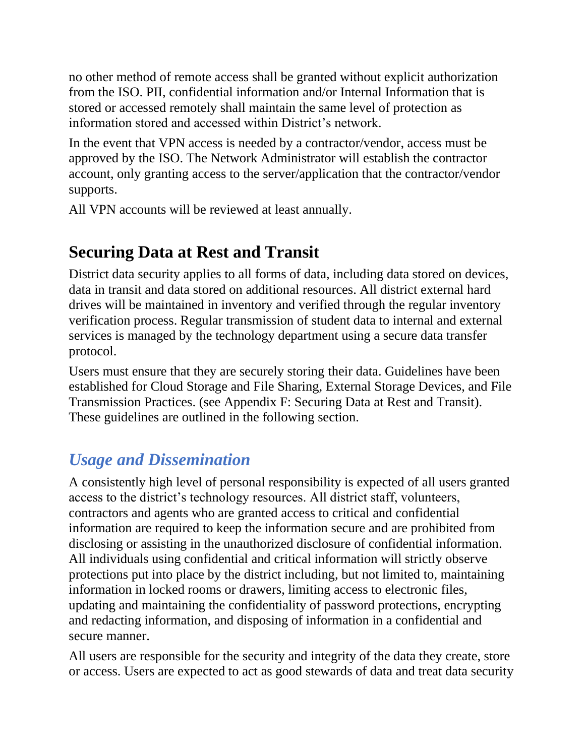no other method of remote access shall be granted without explicit authorization from the ISO. PII, confidential information and/or Internal Information that is stored or accessed remotely shall maintain the same level of protection as information stored and accessed within District's network.

In the event that VPN access is needed by a contractor/vendor, access must be approved by the ISO. The Network Administrator will establish the contractor account, only granting access to the server/application that the contractor/vendor supports.

All VPN accounts will be reviewed at least annually.

## Securing Data at Rest and Transit

District data security applies to all forms of data, including data stored on devices, data in transit and data stored on additional resources. All district external hard drives will be maintained in inventory and verified through the regular inventory verification process. Regular transmission of student data to internal and external services is managed by the technology department using a secure data transfer protocol.

Users must ensure that they are securely storing their data. Guidelines have been established for Cloud Storage and File Sharing, External Storage Devices, and File Transmission Practices. (see Appendix F: Securing Data at Rest and Transit). These guidelines are outlined in the following section.

### *Usage and Dissemination*

A consistently high level of personal responsibility is expected of all users granted access to the district's technology resources. All district staff, volunteers, contractors and agents who are granted access to critical and confidential information are required to keep the information secure and are prohibited from disclosing or assisting in the unauthorized disclosure of confidential information. All individuals using confidential and critical information will strictly observe protections put into place by the district including, but not limited to, maintaining information in locked rooms or drawers, limiting access to electronic files, updating and maintaining the confidentiality of password protections, encrypting and redacting information, and disposing of information in a confidential and secure manner.

All users are responsible for the security and integrity of the data they create, store or access. Users are expected to act as good stewards of data and treat data security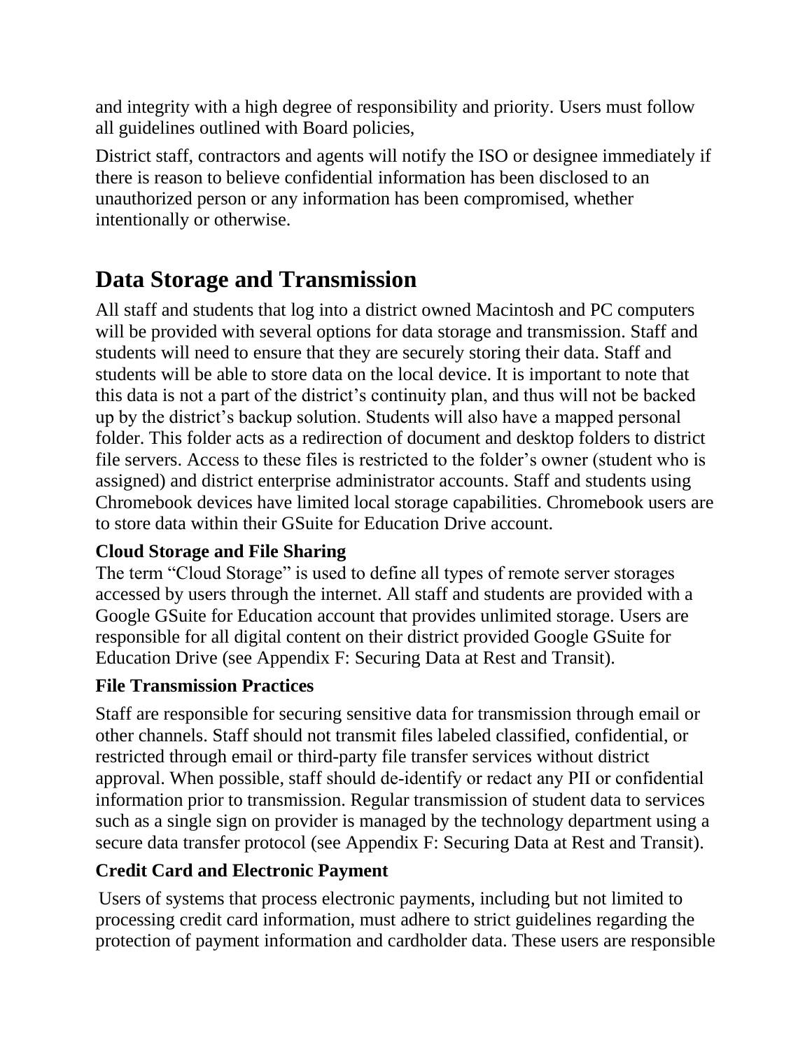and integrity with a high degree of responsibility and priority. Users must follow all guidelines outlined with Board policies,

District staff, contractors and agents will notify the ISO or designee immediately if there is reason to believe confidential information has been disclosed to an unauthorized person or any information has been compromised, whether intentionally or otherwise.

## Data Storage and Transmission

All staff and students that log into a district owned Macintosh and PC computers will be provided with several options for data storage and transmission. Staff and students will need to ensure that they are securely storing their data. Staff and students will be able to store data on the local device. It is important to note that this data is not a part of the district's continuity plan, and thus will not be backed up by the district's backup solution. Students will also have a mapped personal folder. This folder acts as a redirection of document and desktop folders to district file servers. Access to these files is restricted to the folder's owner (student who is assigned) and district enterprise administrator accounts. Staff and students using Chromebook devices have limited local storage capabilities. Chromebook users are to store data within their GSuite for Education Drive account.

### Cloud Storage and File Sharing

The term "Cloud Storage" is used to define all types of remote server storages accessed by users through the internet. All staff and students are provided with a Google GSuite for Education account that provides unlimited storage. Users are responsible for all digital content on their district provided Google GSuite for Education Drive (see Appendix F: Securing Data at Rest and Transit).

### File Transmission Practices

Staff are responsible for securing sensitive data for transmission through email or other channels. Staff should not transmit files labeled classified, confidential, or restricted through email or third-party file transfer services without district approval. When possible, staff should de-identify or redact any PII or confidential information prior to transmission. Regular transmission of student data to services such as a single sign on provider is managed by the technology department using a secure data transfer protocol (see Appendix F: Securing Data at Rest and Transit).

### Credit Card and Electronic Payment

Users of systems that process electronic payments, including but not limited to processing credit card information, must adhere to strict guidelines regarding the protection of payment information and cardholder data. These users are responsible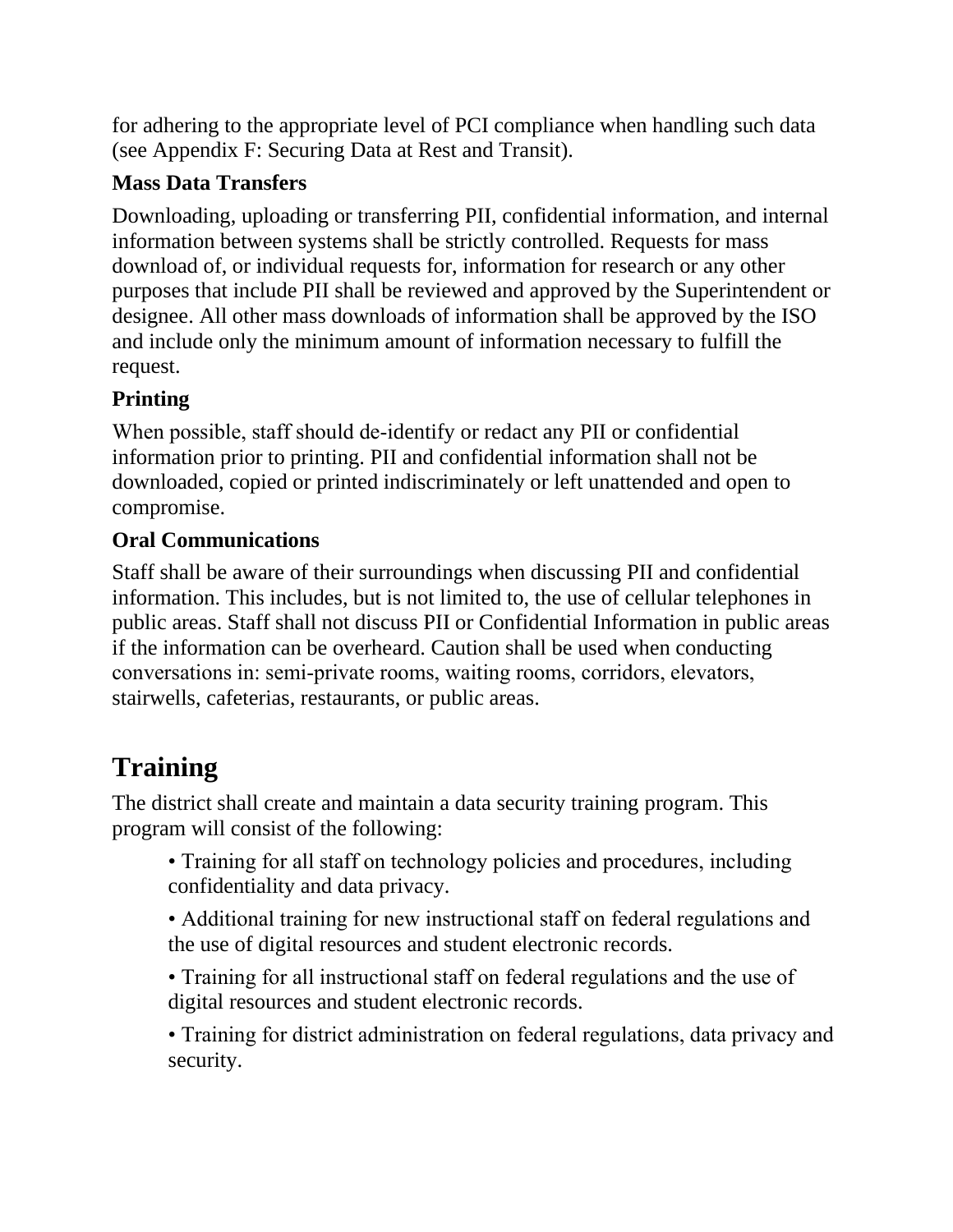for adhering to the appropriate level of PCI compliance when handling such data (see Appendix F: Securing Data at Rest and Transit).

### Mass Data Transfers

Downloading, uploading or transferring PII, confidential information, and internal information between systems shall be strictly controlled. Requests for mass download of, or individual requests for, information for research or any other purposes that include PII shall be reviewed and approved by the Superintendent or designee. All other mass downloads of information shall be approved by the ISO and include only the minimum amount of information necessary to fulfill the request.

### Printing

When possible, staff should de-identify or redact any PII or confidential information prior to printing. PII and confidential information shall not be downloaded, copied or printed indiscriminately or left unattended and open to compromise.

### Oral Communications

Staff shall be aware of their surroundings when discussing PII and confidential information. This includes, but is not limited to, the use of cellular telephones in public areas. Staff shall not discuss PII or Confidential Information in public areas if the information can be overheard. Caution shall be used when conducting conversations in: semi-private rooms, waiting rooms, corridors, elevators, stairwells, cafeterias, restaurants, or public areas.

## Training

The district shall create and maintain a data security training program. This program will consist of the following:

- Training for all staff on technology policies and procedures, including confidentiality and data privacy.
- Additional training for new instructional staff on federal regulations and the use of digital resources and student electronic records.
- Training for all instructional staff on federal regulations and the use of digital resources and student electronic records.
- Training for district administration on federal regulations, data privacy and security.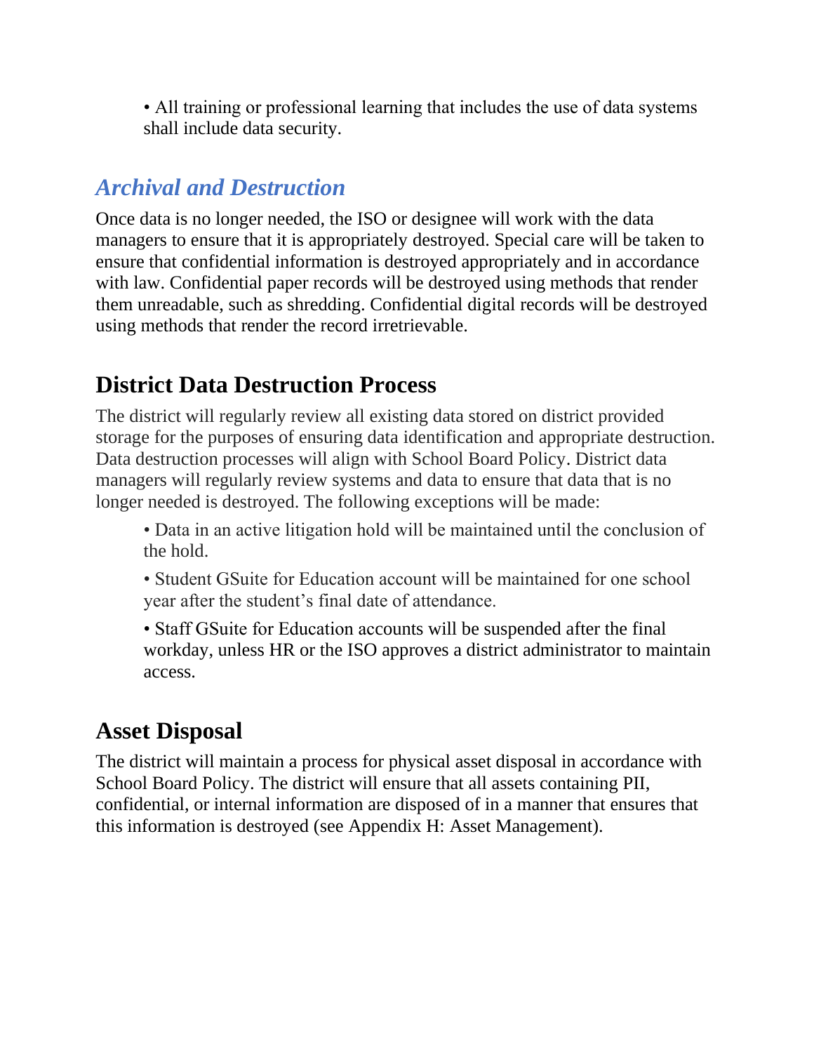- All training or professional learning that includes the use of data systems shall include data security.

### *Archival and Destruction*

Once data is no longer needed, the ISO or designee will work with the data managers to ensure that it is appropriately destroyed. Special care will be taken to ensure that confidential information is destroyed appropriately and in accordance with law. Confidential paper records will be destroyed using methods that render them unreadable, such as shredding. Confidential digital records will be destroyed using methods that render the record irretrievable.

## District Data Destruction Process

The district will regularly review all existing data stored on district provided storage for the purposes of ensuring data identification and appropriate destruction. Data destruction processes will align with School Board Policy. District data managers will regularly review systems and data to ensure that data that is no longer needed is destroyed. The following exceptions will be made:

- Data in an active litigation hold will be maintained until the conclusion of the hold.
- Student GSuite for Education account will be maintained for one school year after the student's final date of attendance.
- Staff GSuite for Education accounts will be suspended after the final workday, unless HR or the ISO approves a district administrator to maintain access.

## Asset Disposal

The district will maintain a process for physical asset disposal in accordance with School Board Policy. The district will ensure that all assets containing PII, confidential, or internal information are disposed of in a manner that ensures that this information is destroyed (see Appendix H: Asset Management).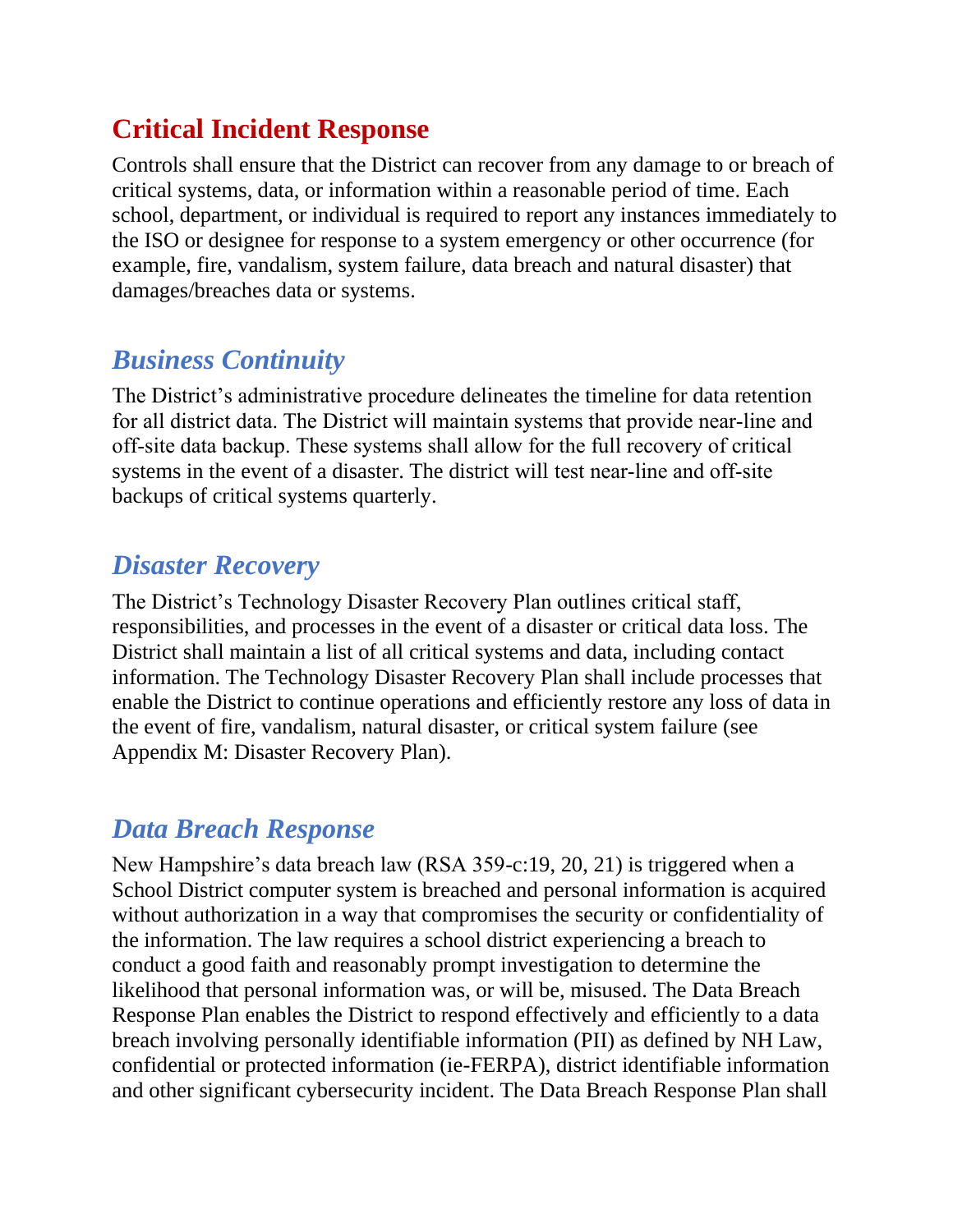## Critical Incident Response

Controls shall ensure that the District can recover from any damage to or breach of critical systems, data, or information within a reasonable period of time. Each school, department, or individual is required to report any instances immediately to the ISO or designee for response to a system emergency or other occurrence (for example, fire, vandalism, system failure, data breach and natural disaster) that damages/breaches data or systems.

### *Business Continuity*

The District's administrative procedure delineates the timeline for data retention for all district data. The District will maintain systems that provide near-line and off-site data backup. These systems shall allow for the full recovery of critical systems in the event of a disaster. The district will test near-line and off-site backups of critical systems quarterly.

### *Disaster Recovery*

The District's Technology Disaster Recovery Plan outlines critical staff, responsibilities, and processes in the event of a disaster or critical data loss. The District shall maintain a list of all critical systems and data, including contact information. The Technology Disaster Recovery Plan shall include processes that enable the District to continue operations and efficiently restore any loss of data in the event of fire, vandalism, natural disaster, or critical system failure (see Appendix M: Disaster Recovery Plan).

### *Data Breach Response*

New Hampshire's data breach law (RSA 359-c:19, 20, 21) is triggered when a School District computer system is breached and personal information is acquired without authorization in a way that compromises the security or confidentiality of the information. The law requires a school district experiencing a breach to conduct a good faith and reasonably prompt investigation to determine the likelihood that personal information was, or will be, misused. The Data Breach Response Plan enables the District to respond effectively and efficiently to a data breach involving personally identifiable information (PII) as defined by NH Law, confidential or protected information (ie-FERPA), district identifiable information and other significant cybersecurity incident. The Data Breach Response Plan shall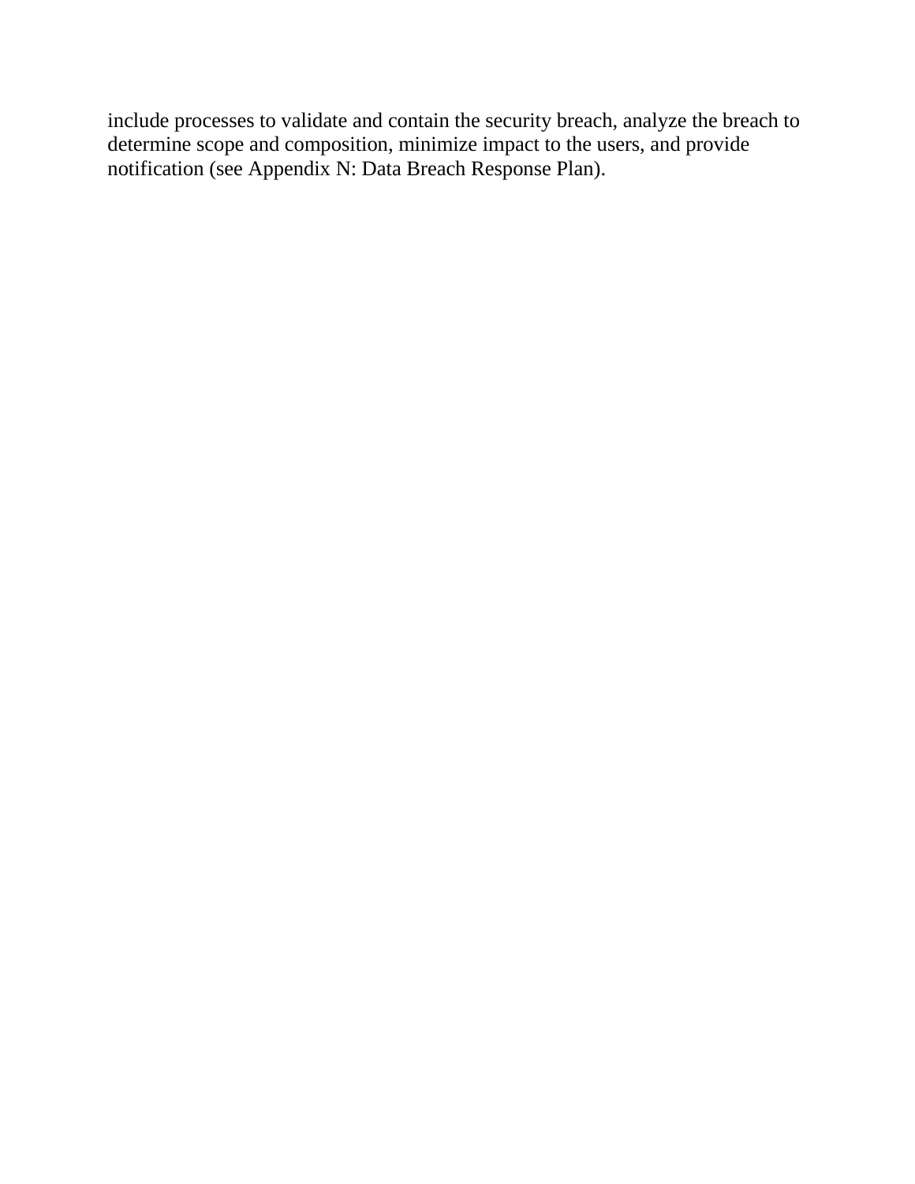include processes to validate and contain the security breach, analyze the breach to determine scope and composition, minimize impact to the users, and provide notification (see Appendix N: Data Breach Response Plan).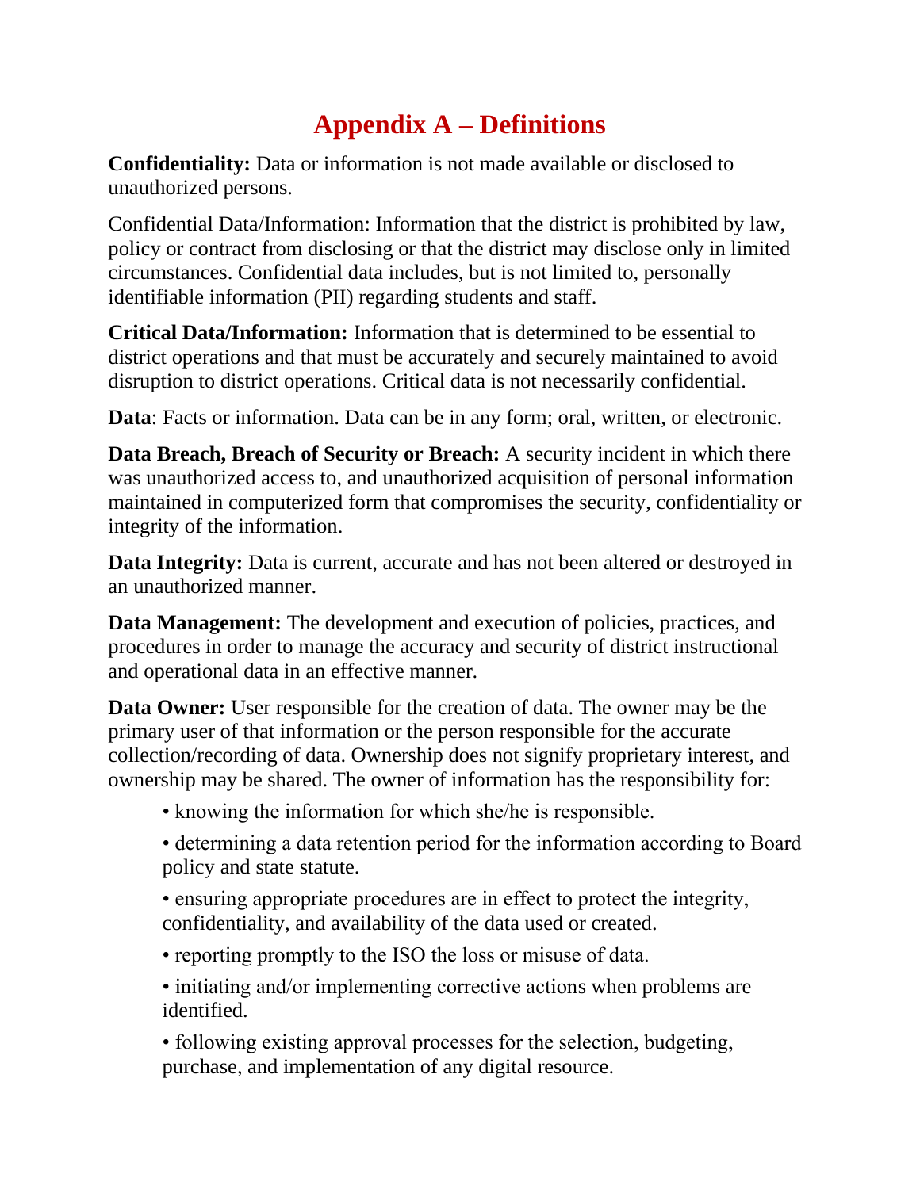# Appendix A – Definitions

**Confidentiality:** Data or information is not made available or disclosed to unauthorized persons.

Confidential Data/Information: Information that the district is prohibited by law, policy or contract from disclosing or that the district may disclose only in limited circumstances. Confidential data includes, but is not limited to, personally identifiable information (PII) regarding students and staff.

**Critical Data/Information:** Information that is determined to be essential to district operations and that must be accurately and securely maintained to avoid disruption to district operations. Critical data is not necessarily confidential.

**Data**: Facts or information. Data can be in any form; oral, written, or electronic.

**Data Breach, Breach of Security or Breach:** A security incident in which there was unauthorized access to, and unauthorized acquisition of personal information maintained in computerized form that compromises the security, confidentiality or integrity of the information.

**Data Integrity:** Data is current, accurate and has not been altered or destroyed in an unauthorized manner.

**Data Management:** The development and execution of policies, practices, and procedures in order to manage the accuracy and security of district instructional and operational data in an effective manner.

**Data Owner:** User responsible for the creation of data. The owner may be the primary user of that information or the person responsible for the accurate collection/recording of data. Ownership does not signify proprietary interest, and ownership may be shared. The owner of information has the responsibility for:

- knowing the information for which she/he is responsible.
- determining a data retention period for the information according to Board policy and state statute.
- ensuring appropriate procedures are in effect to protect the integrity, confidentiality, and availability of the data used or created.
- reporting promptly to the ISO the loss or misuse of data.
- initiating and/or implementing corrective actions when problems are identified.
- following existing approval processes for the selection, budgeting, purchase, and implementation of any digital resource.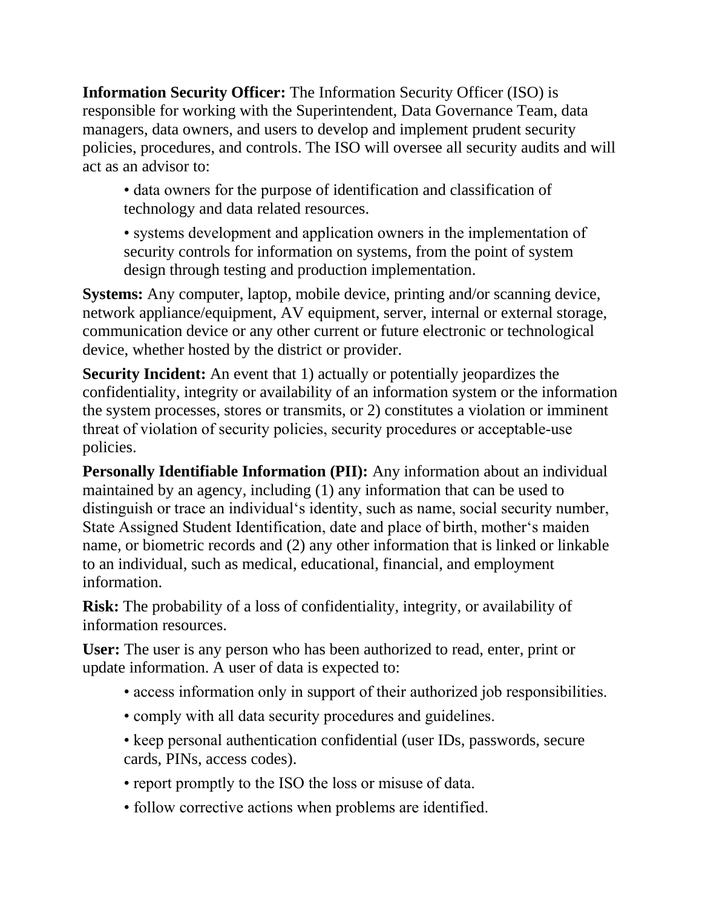**Information Security Officer:** The Information Security Officer (ISO) is responsible for working with the Superintendent, Data Governance Team, data managers, data owners, and users to develop and implement prudent security policies, procedures, and controls. The ISO will oversee all security audits and will act as an advisor to:

- data owners for the purpose of identification and classification of technology and data related resources.
- systems development and application owners in the implementation of security controls for information on systems, from the point of system design through testing and production implementation.

**Systems:** Any computer, laptop, mobile device, printing and/or scanning device, network appliance/equipment, AV equipment, server, internal or external storage, communication device or any other current or future electronic or technological device, whether hosted by the district or provider.

**Security Incident:** An event that 1) actually or potentially jeopardizes the confidentiality, integrity or availability of an information system or the information the system processes, stores or transmits, or 2) constitutes a violation or imminent threat of violation of security policies, security procedures or acceptable-use policies.

**Personally Identifiable Information (PII):** Any information about an individual maintained by an agency, including (1) any information that can be used to distinguish or trace an individual's identity, such as name, social security number, State Assigned Student Identification, date and place of birth, mother's maiden name, or biometric records and (2) any other information that is linked or linkable to an individual, such as medical, educational, financial, and employment information.

**Risk:** The probability of a loss of confidentiality, integrity, or availability of information resources.

**User:** The user is any person who has been authorized to read, enter, print or update information. A user of data is expected to:

- access information only in support of their authorized job responsibilities.
- comply with all data security procedures and guidelines.
- keep personal authentication confidential (user IDs, passwords, secure cards, PINs, access codes).
- report promptly to the ISO the loss or misuse of data.
- follow corrective actions when problems are identified.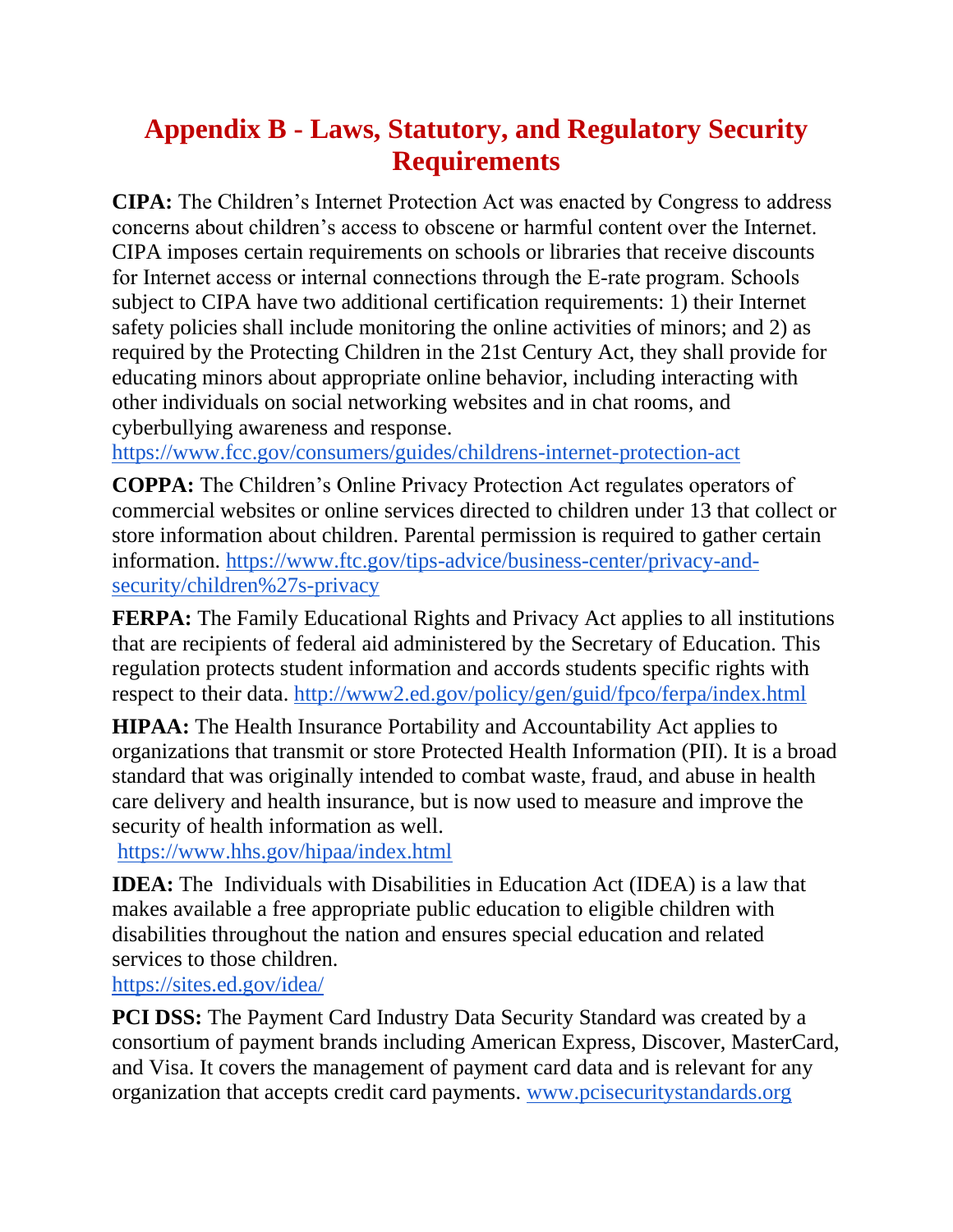# Appendix B - Laws, Statutory, and Regulatory Security Requirements

**CIPA:** The Children's Internet Protection Act was enacted by Congress to address concerns about children's access to obscene or harmful content over the Internet. CIPA imposes certain requirements on schools or libraries that receive discounts for Internet access or internal connections through the E-rate program. Schools subject to CIPA have two additional certification requirements: 1) their Internet safety policies shall include monitoring the online activities of minors; and 2) as required by the Protecting Children in the 21st Century Act, they shall provide for educating minors about appropriate online behavior, including interacting with other individuals on social networking websites and in chat rooms, and cyberbullying awareness and response. https://www.fcc.gov/consumers/guides/childrens-internet-protection-act

**COPPA:** The Children's Online Privacy Protection Act regulates operators of commercial websites or online services directed to children under 13 that collect or store information about children. Parental permission is required to gather certain information. https://www.ftc.gov/tips-advice/business-center/privacy-and-security/children%27s-privacy

**FERPA:** The Family Educational Rights and Privacy Act applies to all institutions that are recipients of federal aid administered by the Secretary of Education. This regulation protects student information and accords students specific rights with respect to their data. http://www2.ed.gov/policy/gen/guid/fpco/ferpa/index.html

**HIPAA:** The Health Insurance Portability and Accountability Act applies to organizations that transmit or store Protected Health Information (PII). It is a broad standard that was originally intended to combat waste, fraud, and abuse in health care delivery and health insurance, but is now used to measure and improve the security of health information as well. https://www.hhs.gov/hipaa/index.html

**IDEA:** The Individuals with Disabilities in Education Act (IDEA) is a law that makes available a free appropriate public education to eligible children with disabilities throughout the nation and ensures special education and related services to those children. https://sites.ed.gov/idea/

**PCI DSS:** The Payment Card Industry Data Security Standard was created by a consortium of payment brands including American Express, Discover, MasterCard, and Visa. It covers the management of payment card data and is relevant for any organization that accepts credit card payments. www.pcisecuritystandards.org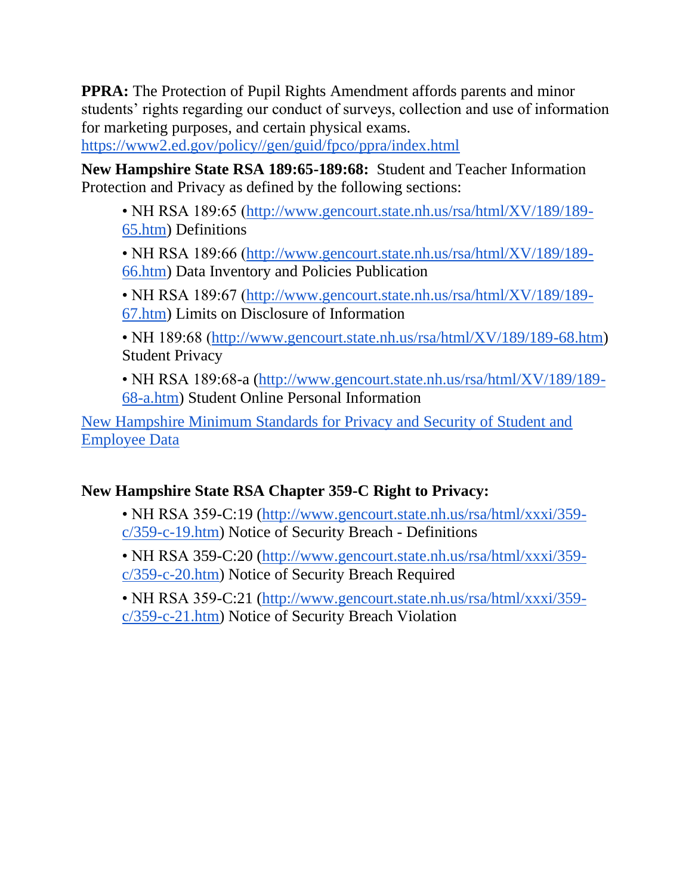**PPRA:** The Protection of Pupil Rights Amendment affords parents and minor students' rights regarding our conduct of surveys, collection and use of information for marketing purposes, and certain physical exams.
https://www2.ed.gov/policy//gen/guid/fpco/ppra/index.html

**New Hampshire State RSA 189:65-189:68:** Student and Teacher Information Protection and Privacy as defined by the following sections:

- NH RSA 189:65 (http://www.gencourt.state.nh.us/rsa/html/XV/189/189-65.htm) Definitions
- NH RSA 189:66 (http://www.gencourt.state.nh.us/rsa/html/XV/189/189-66.htm) Data Inventory and Policies Publication
- NH RSA 189:67 (http://www.gencourt.state.nh.us/rsa/html/XV/189/189-67.htm) Limits on Disclosure of Information
- NH 189:68 (http://www.gencourt.state.nh.us/rsa/html/XV/189/189-68.htm) Student Privacy
- NH RSA 189:68-a (http://www.gencourt.state.nh.us/rsa/html/XV/189/189-68-a.htm) Student Online Personal Information

New Hampshire Minimum Standards for Privacy and Security of Student and Employee Data

**New Hampshire State RSA Chapter 359-C Right to Privacy:**

- NH RSA 359-C:19 (http://www.gencourt.state.nh.us/rsa/html/xxxi/359-c/359-c-19.htm) Notice of Security Breach - Definitions
- NH RSA 359-C:20 (http://www.gencourt.state.nh.us/rsa/html/xxxi/359-c/359-c-20.htm) Notice of Security Breach Required
- NH RSA 359-C:21 (http://www.gencourt.state.nh.us/rsa/html/xxxi/359-c/359-c-21.htm) Notice of Security Breach Violation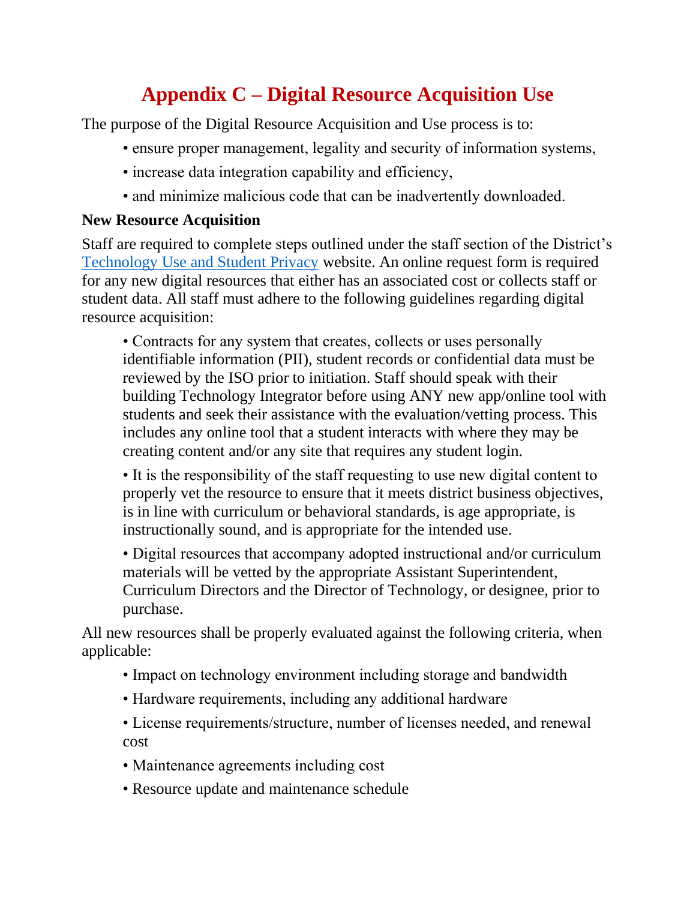# Appendix C – Digital Resource Acquisition Use

The purpose of the Digital Resource Acquisition and Use process is to:

- ensure proper management, legality and security of information systems,
- increase data integration capability and efficiency,
- and minimize malicious code that can be inadvertently downloaded.

**New Resource Acquisition**

Staff are required to complete steps outlined under the staff section of the District's [Technology Use and Student Privacy]() website. An online request form is required for any new digital resources that either has an associated cost or collects staff or student data. All staff must adhere to the following guidelines regarding digital resource acquisition:

- Contracts for any system that creates, collects or uses personally identifiable information (PII), student records or confidential data must be reviewed by the ISO prior to initiation. Staff should speak with their building Technology Integrator before using ANY new app/online tool with students and seek their assistance with the evaluation/vetting process. This includes any online tool that a student interacts with where they may be creating content and/or any site that requires any student login.
- It is the responsibility of the staff requesting to use new digital content to properly vet the resource to ensure that it meets district business objectives, is in line with curriculum or behavioral standards, is age appropriate, is instructionally sound, and is appropriate for the intended use.
- Digital resources that accompany adopted instructional and/or curriculum materials will be vetted by the appropriate Assistant Superintendent, Curriculum Directors and the Director of Technology, or designee, prior to purchase.

All new resources shall be properly evaluated against the following criteria, when applicable:

- Impact on technology environment including storage and bandwidth
- Hardware requirements, including any additional hardware
- License requirements/structure, number of licenses needed, and renewal cost
- Maintenance agreements including cost
- Resource update and maintenance schedule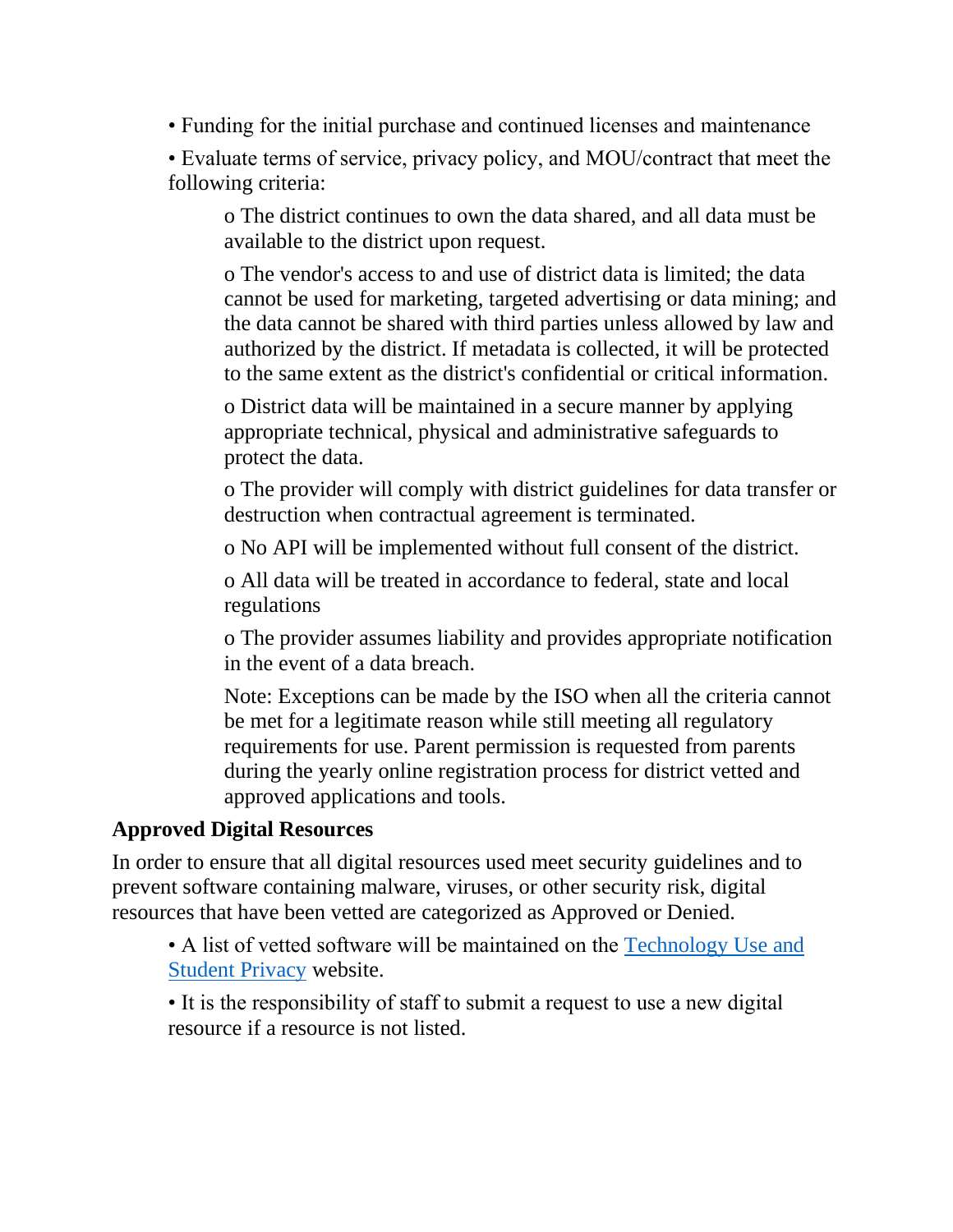- Funding for the initial purchase and continued licenses and maintenance
- Evaluate terms of service, privacy policy, and MOU/contract that meet the following criteria:
  - The district continues to own the data shared, and all data must be available to the district upon request.
  - The vendor's access to and use of district data is limited; the data cannot be used for marketing, targeted advertising or data mining; and the data cannot be shared with third parties unless allowed by law and authorized by the district. If metadata is collected, it will be protected to the same extent as the district's confidential or critical information.
  - District data will be maintained in a secure manner by applying appropriate technical, physical and administrative safeguards to protect the data.
  - The provider will comply with district guidelines for data transfer or destruction when contractual agreement is terminated.
  - No API will be implemented without full consent of the district.
  - All data will be treated in accordance to federal, state and local regulations
  - The provider assumes liability and provides appropriate notification in the event of a data breach.

  Note: Exceptions can be made by the ISO when all the criteria cannot be met for a legitimate reason while still meeting all regulatory requirements for use. Parent permission is requested from parents during the yearly online registration process for district vetted and approved applications and tools.

**Approved Digital Resources**

In order to ensure that all digital resources used meet security guidelines and to prevent software containing malware, viruses, or other security risk, digital resources that have been vetted are categorized as Approved or Denied.

- A list of vetted software will be maintained on the Technology Use and Student Privacy website.
- It is the responsibility of staff to submit a request to use a new digital resource if a resource is not listed.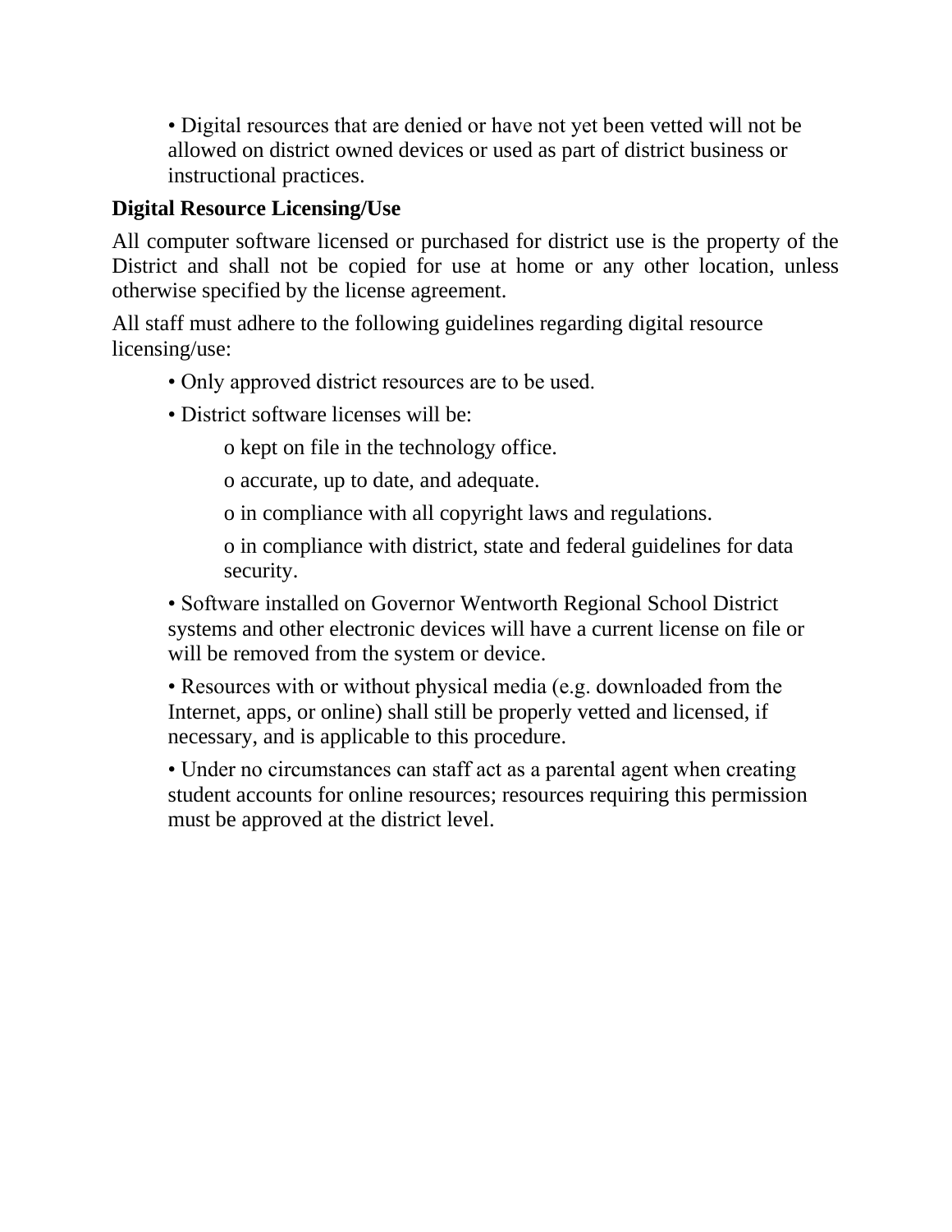- Digital resources that are denied or have not yet been vetted will not be allowed on district owned devices or used as part of district business or instructional practices.

**Digital Resource Licensing/Use**

All computer software licensed or purchased for district use is the property of the District and shall not be copied for use at home or any other location, unless otherwise specified by the license agreement.

All staff must adhere to the following guidelines regarding digital resource licensing/use:

- Only approved district resources are to be used.
- District software licenses will be:
  - kept on file in the technology office.
  - accurate, up to date, and adequate.
  - in compliance with all copyright laws and regulations.
  - in compliance with district, state and federal guidelines for data security.
- Software installed on Governor Wentworth Regional School District systems and other electronic devices will have a current license on file or will be removed from the system or device.
- Resources with or without physical media (e.g. downloaded from the Internet, apps, or online) shall still be properly vetted and licensed, if necessary, and is applicable to this procedure.
- Under no circumstances can staff act as a parental agent when creating student accounts for online resources; resources requiring this permission must be approved at the district level.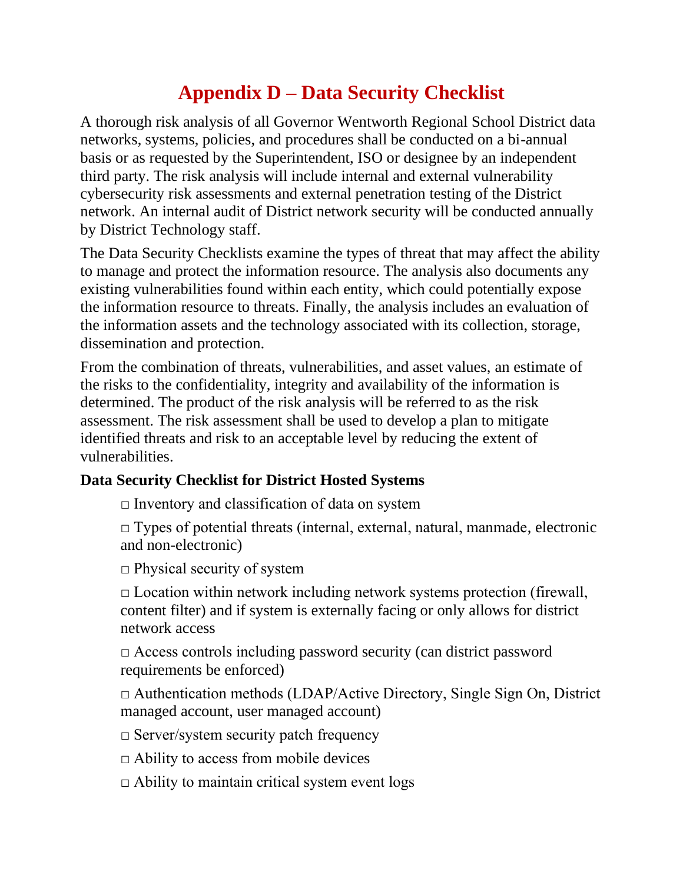# Appendix D – Data Security Checklist

A thorough risk analysis of all Governor Wentworth Regional School District data networks, systems, policies, and procedures shall be conducted on a bi-annual basis or as requested by the Superintendent, ISO or designee by an independent third party. The risk analysis will include internal and external vulnerability cybersecurity risk assessments and external penetration testing of the District network. An internal audit of District network security will be conducted annually by District Technology staff.

The Data Security Checklists examine the types of threat that may affect the ability to manage and protect the information resource. The analysis also documents any existing vulnerabilities found within each entity, which could potentially expose the information resource to threats. Finally, the analysis includes an evaluation of the information assets and the technology associated with its collection, storage, dissemination and protection.

From the combination of threats, vulnerabilities, and asset values, an estimate of the risks to the confidentiality, integrity and availability of the information is determined. The product of the risk analysis will be referred to as the risk assessment. The risk assessment shall be used to develop a plan to mitigate identified threats and risk to an acceptable level by reducing the extent of vulnerabilities.

**Data Security Checklist for District Hosted Systems**

□ Inventory and classification of data on system

□ Types of potential threats (internal, external, natural, manmade, electronic and non-electronic)

□ Physical security of system

□ Location within network including network systems protection (firewall, content filter) and if system is externally facing or only allows for district network access

□ Access controls including password security (can district password requirements be enforced)

□ Authentication methods (LDAP/Active Directory, Single Sign On, District managed account, user managed account)

□ Server/system security patch frequency

□ Ability to access from mobile devices

□ Ability to maintain critical system event logs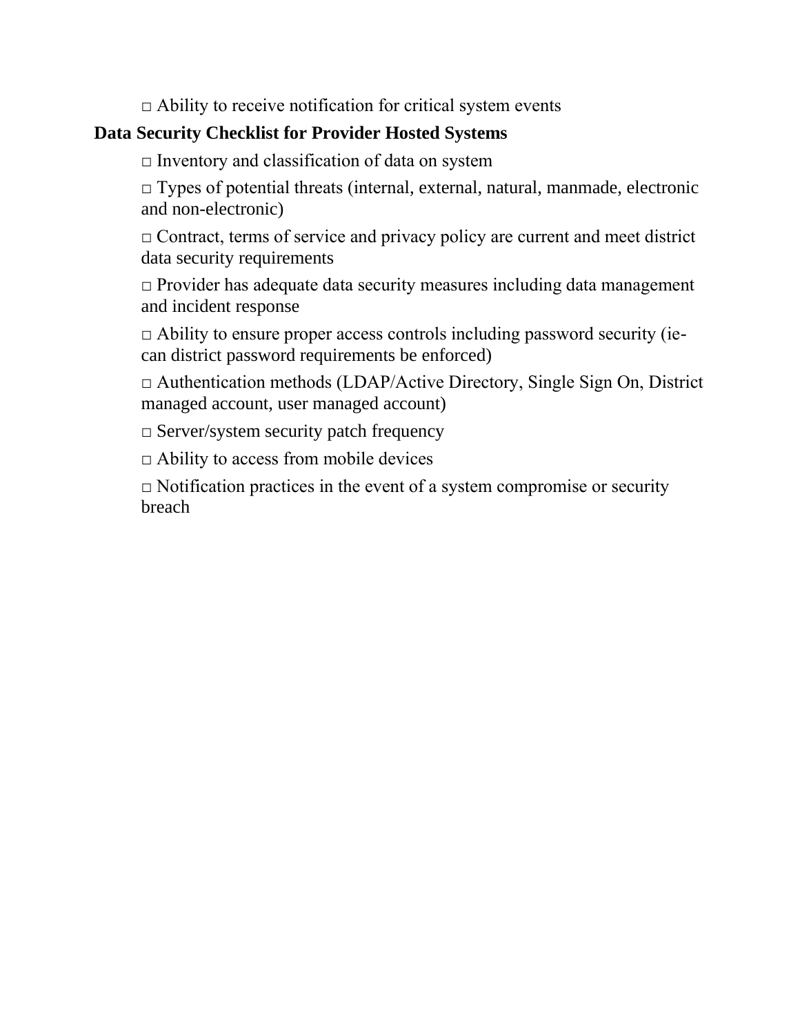□ Ability to receive notification for critical system events

**Data Security Checklist for Provider Hosted Systems**

□ Inventory and classification of data on system

□ Types of potential threats (internal, external, natural, manmade, electronic and non-electronic)

□ Contract, terms of service and privacy policy are current and meet district data security requirements

□ Provider has adequate data security measures including data management and incident response

□ Ability to ensure proper access controls including password security (ie- can district password requirements be enforced)

□ Authentication methods (LDAP/Active Directory, Single Sign On, District managed account, user managed account)

□ Server/system security patch frequency

□ Ability to access from mobile devices

□ Notification practices in the event of a system compromise or security breach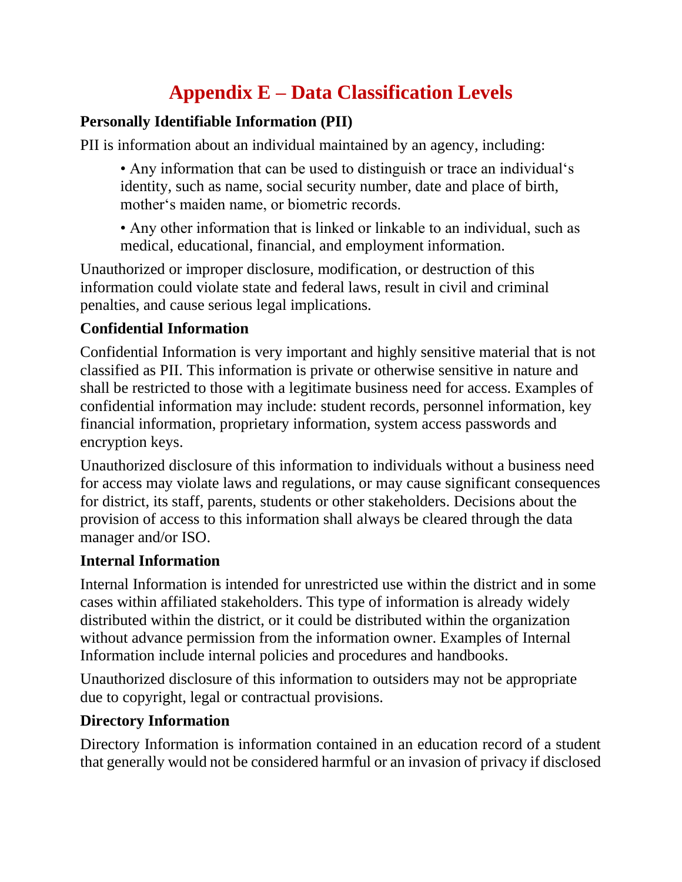# Appendix E – Data Classification Levels

**Personally Identifiable Information (PII)**

PII is information about an individual maintained by an agency, including:

- Any information that can be used to distinguish or trace an individual's identity, such as name, social security number, date and place of birth, mother's maiden name, or biometric records.
- Any other information that is linked or linkable to an individual, such as medical, educational, financial, and employment information.

Unauthorized or improper disclosure, modification, or destruction of this information could violate state and federal laws, result in civil and criminal penalties, and cause serious legal implications.

**Confidential Information**

Confidential Information is very important and highly sensitive material that is not classified as PII. This information is private or otherwise sensitive in nature and shall be restricted to those with a legitimate business need for access. Examples of confidential information may include: student records, personnel information, key financial information, proprietary information, system access passwords and encryption keys.

Unauthorized disclosure of this information to individuals without a business need for access may violate laws and regulations, or may cause significant consequences for district, its staff, parents, students or other stakeholders. Decisions about the provision of access to this information shall always be cleared through the data manager and/or ISO.

**Internal Information**

Internal Information is intended for unrestricted use within the district and in some cases within affiliated stakeholders. This type of information is already widely distributed within the district, or it could be distributed within the organization without advance permission from the information owner. Examples of Internal Information include internal policies and procedures and handbooks.

Unauthorized disclosure of this information to outsiders may not be appropriate due to copyright, legal or contractual provisions.

**Directory Information**

Directory Information is information contained in an education record of a student that generally would not be considered harmful or an invasion of privacy if disclosed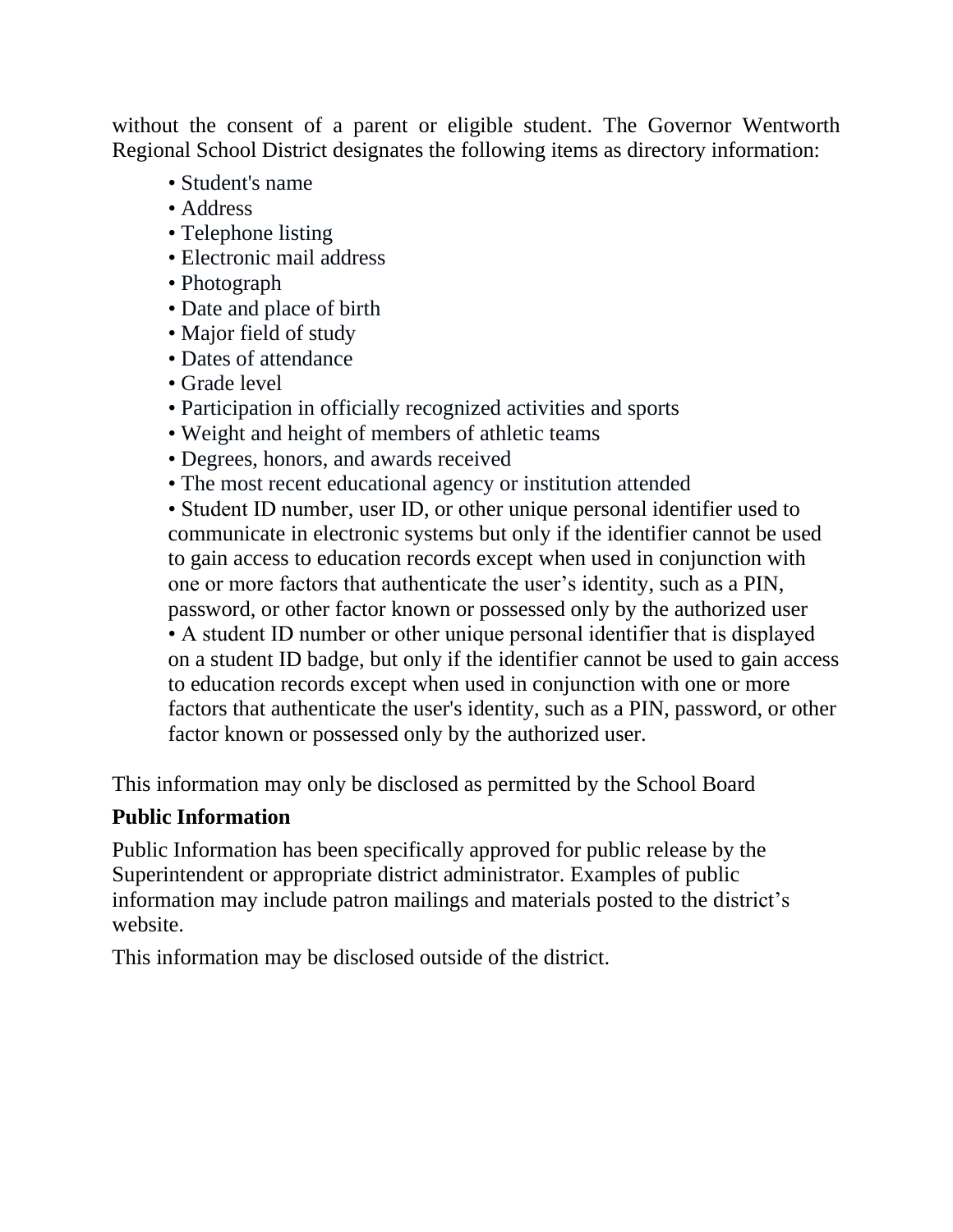without the consent of a parent or eligible student. The Governor Wentworth Regional School District designates the following items as directory information:

- Student's name
- Address
- Telephone listing
- Electronic mail address
- Photograph
- Date and place of birth
- Major field of study
- Dates of attendance
- Grade level
- Participation in officially recognized activities and sports
- Weight and height of members of athletic teams
- Degrees, honors, and awards received
- The most recent educational agency or institution attended
- Student ID number, user ID, or other unique personal identifier used to communicate in electronic systems but only if the identifier cannot be used to gain access to education records except when used in conjunction with one or more factors that authenticate the user's identity, such as a PIN, password, or other factor known or possessed only by the authorized user
- A student ID number or other unique personal identifier that is displayed on a student ID badge, but only if the identifier cannot be used to gain access to education records except when used in conjunction with one or more factors that authenticate the user's identity, such as a PIN, password, or other factor known or possessed only by the authorized user.

This information may only be disclosed as permitted by the School Board

**Public Information**

Public Information has been specifically approved for public release by the Superintendent or appropriate district administrator. Examples of public information may include patron mailings and materials posted to the district's website.

This information may be disclosed outside of the district.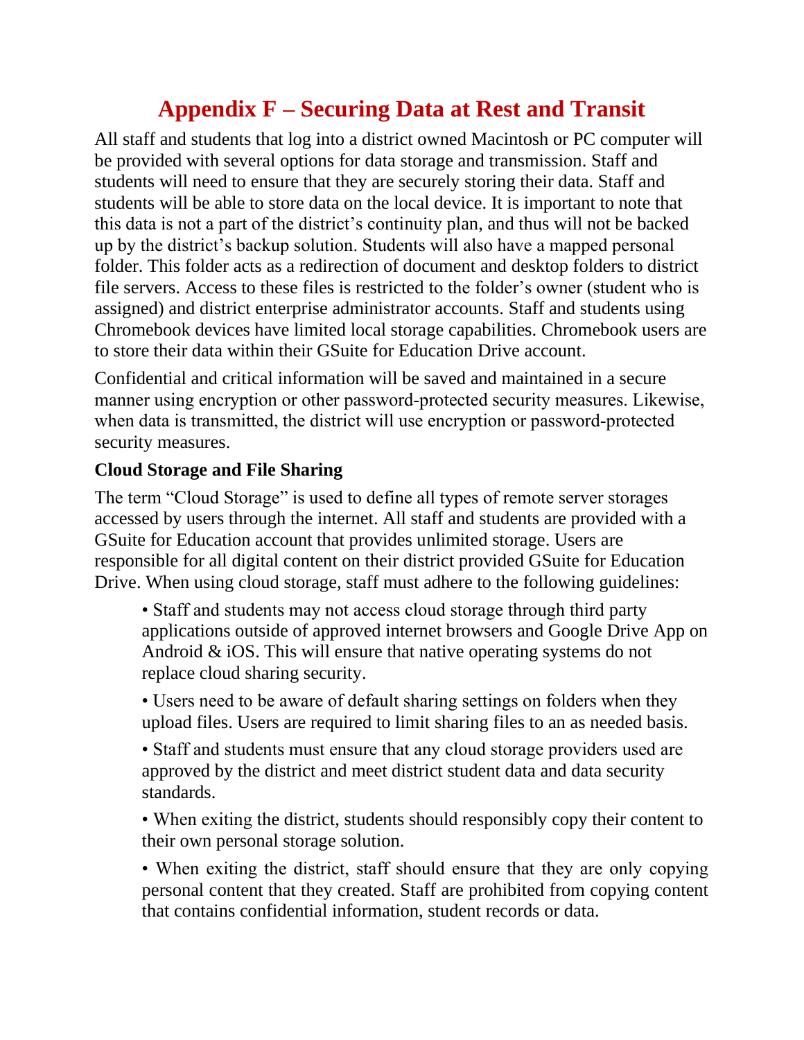# Appendix F – Securing Data at Rest and Transit

All staff and students that log into a district owned Macintosh or PC computer will be provided with several options for data storage and transmission. Staff and students will need to ensure that they are securely storing their data. Staff and students will be able to store data on the local device. It is important to note that this data is not a part of the district's continuity plan, and thus will not be backed up by the district's backup solution. Students will also have a mapped personal folder. This folder acts as a redirection of document and desktop folders to district file servers. Access to these files is restricted to the folder's owner (student who is assigned) and district enterprise administrator accounts. Staff and students using Chromebook devices have limited local storage capabilities. Chromebook users are to store their data within their GSuite for Education Drive account.

Confidential and critical information will be saved and maintained in a secure manner using encryption or other password-protected security measures. Likewise, when data is transmitted, the district will use encryption or password-protected security measures.

**Cloud Storage and File Sharing**

The term "Cloud Storage" is used to define all types of remote server storages accessed by users through the internet. All staff and students are provided with a GSuite for Education account that provides unlimited storage. Users are responsible for all digital content on their district provided GSuite for Education Drive. When using cloud storage, staff must adhere to the following guidelines:

- Staff and students may not access cloud storage through third party applications outside of approved internet browsers and Google Drive App on Android & iOS. This will ensure that native operating systems do not replace cloud sharing security.
- Users need to be aware of default sharing settings on folders when they upload files. Users are required to limit sharing files to an as needed basis.
- Staff and students must ensure that any cloud storage providers used are approved by the district and meet district student data and data security standards.
- When exiting the district, students should responsibly copy their content to their own personal storage solution.
- When exiting the district, staff should ensure that they are only copying personal content that they created. Staff are prohibited from copying content that contains confidential information, student records or data.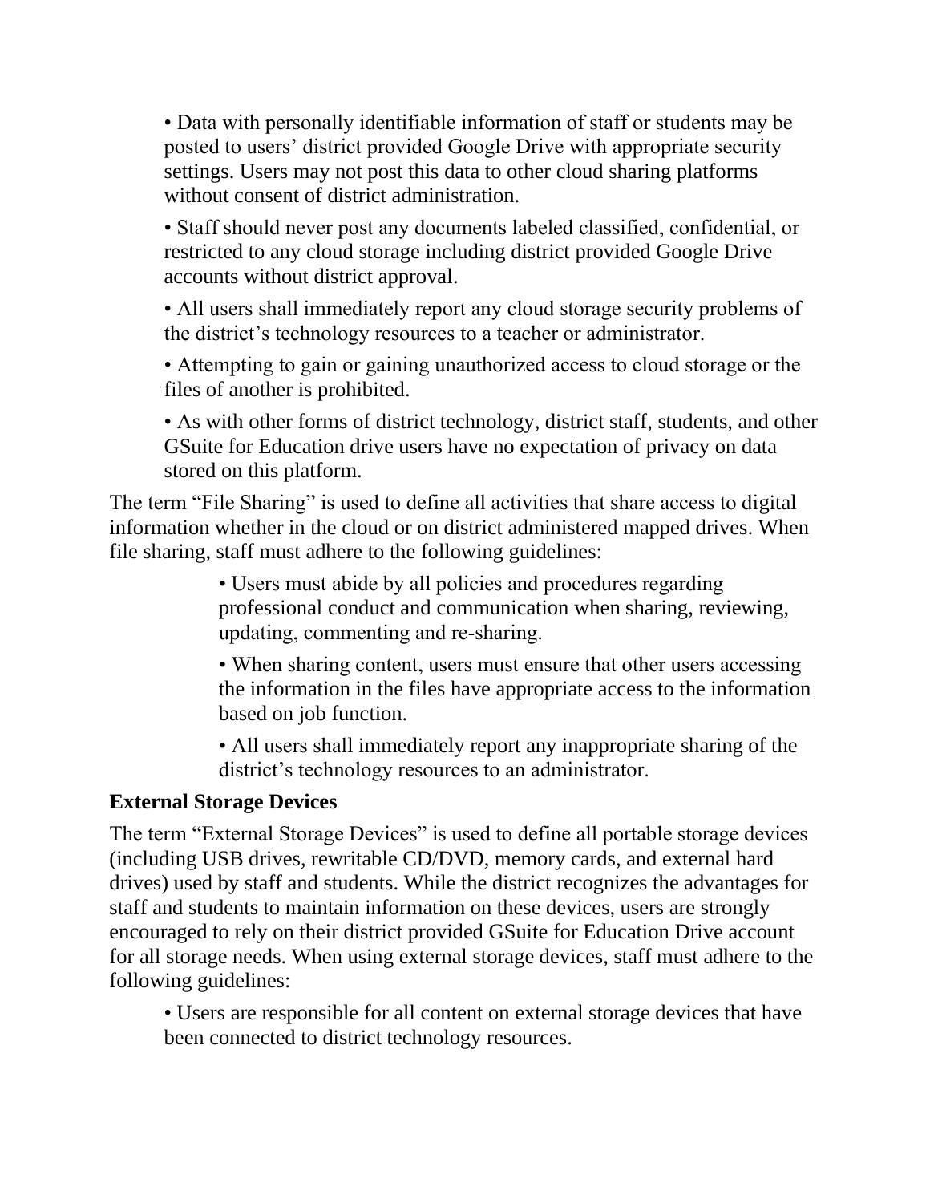- Data with personally identifiable information of staff or students may be posted to users' district provided Google Drive with appropriate security settings. Users may not post this data to other cloud sharing platforms without consent of district administration.
- Staff should never post any documents labeled classified, confidential, or restricted to any cloud storage including district provided Google Drive accounts without district approval.
- All users shall immediately report any cloud storage security problems of the district's technology resources to a teacher or administrator.
- Attempting to gain or gaining unauthorized access to cloud storage or the files of another is prohibited.
- As with other forms of district technology, district staff, students, and other GSuite for Education drive users have no expectation of privacy on data stored on this platform.

The term "File Sharing" is used to define all activities that share access to digital information whether in the cloud or on district administered mapped drives. When file sharing, staff must adhere to the following guidelines:

- Users must abide by all policies and procedures regarding professional conduct and communication when sharing, reviewing, updating, commenting and re-sharing.
- When sharing content, users must ensure that other users accessing the information in the files have appropriate access to the information based on job function.
- All users shall immediately report any inappropriate sharing of the district's technology resources to an administrator.

### External Storage Devices

The term "External Storage Devices" is used to define all portable storage devices (including USB drives, rewritable CD/DVD, memory cards, and external hard drives) used by staff and students. While the district recognizes the advantages for staff and students to maintain information on these devices, users are strongly encouraged to rely on their district provided GSuite for Education Drive account for all storage needs. When using external storage devices, staff must adhere to the following guidelines:

- Users are responsible for all content on external storage devices that have been connected to district technology resources.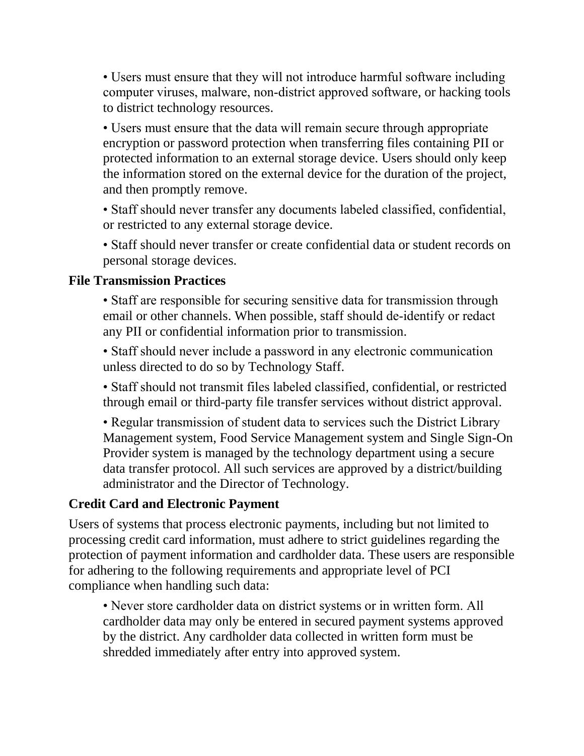- Users must ensure that they will not introduce harmful software including computer viruses, malware, non-district approved software, or hacking tools to district technology resources.
- Users must ensure that the data will remain secure through appropriate encryption or password protection when transferring files containing PII or protected information to an external storage device. Users should only keep the information stored on the external device for the duration of the project, and then promptly remove.
- Staff should never transfer any documents labeled classified, confidential, or restricted to any external storage device.
- Staff should never transfer or create confidential data or student records on personal storage devices.

**File Transmission Practices**

- Staff are responsible for securing sensitive data for transmission through email or other channels. When possible, staff should de-identify or redact any PII or confidential information prior to transmission.
- Staff should never include a password in any electronic communication unless directed to do so by Technology Staff.
- Staff should not transmit files labeled classified, confidential, or restricted through email or third-party file transfer services without district approval.
- Regular transmission of student data to services such the District Library Management system, Food Service Management system and Single Sign-On Provider system is managed by the technology department using a secure data transfer protocol. All such services are approved by a district/building administrator and the Director of Technology.

**Credit Card and Electronic Payment**

Users of systems that process electronic payments, including but not limited to processing credit card information, must adhere to strict guidelines regarding the protection of payment information and cardholder data. These users are responsible for adhering to the following requirements and appropriate level of PCI compliance when handling such data:

- Never store cardholder data on district systems or in written form. All cardholder data may only be entered in secured payment systems approved by the district. Any cardholder data collected in written form must be shredded immediately after entry into approved system.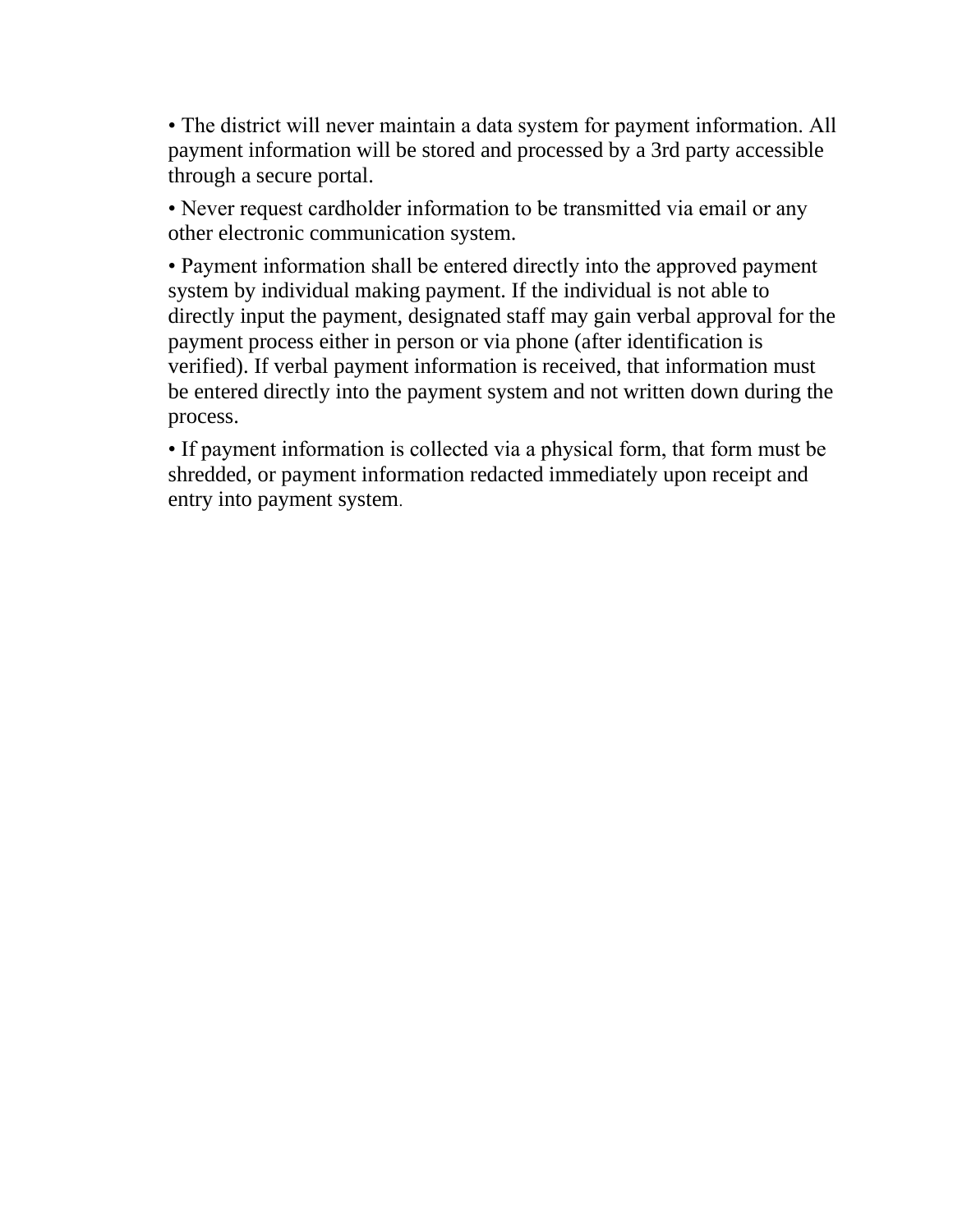- The district will never maintain a data system for payment information. All payment information will be stored and processed by a 3rd party accessible through a secure portal.
- Never request cardholder information to be transmitted via email or any other electronic communication system.
- Payment information shall be entered directly into the approved payment system by individual making payment. If the individual is not able to directly input the payment, designated staff may gain verbal approval for the payment process either in person or via phone (after identification is verified). If verbal payment information is received, that information must be entered directly into the payment system and not written down during the process.
- If payment information is collected via a physical form, that form must be shredded, or payment information redacted immediately upon receipt and entry into payment system.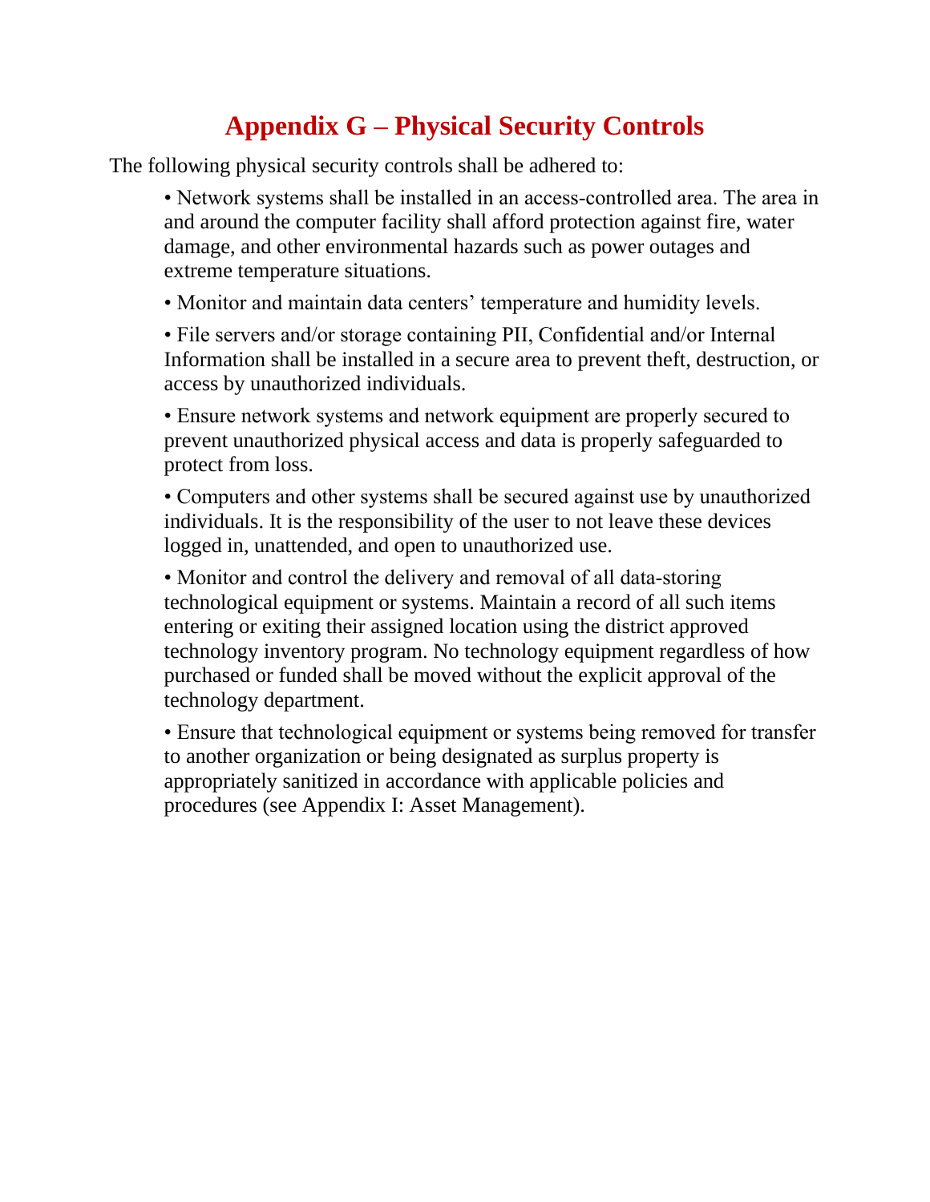# Appendix G – Physical Security Controls

The following physical security controls shall be adhered to:

- Network systems shall be installed in an access-controlled area. The area in and around the computer facility shall afford protection against fire, water damage, and other environmental hazards such as power outages and extreme temperature situations.
- Monitor and maintain data centers' temperature and humidity levels.
- File servers and/or storage containing PII, Confidential and/or Internal Information shall be installed in a secure area to prevent theft, destruction, or access by unauthorized individuals.
- Ensure network systems and network equipment are properly secured to prevent unauthorized physical access and data is properly safeguarded to protect from loss.
- Computers and other systems shall be secured against use by unauthorized individuals. It is the responsibility of the user to not leave these devices logged in, unattended, and open to unauthorized use.
- Monitor and control the delivery and removal of all data-storing technological equipment or systems. Maintain a record of all such items entering or exiting their assigned location using the district approved technology inventory program. No technology equipment regardless of how purchased or funded shall be moved without the explicit approval of the technology department.
- Ensure that technological equipment or systems being removed for transfer to another organization or being designated as surplus property is appropriately sanitized in accordance with applicable policies and procedures (see Appendix I: Asset Management).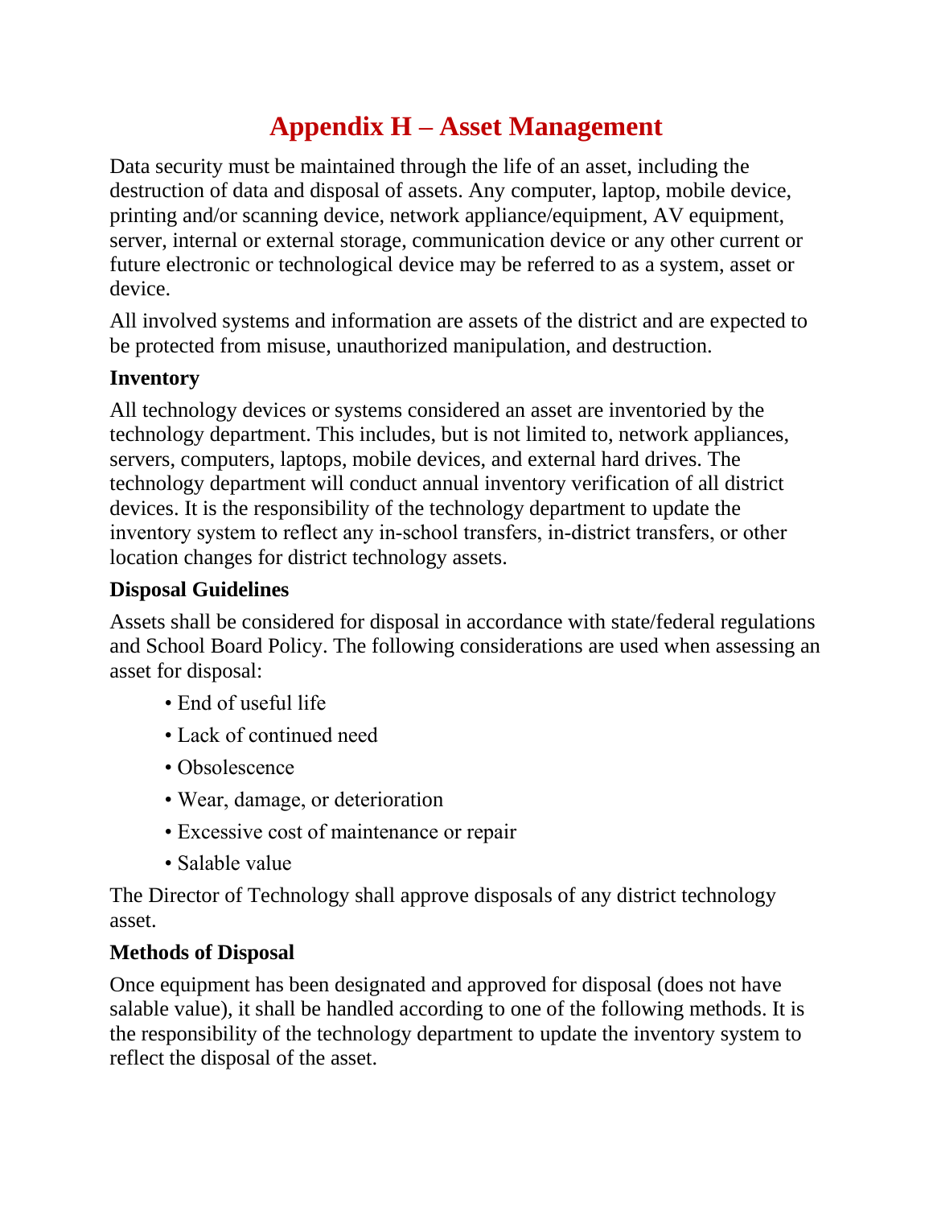# Appendix H – Asset Management

Data security must be maintained through the life of an asset, including the destruction of data and disposal of assets. Any computer, laptop, mobile device, printing and/or scanning device, network appliance/equipment, AV equipment, server, internal or external storage, communication device or any other current or future electronic or technological device may be referred to as a system, asset or device.

All involved systems and information are assets of the district and are expected to be protected from misuse, unauthorized manipulation, and destruction.

**Inventory**

All technology devices or systems considered an asset are inventoried by the technology department. This includes, but is not limited to, network appliances, servers, computers, laptops, mobile devices, and external hard drives. The technology department will conduct annual inventory verification of all district devices. It is the responsibility of the technology department to update the inventory system to reflect any in-school transfers, in-district transfers, or other location changes for district technology assets.

**Disposal Guidelines**

Assets shall be considered for disposal in accordance with state/federal regulations and School Board Policy. The following considerations are used when assessing an asset for disposal:

- End of useful life
- Lack of continued need
- Obsolescence
- Wear, damage, or deterioration
- Excessive cost of maintenance or repair
- Salable value

The Director of Technology shall approve disposals of any district technology asset.

**Methods of Disposal**

Once equipment has been designated and approved for disposal (does not have salable value), it shall be handled according to one of the following methods. It is the responsibility of the technology department to update the inventory system to reflect the disposal of the asset.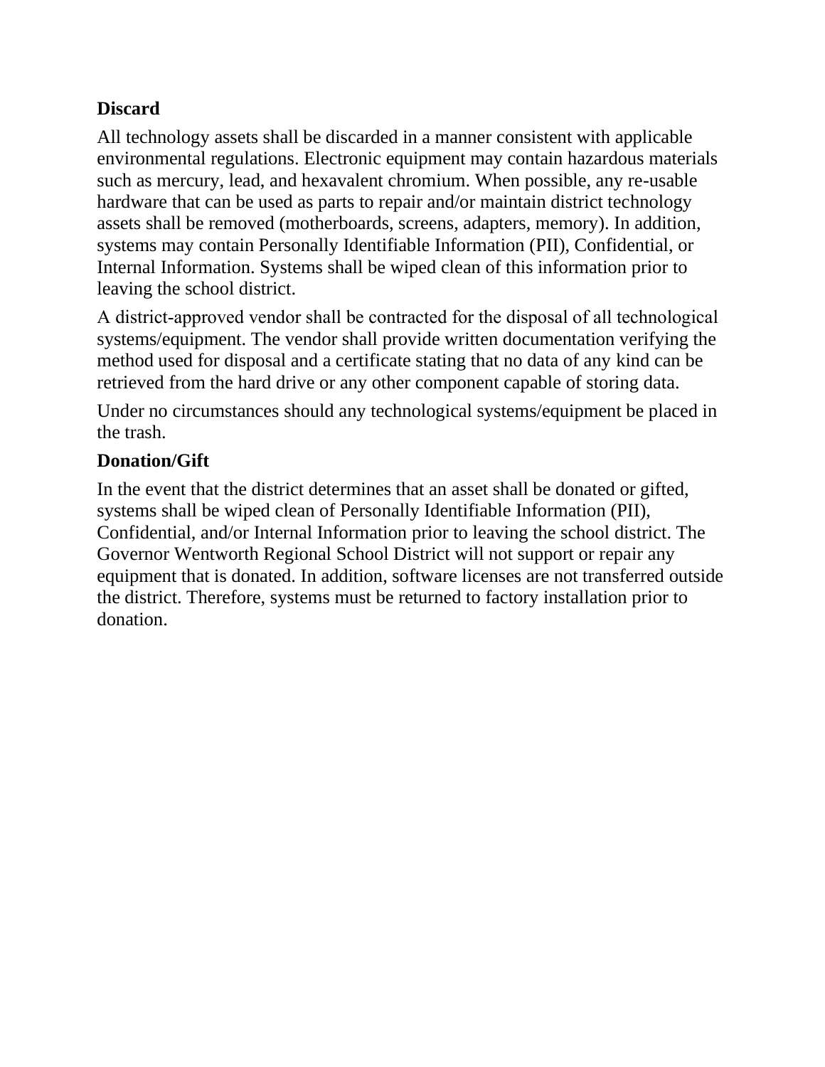**Discard**

All technology assets shall be discarded in a manner consistent with applicable environmental regulations. Electronic equipment may contain hazardous materials such as mercury, lead, and hexavalent chromium. When possible, any re-usable hardware that can be used as parts to repair and/or maintain district technology assets shall be removed (motherboards, screens, adapters, memory). In addition, systems may contain Personally Identifiable Information (PII), Confidential, or Internal Information. Systems shall be wiped clean of this information prior to leaving the school district.

A district-approved vendor shall be contracted for the disposal of all technological systems/equipment. The vendor shall provide written documentation verifying the method used for disposal and a certificate stating that no data of any kind can be retrieved from the hard drive or any other component capable of storing data.

Under no circumstances should any technological systems/equipment be placed in the trash.

**Donation/Gift**

In the event that the district determines that an asset shall be donated or gifted, systems shall be wiped clean of Personally Identifiable Information (PII), Confidential, and/or Internal Information prior to leaving the school district. The Governor Wentworth Regional School District will not support or repair any equipment that is donated. In addition, software licenses are not transferred outside the district. Therefore, systems must be returned to factory installation prior to donation.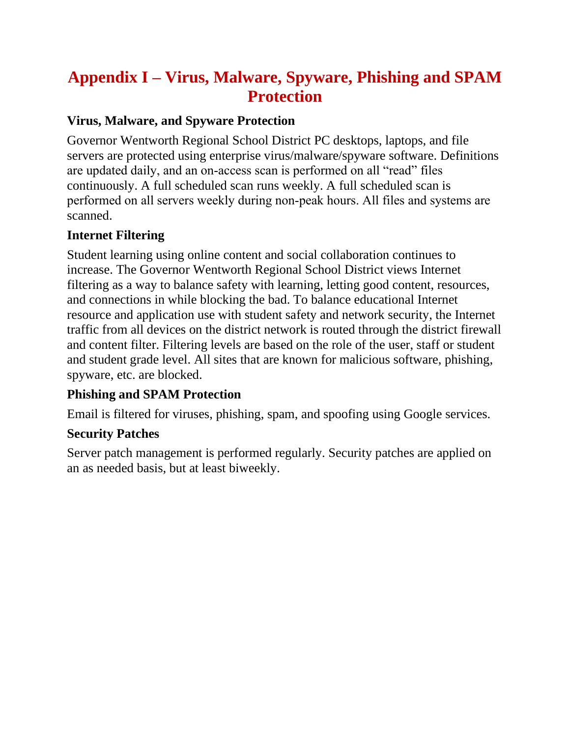# Appendix I – Virus, Malware, Spyware, Phishing and SPAM Protection

### Virus, Malware, and Spyware Protection

Governor Wentworth Regional School District PC desktops, laptops, and file servers are protected using enterprise virus/malware/spyware software. Definitions are updated daily, and an on-access scan is performed on all "read" files continuously. A full scheduled scan runs weekly. A full scheduled scan is performed on all servers weekly during non-peak hours. All files and systems are scanned.

### Internet Filtering

Student learning using online content and social collaboration continues to increase. The Governor Wentworth Regional School District views Internet filtering as a way to balance safety with learning, letting good content, resources, and connections in while blocking the bad. To balance educational Internet resource and application use with student safety and network security, the Internet traffic from all devices on the district network is routed through the district firewall and content filter. Filtering levels are based on the role of the user, staff or student and student grade level. All sites that are known for malicious software, phishing, spyware, etc. are blocked.

### Phishing and SPAM Protection

Email is filtered for viruses, phishing, spam, and spoofing using Google services.

### Security Patches

Server patch management is performed regularly. Security patches are applied on an as needed basis, but at least biweekly.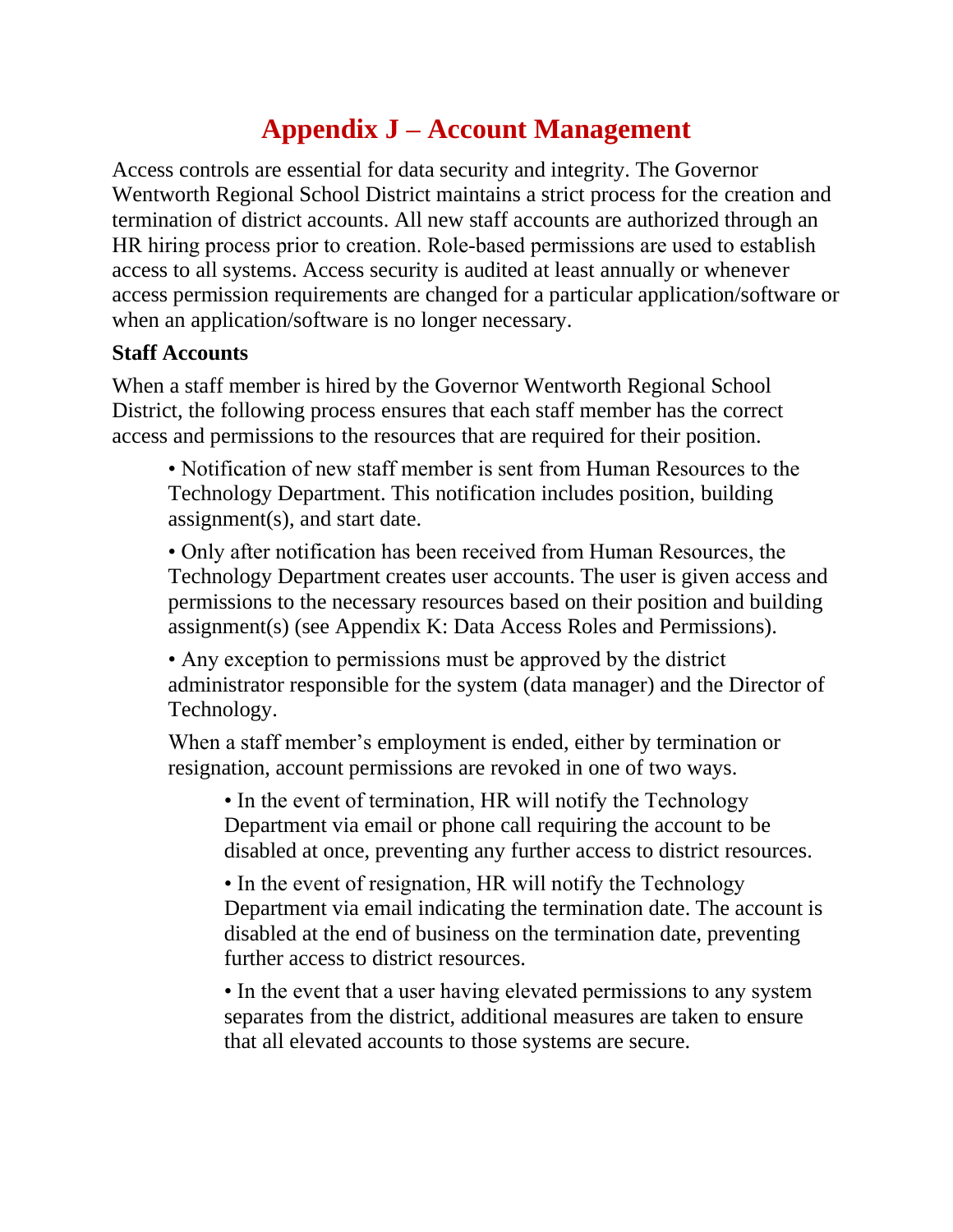# Appendix J – Account Management

Access controls are essential for data security and integrity. The Governor Wentworth Regional School District maintains a strict process for the creation and termination of district accounts. All new staff accounts are authorized through an HR hiring process prior to creation. Role-based permissions are used to establish access to all systems. Access security is audited at least annually or whenever access permission requirements are changed for a particular application/software or when an application/software is no longer necessary.

**Staff Accounts**

When a staff member is hired by the Governor Wentworth Regional School District, the following process ensures that each staff member has the correct access and permissions to the resources that are required for their position.

- Notification of new staff member is sent from Human Resources to the Technology Department. This notification includes position, building assignment(s), and start date.
- Only after notification has been received from Human Resources, the Technology Department creates user accounts. The user is given access and permissions to the necessary resources based on their position and building assignment(s) (see Appendix K: Data Access Roles and Permissions).
- Any exception to permissions must be approved by the district administrator responsible for the system (data manager) and the Director of Technology.

When a staff member's employment is ended, either by termination or resignation, account permissions are revoked in one of two ways.

- In the event of termination, HR will notify the Technology Department via email or phone call requiring the account to be disabled at once, preventing any further access to district resources.
- In the event of resignation, HR will notify the Technology Department via email indicating the termination date. The account is disabled at the end of business on the termination date, preventing further access to district resources.
- In the event that a user having elevated permissions to any system separates from the district, additional measures are taken to ensure that all elevated accounts to those systems are secure.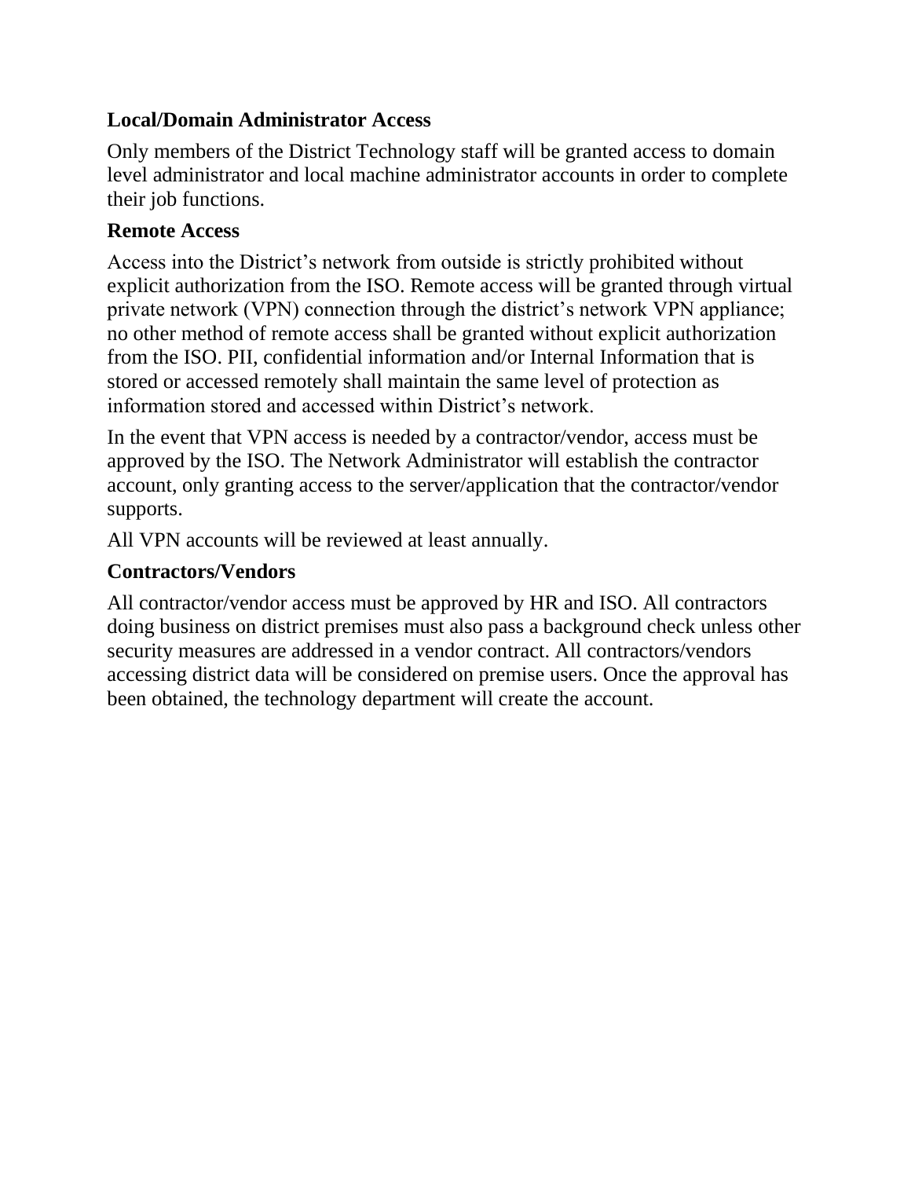**Local/Domain Administrator Access**

Only members of the District Technology staff will be granted access to domain level administrator and local machine administrator accounts in order to complete their job functions.

**Remote Access**

Access into the District's network from outside is strictly prohibited without explicit authorization from the ISO. Remote access will be granted through virtual private network (VPN) connection through the district's network VPN appliance; no other method of remote access shall be granted without explicit authorization from the ISO. PII, confidential information and/or Internal Information that is stored or accessed remotely shall maintain the same level of protection as information stored and accessed within District's network.

In the event that VPN access is needed by a contractor/vendor, access must be approved by the ISO. The Network Administrator will establish the contractor account, only granting access to the server/application that the contractor/vendor supports.

All VPN accounts will be reviewed at least annually.

**Contractors/Vendors**

All contractor/vendor access must be approved by HR and ISO. All contractors doing business on district premises must also pass a background check unless other security measures are addressed in a vendor contract. All contractors/vendors accessing district data will be considered on premise users. Once the approval has been obtained, the technology department will create the account.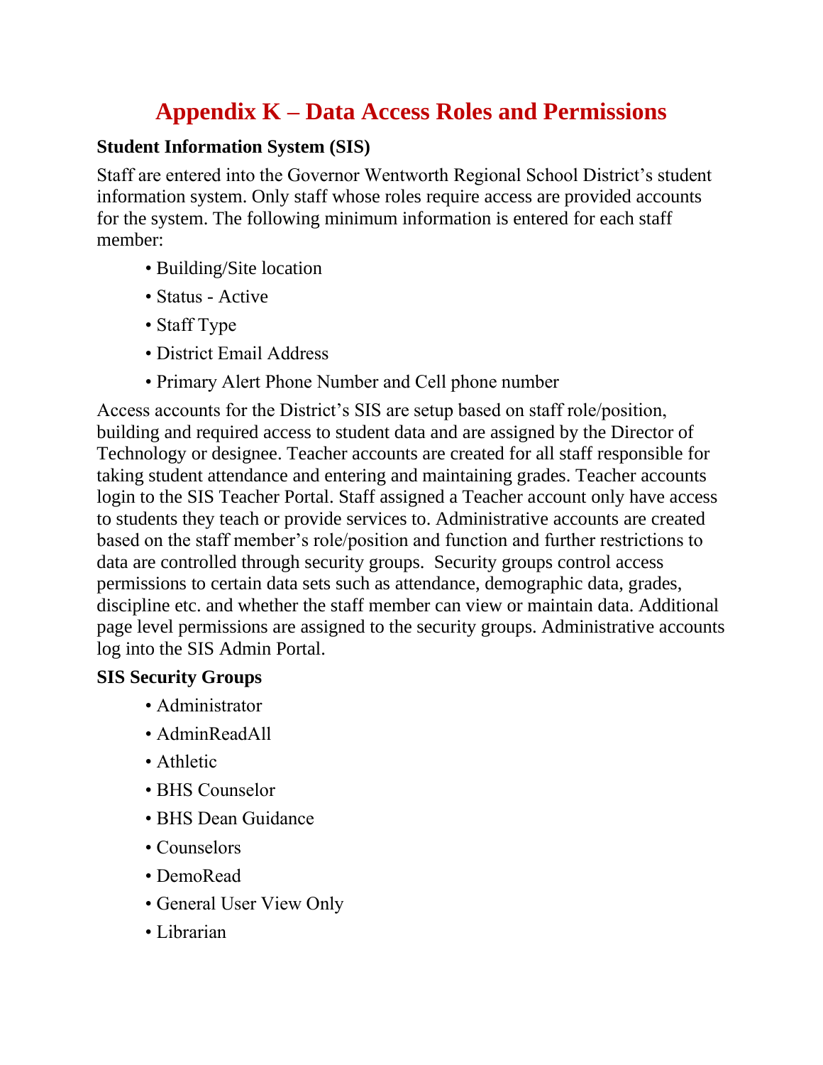# Appendix K – Data Access Roles and Permissions

**Student Information System (SIS)**

Staff are entered into the Governor Wentworth Regional School District's student information system. Only staff whose roles require access are provided accounts for the system. The following minimum information is entered for each staff member:

- Building/Site location
- Status - Active
- Staff Type
- District Email Address
- Primary Alert Phone Number and Cell phone number

Access accounts for the District's SIS are setup based on staff role/position, building and required access to student data and are assigned by the Director of Technology or designee. Teacher accounts are created for all staff responsible for taking student attendance and entering and maintaining grades. Teacher accounts login to the SIS Teacher Portal. Staff assigned a Teacher account only have access to students they teach or provide services to. Administrative accounts are created based on the staff member's role/position and function and further restrictions to data are controlled through security groups. Security groups control access permissions to certain data sets such as attendance, demographic data, grades, discipline etc. and whether the staff member can view or maintain data. Additional page level permissions are assigned to the security groups. Administrative accounts log into the SIS Admin Portal.

**SIS Security Groups**

- Administrator
- AdminReadAll
- Athletic
- BHS Counselor
- BHS Dean Guidance
- Counselors
- DemoRead
- General User View Only
- Librarian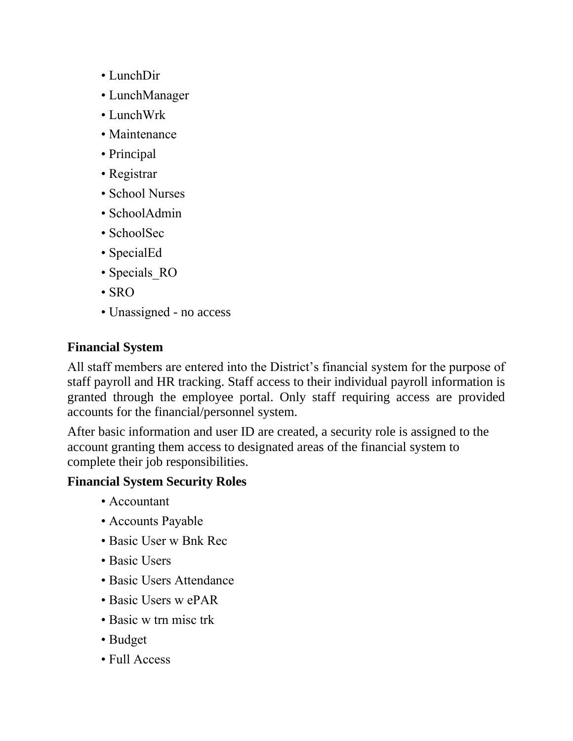- LunchDir
- LunchManager
- LunchWrk
- Maintenance
- Principal
- Registrar
- School Nurses
- SchoolAdmin
- SchoolSec
- SpecialEd
- Specials_RO
- SRO
- Unassigned - no access

**Financial System**

All staff members are entered into the District's financial system for the purpose of staff payroll and HR tracking. Staff access to their individual payroll information is granted through the employee portal. Only staff requiring access are provided accounts for the financial/personnel system.

After basic information and user ID are created, a security role is assigned to the account granting them access to designated areas of the financial system to complete their job responsibilities.

**Financial System Security Roles**

- Accountant
- Accounts Payable
- Basic User w Bnk Rec
- Basic Users
- Basic Users Attendance
- Basic Users w ePAR
- Basic w trn misc trk
- Budget
- Full Access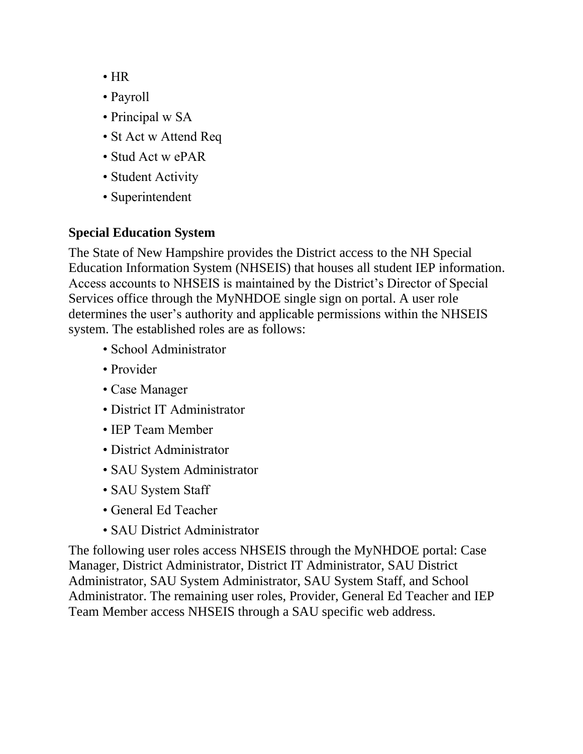- HR
- Payroll
- Principal w SA
- St Act w Attend Req
- Stud Act w ePAR
- Student Activity
- Superintendent

**Special Education System**

The State of New Hampshire provides the District access to the NH Special Education Information System (NHSEIS) that houses all student IEP information. Access accounts to NHSEIS is maintained by the District's Director of Special Services office through the MyNHDOE single sign on portal. A user role determines the user's authority and applicable permissions within the NHSEIS system. The established roles are as follows:

- School Administrator
- Provider
- Case Manager
- District IT Administrator
- IEP Team Member
- District Administrator
- SAU System Administrator
- SAU System Staff
- General Ed Teacher
- SAU District Administrator

The following user roles access NHSEIS through the MyNHDOE portal: Case Manager, District Administrator, District IT Administrator, SAU District Administrator, SAU System Administrator, SAU System Staff, and School Administrator. The remaining user roles, Provider, General Ed Teacher and IEP Team Member access NHSEIS through a SAU specific web address.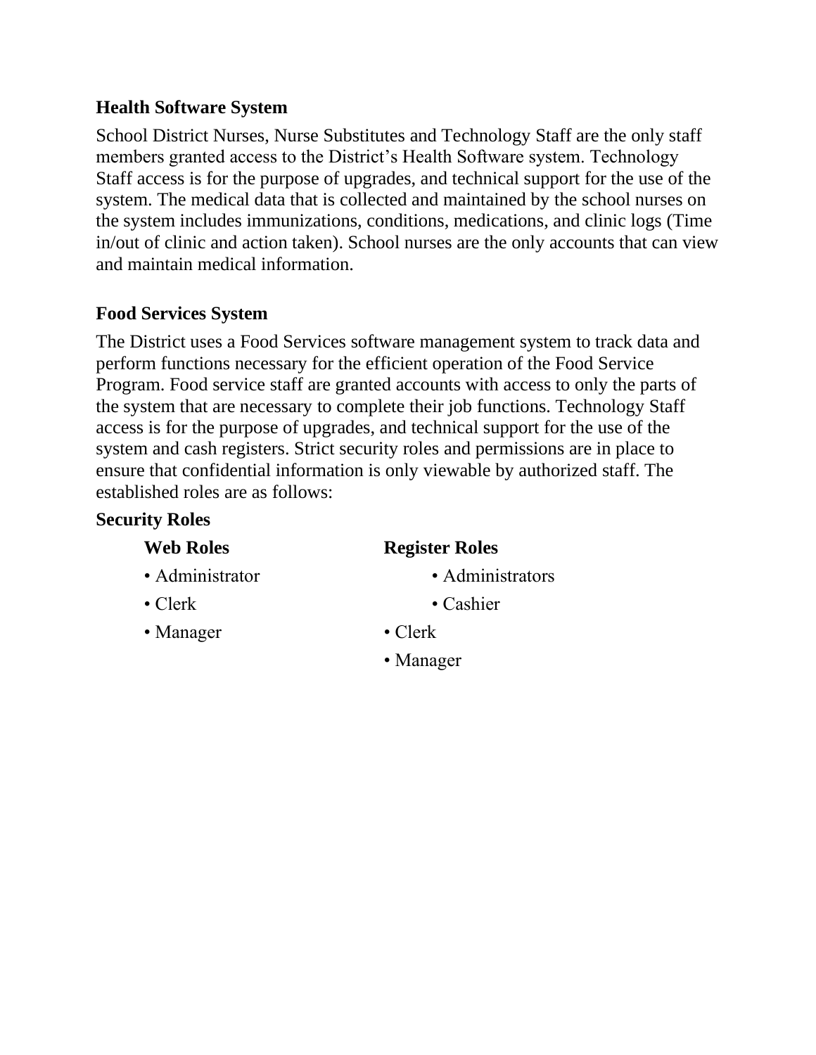**Health Software System**

School District Nurses, Nurse Substitutes and Technology Staff are the only staff members granted access to the District's Health Software system. Technology Staff access is for the purpose of upgrades, and technical support for the use of the system. The medical data that is collected and maintained by the school nurses on the system includes immunizations, conditions, medications, and clinic logs (Time in/out of clinic and action taken). School nurses are the only accounts that can view and maintain medical information.

**Food Services System**

The District uses a Food Services software management system to track data and perform functions necessary for the efficient operation of the Food Service Program. Food service staff are granted accounts with access to only the parts of the system that are necessary to complete their job functions. Technology Staff access is for the purpose of upgrades, and technical support for the use of the system and cash registers. Strict security roles and permissions are in place to ensure that confidential information is only viewable by authorized staff. The established roles are as follows:

**Security Roles**

**Web Roles**

- Administrator
- Clerk
- Manager

**Register Roles**

- Administrators
- Cashier
- Clerk
- Manager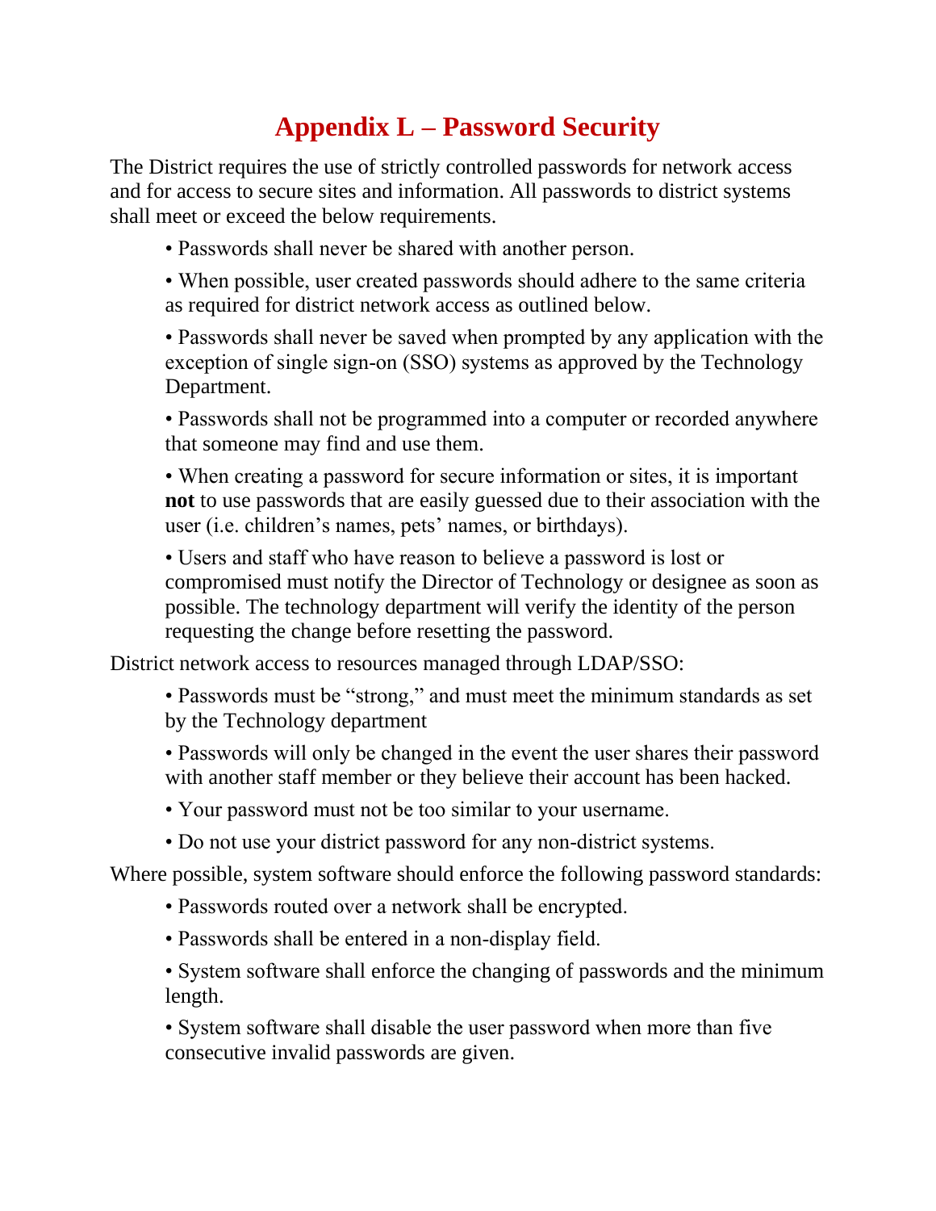# Appendix L – Password Security

The District requires the use of strictly controlled passwords for network access and for access to secure sites and information. All passwords to district systems shall meet or exceed the below requirements.

- Passwords shall never be shared with another person.
- When possible, user created passwords should adhere to the same criteria as required for district network access as outlined below.
- Passwords shall never be saved when prompted by any application with the exception of single sign-on (SSO) systems as approved by the Technology Department.
- Passwords shall not be programmed into a computer or recorded anywhere that someone may find and use them.
- When creating a password for secure information or sites, it is important **not** to use passwords that are easily guessed due to their association with the user (i.e. children's names, pets' names, or birthdays).
- Users and staff who have reason to believe a password is lost or compromised must notify the Director of Technology or designee as soon as possible. The technology department will verify the identity of the person requesting the change before resetting the password.

District network access to resources managed through LDAP/SSO:

- Passwords must be "strong," and must meet the minimum standards as set by the Technology department
- Passwords will only be changed in the event the user shares their password with another staff member or they believe their account has been hacked.
- Your password must not be too similar to your username.
- Do not use your district password for any non-district systems.

Where possible, system software should enforce the following password standards:

- Passwords routed over a network shall be encrypted.
- Passwords shall be entered in a non-display field.
- System software shall enforce the changing of passwords and the minimum length.
- System software shall disable the user password when more than five consecutive invalid passwords are given.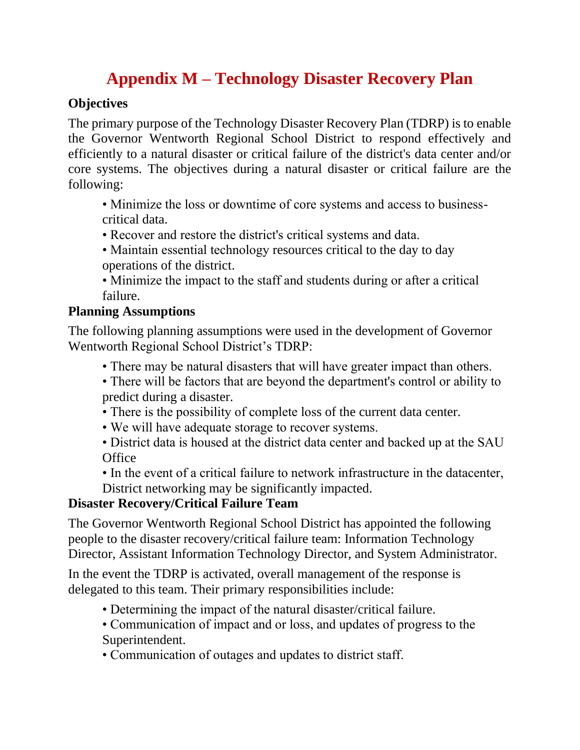# Appendix M – Technology Disaster Recovery Plan

**Objectives**

The primary purpose of the Technology Disaster Recovery Plan (TDRP) is to enable the Governor Wentworth Regional School District to respond effectively and efficiently to a natural disaster or critical failure of the district's data center and/or core systems. The objectives during a natural disaster or critical failure are the following:

- Minimize the loss or downtime of core systems and access to business-critical data.
- Recover and restore the district's critical systems and data.
- Maintain essential technology resources critical to the day to day operations of the district.
- Minimize the impact to the staff and students during or after a critical failure.

**Planning Assumptions**

The following planning assumptions were used in the development of Governor Wentworth Regional School District's TDRP:

- There may be natural disasters that will have greater impact than others.
- There will be factors that are beyond the department's control or ability to predict during a disaster.
- There is the possibility of complete loss of the current data center.
- We will have adequate storage to recover systems.
- District data is housed at the district data center and backed up at the SAU Office
- In the event of a critical failure to network infrastructure in the datacenter, District networking may be significantly impacted.

**Disaster Recovery/Critical Failure Team**

The Governor Wentworth Regional School District has appointed the following people to the disaster recovery/critical failure team: Information Technology Director, Assistant Information Technology Director, and System Administrator.

In the event the TDRP is activated, overall management of the response is delegated to this team. Their primary responsibilities include:

- Determining the impact of the natural disaster/critical failure.
- Communication of impact and or loss, and updates of progress to the Superintendent.
- Communication of outages and updates to district staff.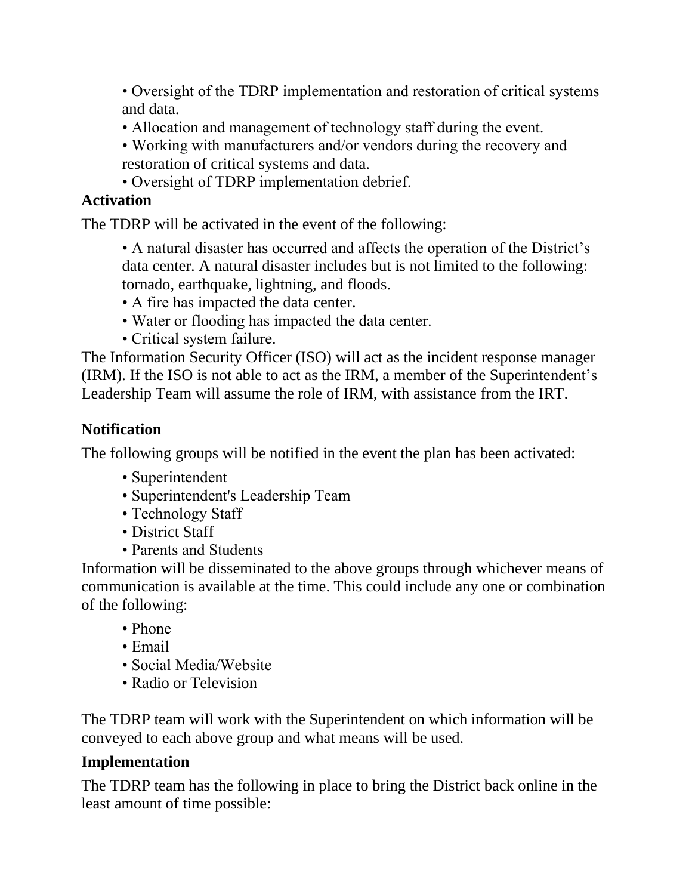- Oversight of the TDRP implementation and restoration of critical systems and data.
- Allocation and management of technology staff during the event.
- Working with manufacturers and/or vendors during the recovery and restoration of critical systems and data.
- Oversight of TDRP implementation debrief.

**Activation**

The TDRP will be activated in the event of the following:

- A natural disaster has occurred and affects the operation of the District's data center. A natural disaster includes but is not limited to the following: tornado, earthquake, lightning, and floods.
- A fire has impacted the data center.
- Water or flooding has impacted the data center.
- Critical system failure.

The Information Security Officer (ISO) will act as the incident response manager (IRM). If the ISO is not able to act as the IRM, a member of the Superintendent's Leadership Team will assume the role of IRM, with assistance from the IRT.

**Notification**

The following groups will be notified in the event the plan has been activated:

- Superintendent
- Superintendent's Leadership Team
- Technology Staff
- District Staff
- Parents and Students

Information will be disseminated to the above groups through whichever means of communication is available at the time. This could include any one or combination of the following:

- Phone
- Email
- Social Media/Website
- Radio or Television

The TDRP team will work with the Superintendent on which information will be conveyed to each above group and what means will be used.

**Implementation**

The TDRP team has the following in place to bring the District back online in the least amount of time possible: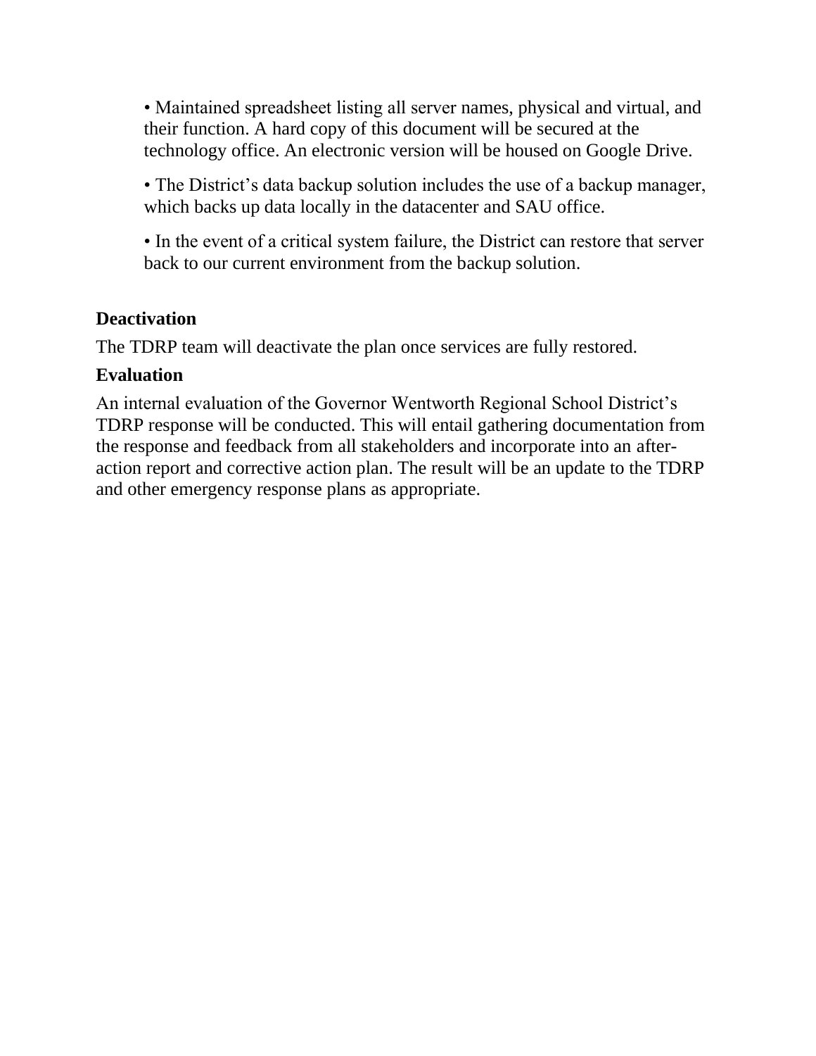- Maintained spreadsheet listing all server names, physical and virtual, and their function. A hard copy of this document will be secured at the technology office. An electronic version will be housed on Google Drive.
- The District's data backup solution includes the use of a backup manager, which backs up data locally in the datacenter and SAU office.
- In the event of a critical system failure, the District can restore that server back to our current environment from the backup solution.

**Deactivation**

The TDRP team will deactivate the plan once services are fully restored.

**Evaluation**

An internal evaluation of the Governor Wentworth Regional School District's TDRP response will be conducted. This will entail gathering documentation from the response and feedback from all stakeholders and incorporate into an after-action report and corrective action plan. The result will be an update to the TDRP and other emergency response plans as appropriate.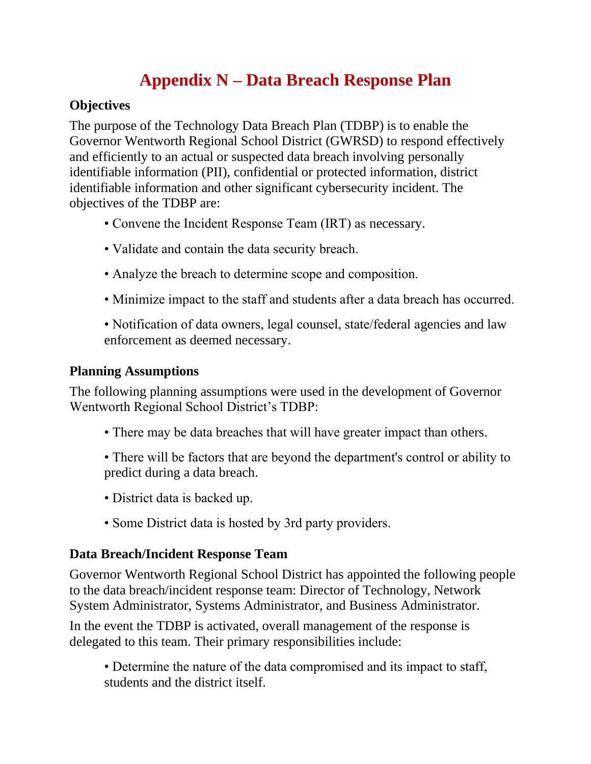# Appendix N – Data Breach Response Plan

## Objectives

The purpose of the Technology Data Breach Plan (TDBP) is to enable the Governor Wentworth Regional School District (GWRSD) to respond effectively and efficiently to an actual or suspected data breach involving personally identifiable information (PII), confidential or protected information, district identifiable information and other significant cybersecurity incident. The objectives of the TDBP are:

- Convene the Incident Response Team (IRT) as necessary.
- Validate and contain the data security breach.
- Analyze the breach to determine scope and composition.
- Minimize impact to the staff and students after a data breach has occurred.
- Notification of data owners, legal counsel, state/federal agencies and law enforcement as deemed necessary.

## Planning Assumptions

The following planning assumptions were used in the development of Governor Wentworth Regional School District's TDBP:

- There may be data breaches that will have greater impact than others.
- There will be factors that are beyond the department's control or ability to predict during a data breach.
- District data is backed up.
- Some District data is hosted by 3rd party providers.

## Data Breach/Incident Response Team

Governor Wentworth Regional School District has appointed the following people to the data breach/incident response team: Director of Technology, Network System Administrator, Systems Administrator, and Business Administrator.

In the event the TDBP is activated, overall management of the response is delegated to this team. Their primary responsibilities include:

- Determine the nature of the data compromised and its impact to staff, students and the district itself.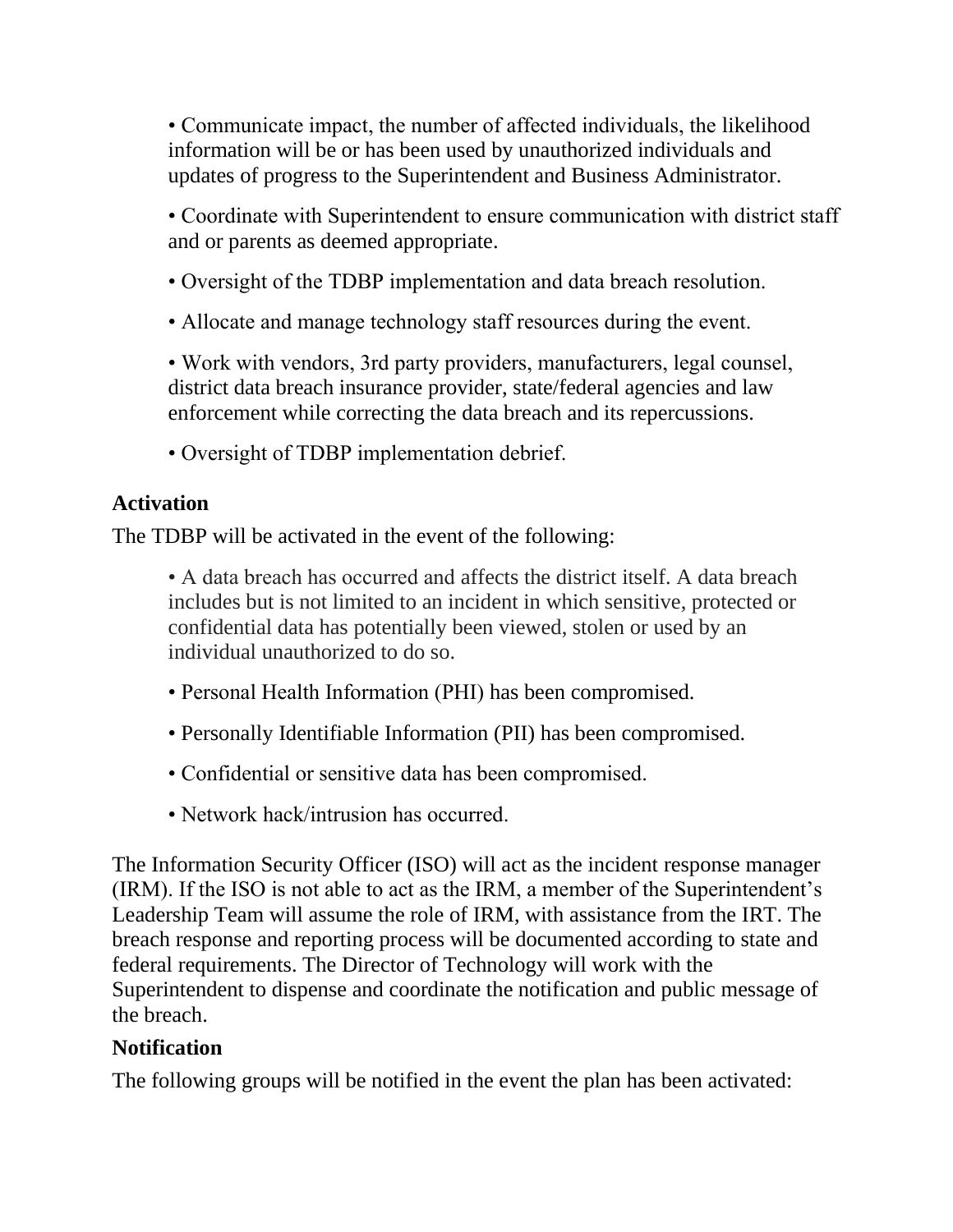- Communicate impact, the number of affected individuals, the likelihood information will be or has been used by unauthorized individuals and updates of progress to the Superintendent and Business Administrator.
- Coordinate with Superintendent to ensure communication with district staff and or parents as deemed appropriate.
- Oversight of the TDBP implementation and data breach resolution.
- Allocate and manage technology staff resources during the event.
- Work with vendors, 3rd party providers, manufacturers, legal counsel, district data breach insurance provider, state/federal agencies and law enforcement while correcting the data breach and its repercussions.
- Oversight of TDBP implementation debrief.

**Activation**

The TDBP will be activated in the event of the following:

- A data breach has occurred and affects the district itself. A data breach includes but is not limited to an incident in which sensitive, protected or confidential data has potentially been viewed, stolen or used by an individual unauthorized to do so.
- Personal Health Information (PHI) has been compromised.
- Personally Identifiable Information (PII) has been compromised.
- Confidential or sensitive data has been compromised.
- Network hack/intrusion has occurred.

The Information Security Officer (ISO) will act as the incident response manager (IRM). If the ISO is not able to act as the IRM, a member of the Superintendent's Leadership Team will assume the role of IRM, with assistance from the IRT. The breach response and reporting process will be documented according to state and federal requirements. The Director of Technology will work with the Superintendent to dispense and coordinate the notification and public message of the breach.

**Notification**

The following groups will be notified in the event the plan has been activated: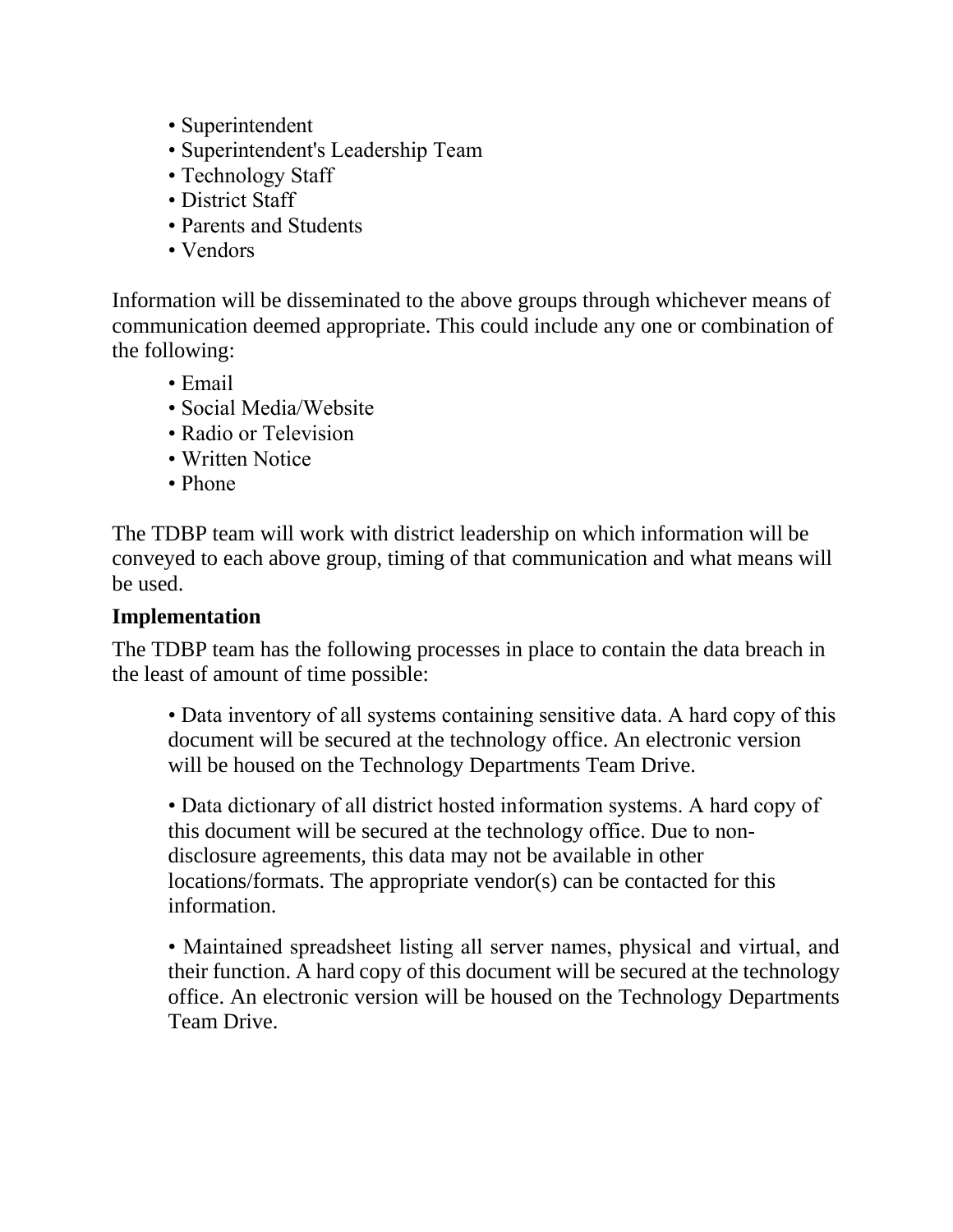- Superintendent
- Superintendent's Leadership Team
- Technology Staff
- District Staff
- Parents and Students
- Vendors

Information will be disseminated to the above groups through whichever means of communication deemed appropriate. This could include any one or combination of the following:

- Email
- Social Media/Website
- Radio or Television
- Written Notice
- Phone

The TDBP team will work with district leadership on which information will be conveyed to each above group, timing of that communication and what means will be used.

**Implementation**

The TDBP team has the following processes in place to contain the data breach in the least of amount of time possible:

- Data inventory of all systems containing sensitive data. A hard copy of this document will be secured at the technology office. An electronic version will be housed on the Technology Departments Team Drive.

- Data dictionary of all district hosted information systems. A hard copy of this document will be secured at the technology office. Due to non-disclosure agreements, this data may not be available in other locations/formats. The appropriate vendor(s) can be contacted for this information.

- Maintained spreadsheet listing all server names, physical and virtual, and their function. A hard copy of this document will be secured at the technology office. An electronic version will be housed on the Technology Departments Team Drive.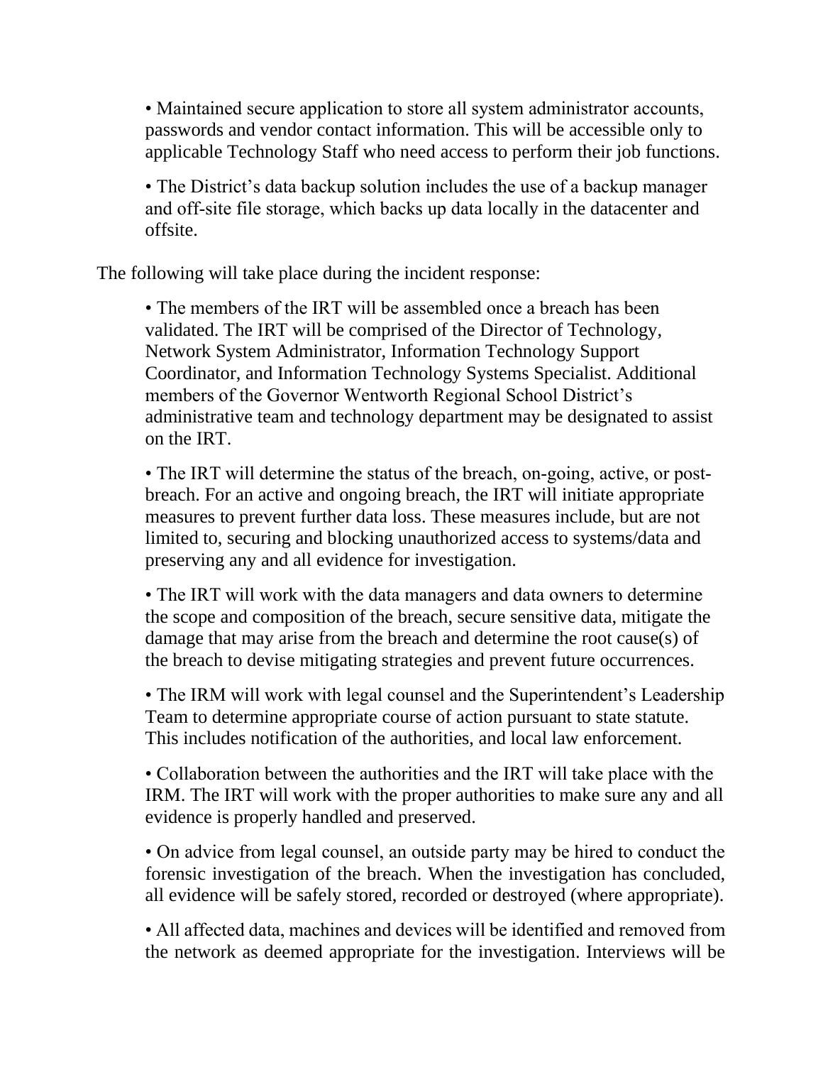- Maintained secure application to store all system administrator accounts, passwords and vendor contact information. This will be accessible only to applicable Technology Staff who need access to perform their job functions.

- The District's data backup solution includes the use of a backup manager and off-site file storage, which backs up data locally in the datacenter and offsite.

The following will take place during the incident response:

- The members of the IRT will be assembled once a breach has been validated. The IRT will be comprised of the Director of Technology, Network System Administrator, Information Technology Support Coordinator, and Information Technology Systems Specialist. Additional members of the Governor Wentworth Regional School District's administrative team and technology department may be designated to assist on the IRT.

- The IRT will determine the status of the breach, on-going, active, or post-breach. For an active and ongoing breach, the IRT will initiate appropriate measures to prevent further data loss. These measures include, but are not limited to, securing and blocking unauthorized access to systems/data and preserving any and all evidence for investigation.

- The IRT will work with the data managers and data owners to determine the scope and composition of the breach, secure sensitive data, mitigate the damage that may arise from the breach and determine the root cause(s) of the breach to devise mitigating strategies and prevent future occurrences.

- The IRM will work with legal counsel and the Superintendent's Leadership Team to determine appropriate course of action pursuant to state statute. This includes notification of the authorities, and local law enforcement.

- Collaboration between the authorities and the IRT will take place with the IRM. The IRT will work with the proper authorities to make sure any and all evidence is properly handled and preserved.

- On advice from legal counsel, an outside party may be hired to conduct the forensic investigation of the breach. When the investigation has concluded, all evidence will be safely stored, recorded or destroyed (where appropriate).

- All affected data, machines and devices will be identified and removed from the network as deemed appropriate for the investigation. Interviews will be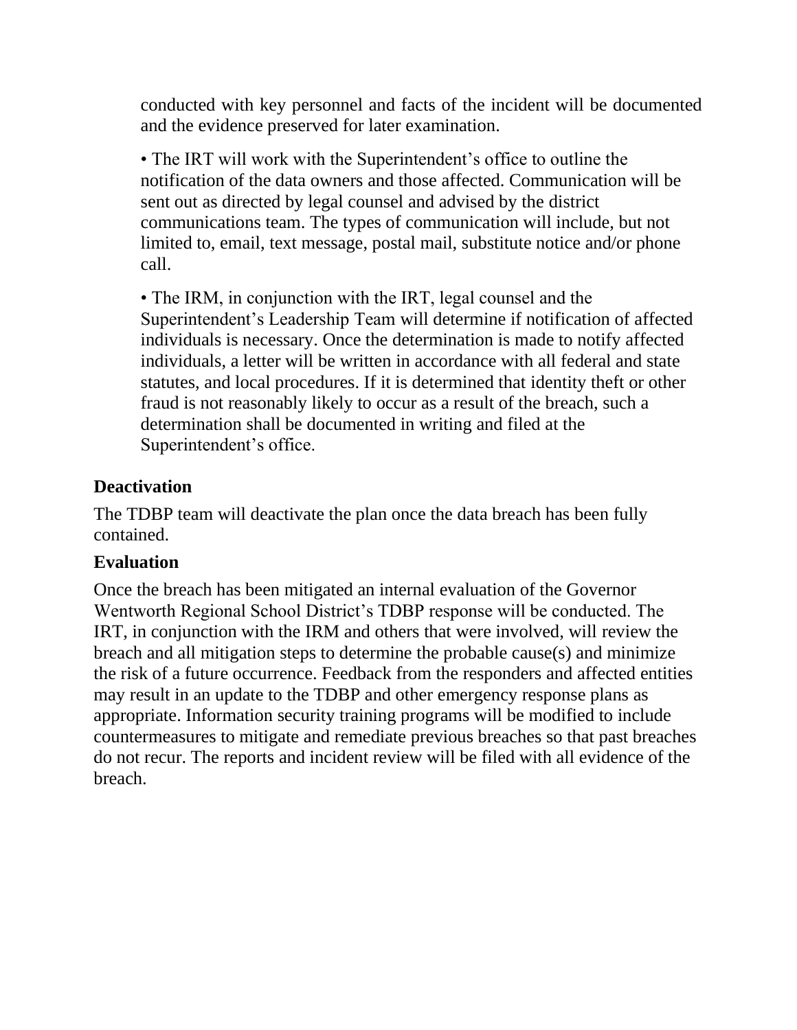conducted with key personnel and facts of the incident will be documented and the evidence preserved for later examination.

• The IRT will work with the Superintendent's office to outline the notification of the data owners and those affected. Communication will be sent out as directed by legal counsel and advised by the district communications team. The types of communication will include, but not limited to, email, text message, postal mail, substitute notice and/or phone call.

• The IRM, in conjunction with the IRT, legal counsel and the Superintendent's Leadership Team will determine if notification of affected individuals is necessary. Once the determination is made to notify affected individuals, a letter will be written in accordance with all federal and state statutes, and local procedures. If it is determined that identity theft or other fraud is not reasonably likely to occur as a result of the breach, such a determination shall be documented in writing and filed at the Superintendent's office.

**Deactivation**

The TDBP team will deactivate the plan once the data breach has been fully contained.

**Evaluation**

Once the breach has been mitigated an internal evaluation of the Governor Wentworth Regional School District's TDBP response will be conducted. The IRT, in conjunction with the IRM and others that were involved, will review the breach and all mitigation steps to determine the probable cause(s) and minimize the risk of a future occurrence. Feedback from the responders and affected entities may result in an update to the TDBP and other emergency response plans as appropriate. Information security training programs will be modified to include countermeasures to mitigate and remediate previous breaches so that past breaches do not recur. The reports and incident review will be filed with all evidence of the breach.